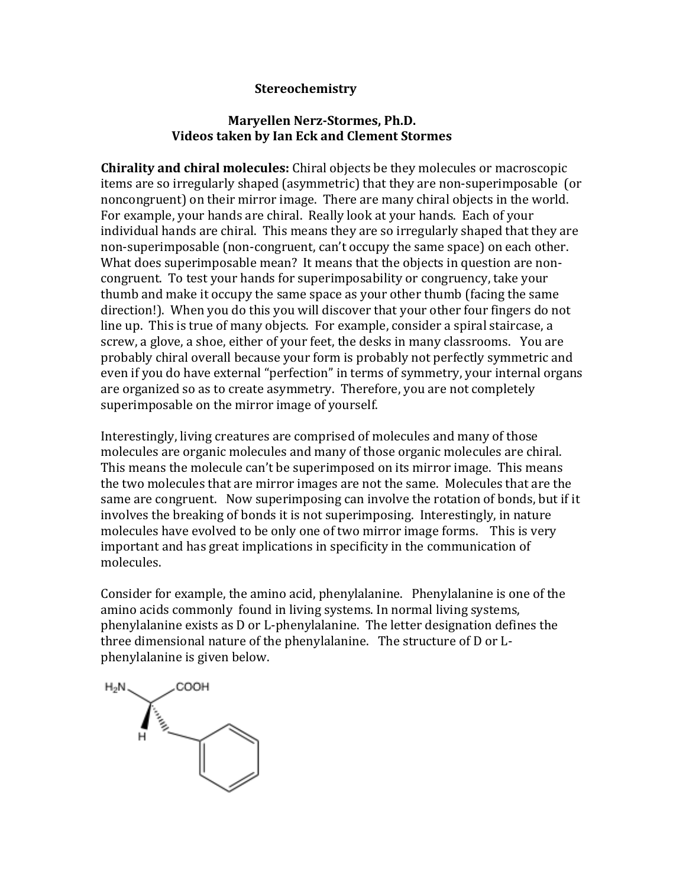# Stereochemistry

**Maryellen Nerz-Stormes, Ph.D.**
**Videos taken by Ian Eck and Clement Stormes**

**Chirality and chiral molecules:** Chiral objects be they molecules or macroscopic items are so irregularly shaped (asymmetric) that they are non-superimposable (or noncongruent) on their mirror image. There are many chiral objects in the world. For example, your hands are chiral. Really look at your hands. Each of your individual hands are chiral. This means they are so irregularly shaped that they are non-superimposable (non-congruent, can't occupy the same space) on each other. What does superimposable mean? It means that the objects in question are non-congruent. To test your hands for superimposability or congruency, take your thumb and make it occupy the same space as your other thumb (facing the same direction!). When you do this you will discover that your other four fingers do not line up. This is true of many objects. For example, consider a spiral staircase, a screw, a glove, a shoe, either of your feet, the desks in many classrooms. You are probably chiral overall because your form is probably not perfectly symmetric and even if you do have external "perfection" in terms of symmetry, your internal organs are organized so as to create asymmetry. Therefore, you are not completely superimposable on the mirror image of yourself.

Interestingly, living creatures are comprised of molecules and many of those molecules are organic molecules and many of those organic molecules are chiral. This means the molecule can't be superimposed on its mirror image. This means the two molecules that are mirror images are not the same. Molecules that are the same are congruent. Now superimposing can involve the rotation of bonds, but if it involves the breaking of bonds it is not superimposing. Interestingly, in nature molecules have evolved to be only one of two mirror image forms. This is very important and has great implications in specificity in the communication of molecules.

Consider for example, the amino acid, phenylalanine. Phenylalanine is one of the amino acids commonly found in living systems. In normal living systems, phenylalanine exists as D or L-phenylalanine. The letter designation defines the three dimensional nature of the phenylalanine. The structure of D or L-phenylalanine is given below.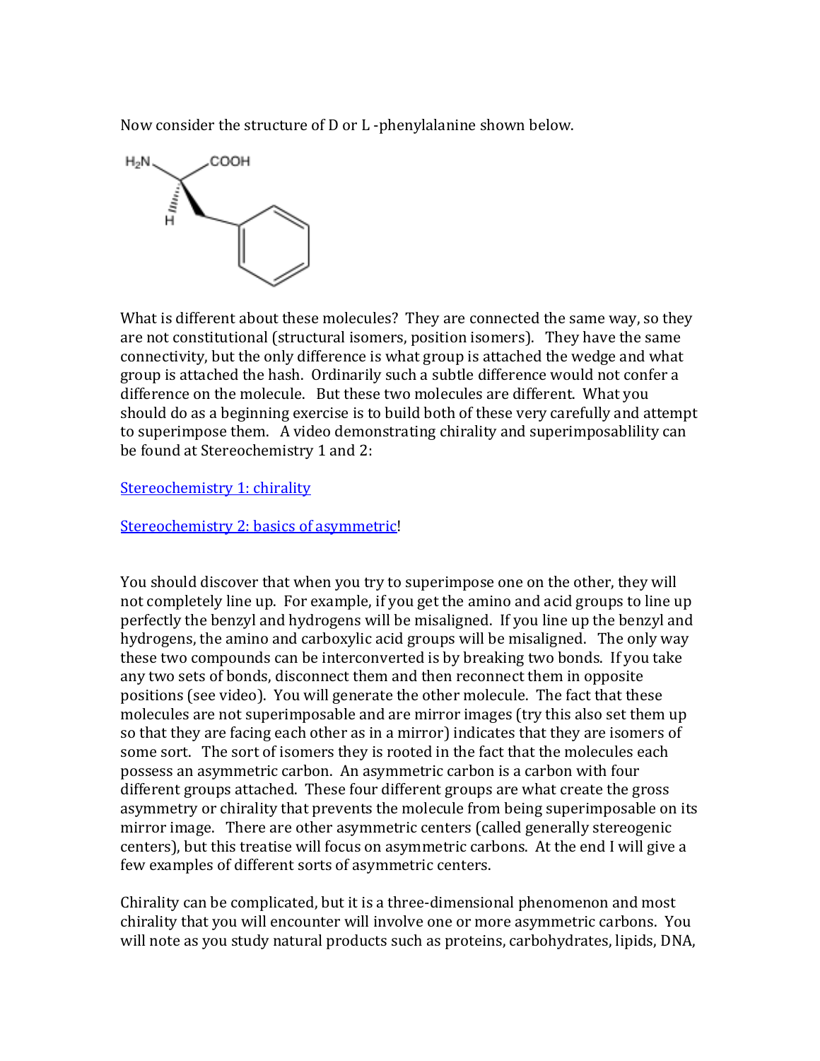Now consider the structure of D or L -phenylalanine shown below.

What is different about these molecules? They are connected the same way, so they are not constitutional (structural isomers, position isomers). They have the same connectivity, but the only difference is what group is attached the wedge and what group is attached the hash. Ordinarily such a subtle difference would not confer a difference on the molecule. But these two molecules are different. What you should do as a beginning exercise is to build both of these very carefully and attempt to superimpose them. A video demonstrating chirality and superimposablility can be found at Stereochemistry 1 and 2:

Stereochemistry 1: chirality

Stereochemistry 2: basics of asymmetric!

You should discover that when you try to superimpose one on the other, they will not completely line up. For example, if you get the amino and acid groups to line up perfectly the benzyl and hydrogens will be misaligned. If you line up the benzyl and hydrogens, the amino and carboxylic acid groups will be misaligned. The only way these two compounds can be interconverted is by breaking two bonds. If you take any two sets of bonds, disconnect them and then reconnect them in opposite positions (see video). You will generate the other molecule. The fact that these molecules are not superimposable and are mirror images (try this also set them up so that they are facing each other as in a mirror) indicates that they are isomers of some sort. The sort of isomers they is rooted in the fact that the molecules each possess an asymmetric carbon. An asymmetric carbon is a carbon with four different groups attached. These four different groups are what create the gross asymmetry or chirality that prevents the molecule from being superimposable on its mirror image. There are other asymmetric centers (called generally stereogenic centers), but this treatise will focus on asymmetric carbons. At the end I will give a few examples of different sorts of asymmetric centers.

Chirality can be complicated, but it is a three-dimensional phenomenon and most chirality that you will encounter will involve one or more asymmetric carbons. You will note as you study natural products such as proteins, carbohydrates, lipids, DNA,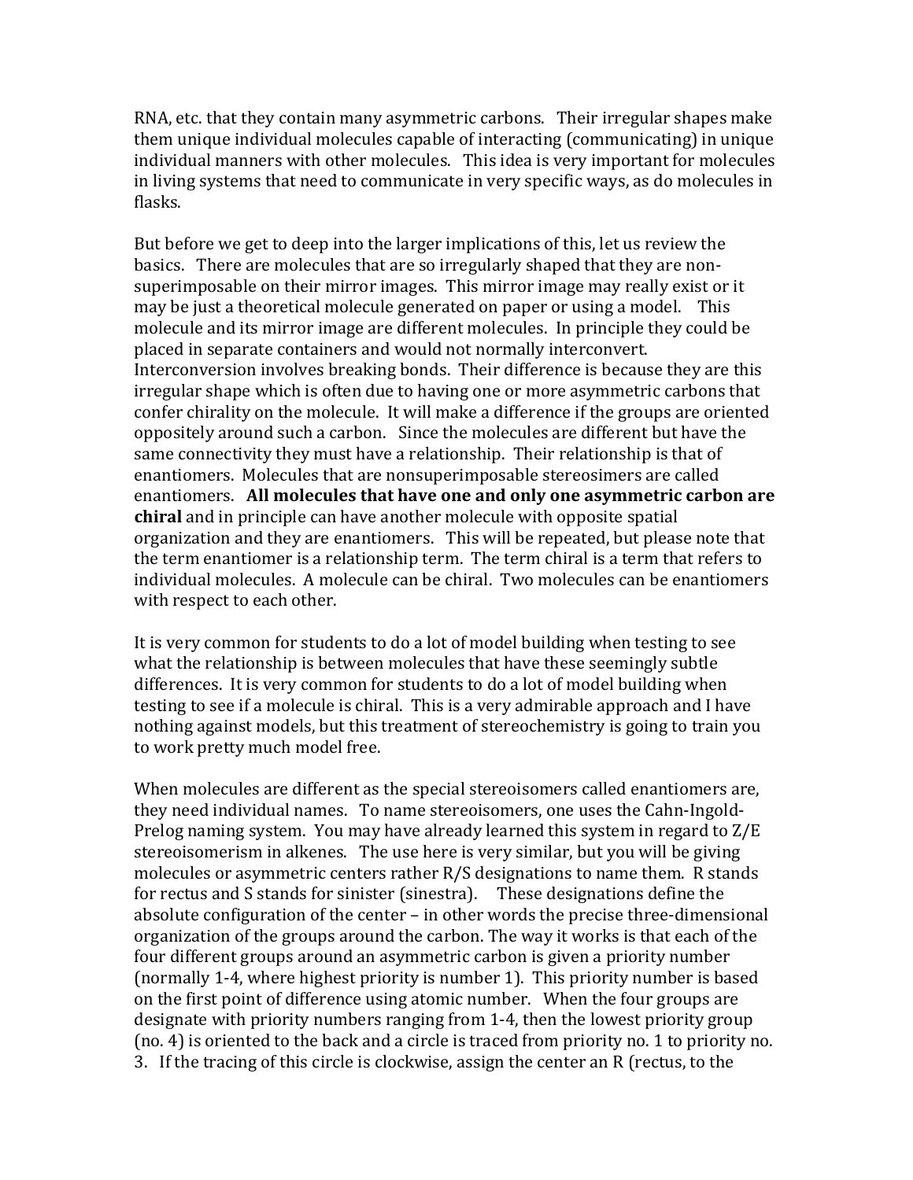RNA, etc. that they contain many asymmetric carbons. Their irregular shapes make them unique individual molecules capable of interacting (communicating) in unique individual manners with other molecules. This idea is very important for molecules in living systems that need to communicate in very specific ways, as do molecules in flasks.

But before we get to deep into the larger implications of this, let us review the basics. There are molecules that are so irregularly shaped that they are non-superimposable on their mirror images. This mirror image may really exist or it may be just a theoretical molecule generated on paper or using a model. This molecule and its mirror image are different molecules. In principle they could be placed in separate containers and would not normally interconvert. Interconversion involves breaking bonds. Their difference is because they are this irregular shape which is often due to having one or more asymmetric carbons that confer chirality on the molecule. It will make a difference if the groups are oriented oppositely around such a carbon. Since the molecules are different but have the same connectivity they must have a relationship. Their relationship is that of enantiomers. Molecules that are nonsuperimposable stereosimers are called enantiomers. **All molecules that have one and only one asymmetric carbon are chiral** and in principle can have another molecule with opposite spatial organization and they are enantiomers. This will be repeated, but please note that the term enantiomer is a relationship term. The term chiral is a term that refers to individual molecules. A molecule can be chiral. Two molecules can be enantiomers with respect to each other.

It is very common for students to do a lot of model building when testing to see what the relationship is between molecules that have these seemingly subtle differences. It is very common for students to do a lot of model building when testing to see if a molecule is chiral. This is a very admirable approach and I have nothing against models, but this treatment of stereochemistry is going to train you to work pretty much model free.

When molecules are different as the special stereoisomers called enantiomers are, they need individual names. To name stereoisomers, one uses the Cahn-Ingold-Prelog naming system. You may have already learned this system in regard to Z/E stereoisomerism in alkenes. The use here is very similar, but you will be giving molecules or asymmetric centers rather R/S designations to name them. R stands for rectus and S stands for sinister (sinestra). These designations define the absolute configuration of the center – in other words the precise three-dimensional organization of the groups around the carbon. The way it works is that each of the four different groups around an asymmetric carbon is given a priority number (normally 1-4, where highest priority is number 1). This priority number is based on the first point of difference using atomic number. When the four groups are designate with priority numbers ranging from 1-4, then the lowest priority group (no. 4) is oriented to the back and a circle is traced from priority no. 1 to priority no. 3. If the tracing of this circle is clockwise, assign the center an R (rectus, to the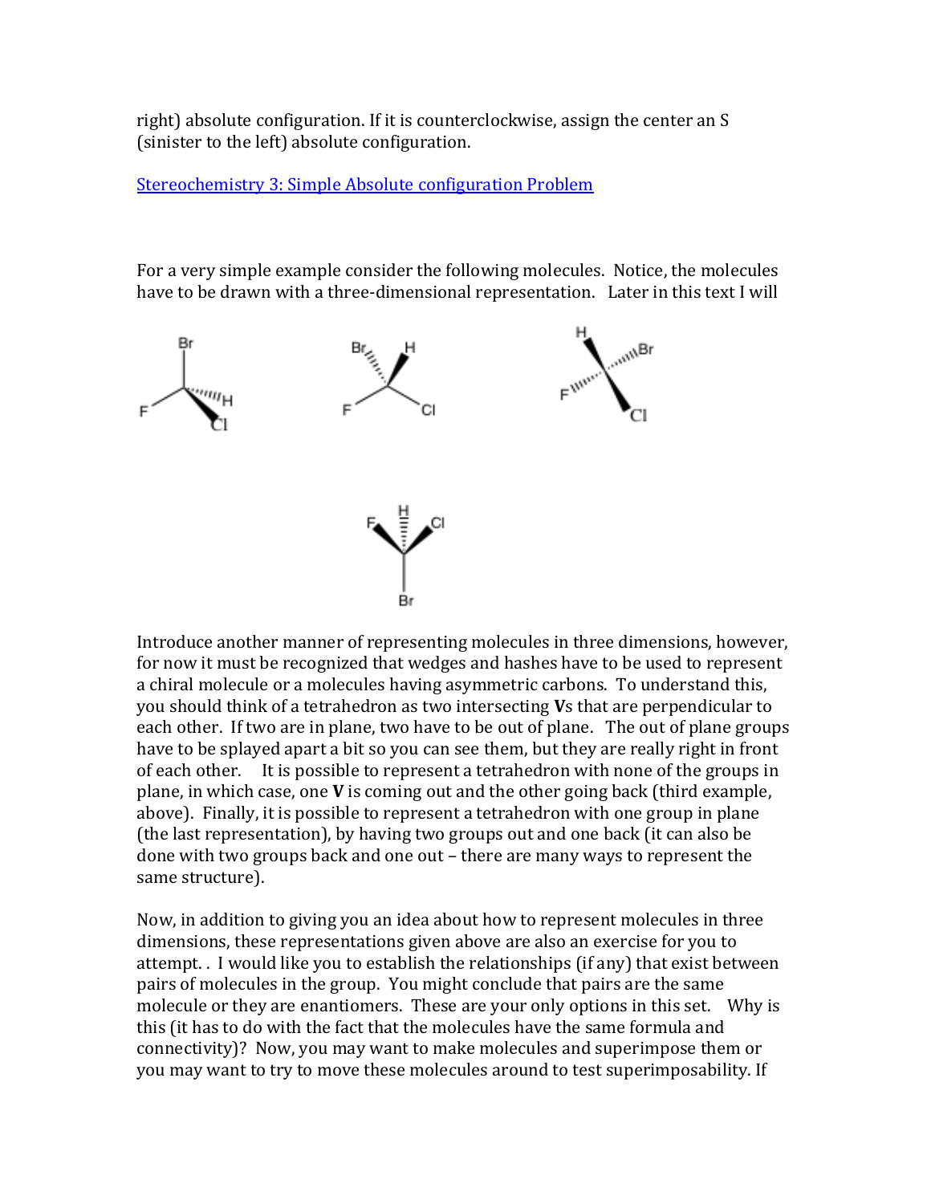right) absolute configuration. If it is counterclockwise, assign the center an S (sinister to the left) absolute configuration.

[Stereochemistry 3: Simple Absolute configuration Problem]

For a very simple example consider the following molecules. Notice, the molecules have to be drawn with a three-dimensional representation. Later in this text I will introduce another manner of representing molecules in three dimensions, however, for now it must be recognized that wedges and hashes have to be used to represent a chiral molecule or a molecules having asymmetric carbons. To understand this, you should think of a tetrahedron as two intersecting **V**s that are perpendicular to each other. If two are in plane, two have to be out of plane. The out of plane groups have to be splayed apart a bit so you can see them, but they are really right in front of each other. It is possible to represent a tetrahedron with none of the groups in plane, in which case, one **V** is coming out and the other going back (third example, above). Finally, it is possible to represent a tetrahedron with one group in plane (the last representation), by having two groups out and one back (it can also be done with two groups back and one out – there are many ways to represent the same structure).

Now, in addition to giving you an idea about how to represent molecules in three dimensions, these representations given above are also an exercise for you to attempt. . I would like you to establish the relationships (if any) that exist between pairs of molecules in the group. You might conclude that pairs are the same molecule or they are enantiomers. These are your only options in this set. Why is this (it has to do with the fact that the molecules have the same formula and connectivity)? Now, you may want to make molecules and superimpose them or you may want to try to move these molecules around to test superimposability. If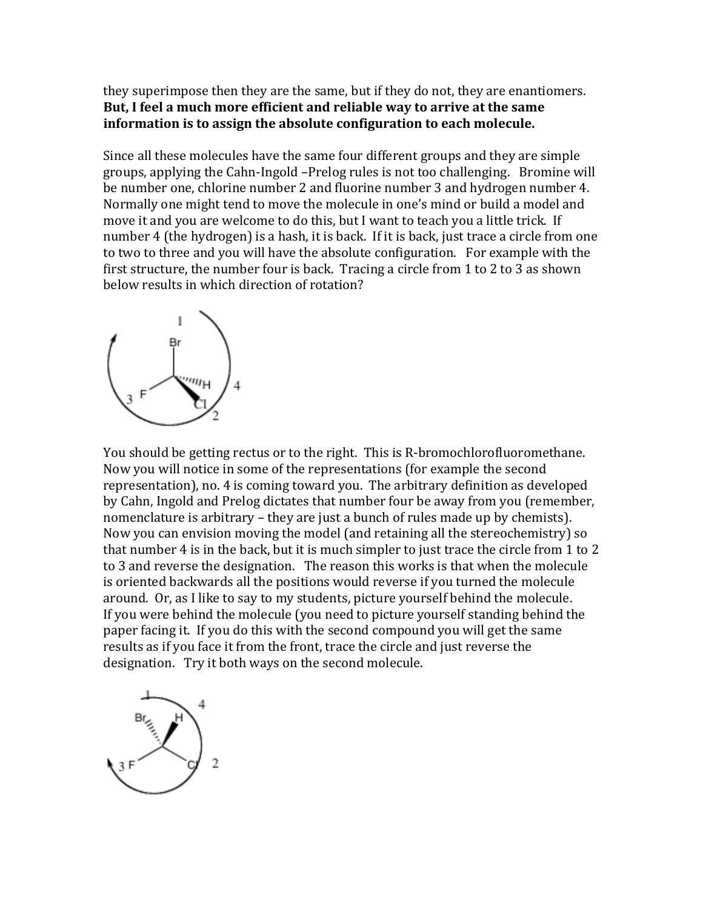they superimpose then they are the same, but if they do not, they are enantiomers. **But, I feel a much more efficient and reliable way to arrive at the same information is to assign the absolute configuration to each molecule.**

Since all these molecules have the same four different groups and they are simple groups, applying the Cahn-Ingold –Prelog rules is not too challenging. Bromine will be number one, chlorine number 2 and fluorine number 3 and hydrogen number 4. Normally one might tend to move the molecule in one's mind or build a model and move it and you are welcome to do this, but I want to teach you a little trick. If number 4 (the hydrogen) is a hash, it is back. If it is back, just trace a circle from one to two to three and you will have the absolute configuration. For example with the first structure, the number four is back. Tracing a circle from 1 to 2 to 3 as shown below results in which direction of rotation?

You should be getting rectus or to the right. This is R-bromochlorofluoromethane. Now you will notice in some of the representations (for example the second representation), no. 4 is coming toward you. The arbitrary definition as developed by Cahn, Ingold and Prelog dictates that number four be away from you (remember, nomenclature is arbitrary – they are just a bunch of rules made up by chemists). Now you can envision moving the model (and retaining all the stereochemistry) so that number 4 is in the back, but it is much simpler to just trace the circle from 1 to 2 to 3 and reverse the designation. The reason this works is that when the molecule is oriented backwards all the positions would reverse if you turned the molecule around. Or, as I like to say to my students, picture yourself behind the molecule. If you were behind the molecule (you need to picture yourself standing behind the paper facing it. If you do this with the second compound you will get the same results as if you face it from the front, trace the circle and just reverse the designation. Try it both ways on the second molecule.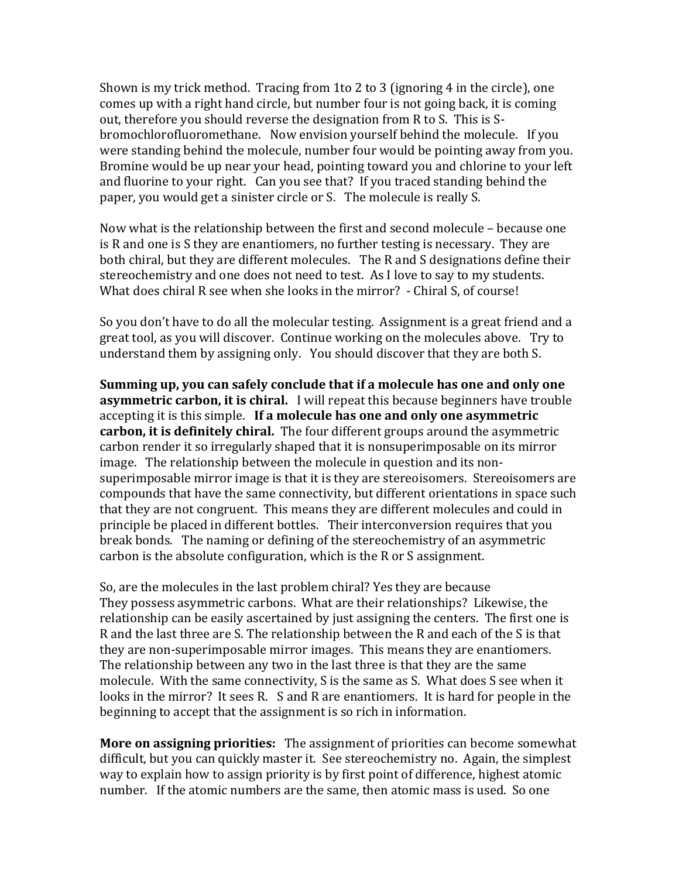Shown is my trick method. Tracing from 1to 2 to 3 (ignoring 4 in the circle), one comes up with a right hand circle, but number four is not going back, it is coming out, therefore you should reverse the designation from R to S. This is S-bromochlorofluoromethane. Now envision yourself behind the molecule. If you were standing behind the molecule, number four would be pointing away from you. Bromine would be up near your head, pointing toward you and chlorine to your left and fluorine to your right. Can you see that? If you traced standing behind the paper, you would get a sinister circle or S. The molecule is really S.

Now what is the relationship between the first and second molecule – because one is R and one is S they are enantiomers, no further testing is necessary. They are both chiral, but they are different molecules. The R and S designations define their stereochemistry and one does not need to test. As I love to say to my students. What does chiral R see when she looks in the mirror? - Chiral S, of course!

So you don't have to do all the molecular testing. Assignment is a great friend and a great tool, as you will discover. Continue working on the molecules above. Try to understand them by assigning only. You should discover that they are both S.

**Summing up, you can safely conclude that if a molecule has one and only one asymmetric carbon, it is chiral.** I will repeat this because beginners have trouble accepting it is this simple. **If a molecule has one and only one asymmetric carbon, it is definitely chiral.** The four different groups around the asymmetric carbon render it so irregularly shaped that it is nonsuperimposable on its mirror image. The relationship between the molecule in question and its non-superimposable mirror image is that it is they are stereoisomers. Stereoisomers are compounds that have the same connectivity, but different orientations in space such that they are not congruent. This means they are different molecules and could in principle be placed in different bottles. Their interconversion requires that you break bonds. The naming or defining of the stereochemistry of an asymmetric carbon is the absolute configuration, which is the R or S assignment.

So, are the molecules in the last problem chiral? Yes they are because They possess asymmetric carbons. What are their relationships? Likewise, the relationship can be easily ascertained by just assigning the centers. The first one is R and the last three are S. The relationship between the R and each of the S is that they are non-superimposable mirror images. This means they are enantiomers. The relationship between any two in the last three is that they are the same molecule. With the same connectivity, S is the same as S. What does S see when it looks in the mirror? It sees R. S and R are enantiomers. It is hard for people in the beginning to accept that the assignment is so rich in information.

**More on assigning priorities:** The assignment of priorities can become somewhat difficult, but you can quickly master it. See stereochemistry no. Again, the simplest way to explain how to assign priority is by first point of difference, highest atomic number. If the atomic numbers are the same, then atomic mass is used. So one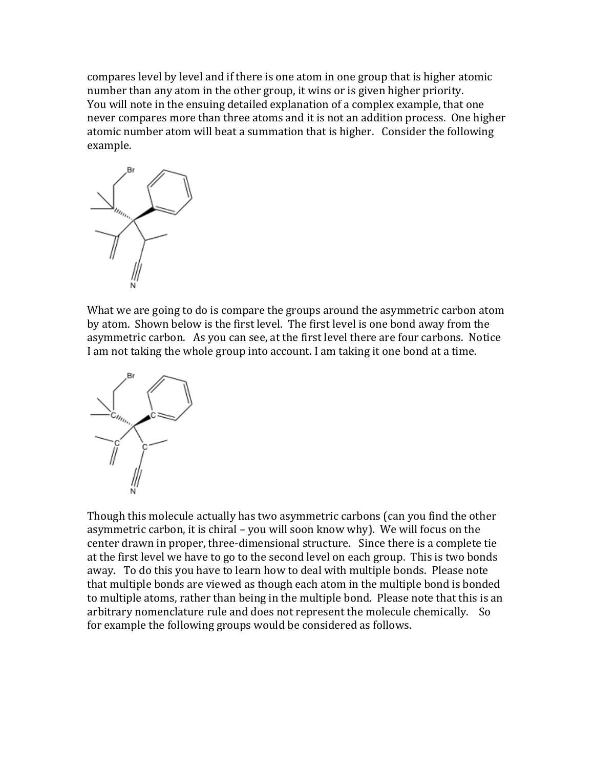compares level by level and if there is one atom in one group that is higher atomic number than any atom in the other group, it wins or is given higher priority. You will note in the ensuing detailed explanation of a complex example, that one never compares more than three atoms and it is not an addition process. One higher atomic number atom will beat a summation that is higher. Consider the following example.

What we are going to do is compare the groups around the asymmetric carbon atom by atom. Shown below is the first level. The first level is one bond away from the asymmetric carbon. As you can see, at the first level there are four carbons. Notice I am not taking the whole group into account. I am taking it one bond at a time.

Though this molecule actually has two asymmetric carbons (can you find the other asymmetric carbon, it is chiral – you will soon know why). We will focus on the center drawn in proper, three-dimensional structure. Since there is a complete tie at the first level we have to go to the second level on each group. This is two bonds away. To do this you have to learn how to deal with multiple bonds. Please note that multiple bonds are viewed as though each atom in the multiple bond is bonded to multiple atoms, rather than being in the multiple bond. Please note that this is an arbitrary nomenclature rule and does not represent the molecule chemically. So for example the following groups would be considered as follows.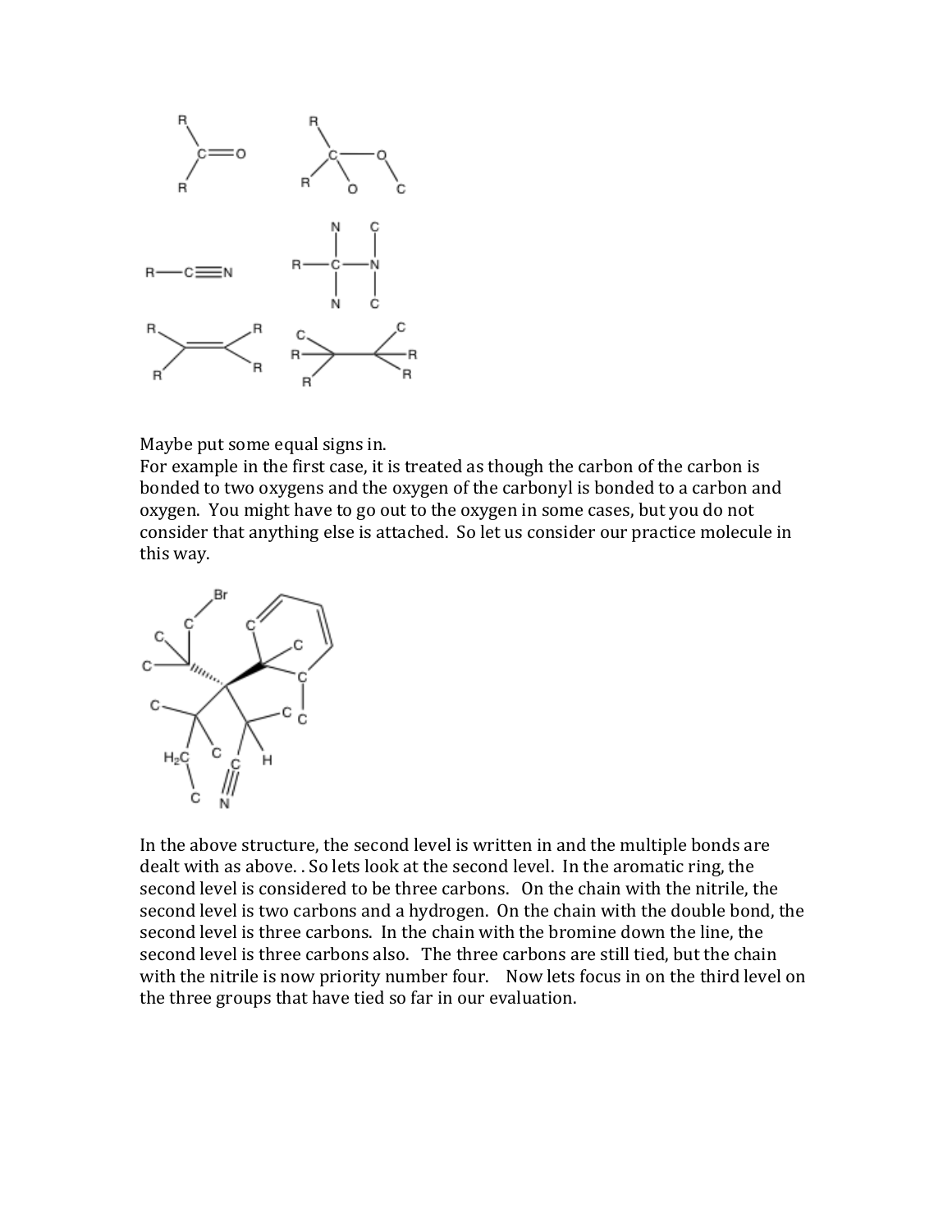Maybe put some equal signs in.
For example in the first case, it is treated as though the carbon of the carbon is bonded to two oxygens and the oxygen of the carbonyl is bonded to a carbon and oxygen. You might have to go out to the oxygen in some cases, but you do not consider that anything else is attached. So let us consider our practice molecule in this way.

In the above structure, the second level is written in and the multiple bonds are dealt with as above. . So lets look at the second level. In the aromatic ring, the second level is considered to be three carbons. On the chain with the nitrile, the second level is two carbons and a hydrogen. On the chain with the double bond, the second level is three carbons. In the chain with the bromine down the line, the second level is three carbons also. The three carbons are still tied, but the chain with the nitrile is now priority number four. Now lets focus in on the third level on the three groups that have tied so far in our evaluation.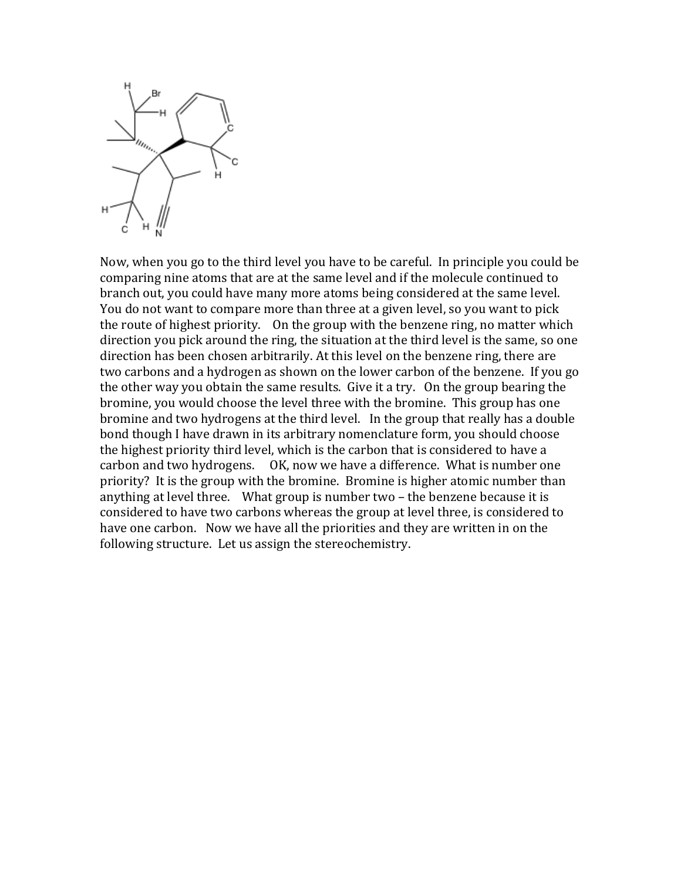Now, when you go to the third level you have to be careful. In principle you could be comparing nine atoms that are at the same level and if the molecule continued to branch out, you could have many more atoms being considered at the same level. You do not want to compare more than three at a given level, so you want to pick the route of highest priority. On the group with the benzene ring, no matter which direction you pick around the ring, the situation at the third level is the same, so one direction has been chosen arbitrarily. At this level on the benzene ring, there are two carbons and a hydrogen as shown on the lower carbon of the benzene. If you go the other way you obtain the same results. Give it a try. On the group bearing the bromine, you would choose the level three with the bromine. This group has one bromine and two hydrogens at the third level. In the group that really has a double bond though I have drawn in its arbitrary nomenclature form, you should choose the highest priority third level, which is the carbon that is considered to have a carbon and two hydrogens. OK, now we have a difference. What is number one priority? It is the group with the bromine. Bromine is higher atomic number than anything at level three. What group is number two – the benzene because it is considered to have two carbons whereas the group at level three, is considered to have one carbon. Now we have all the priorities and they are written in on the following structure. Let us assign the stereochemistry.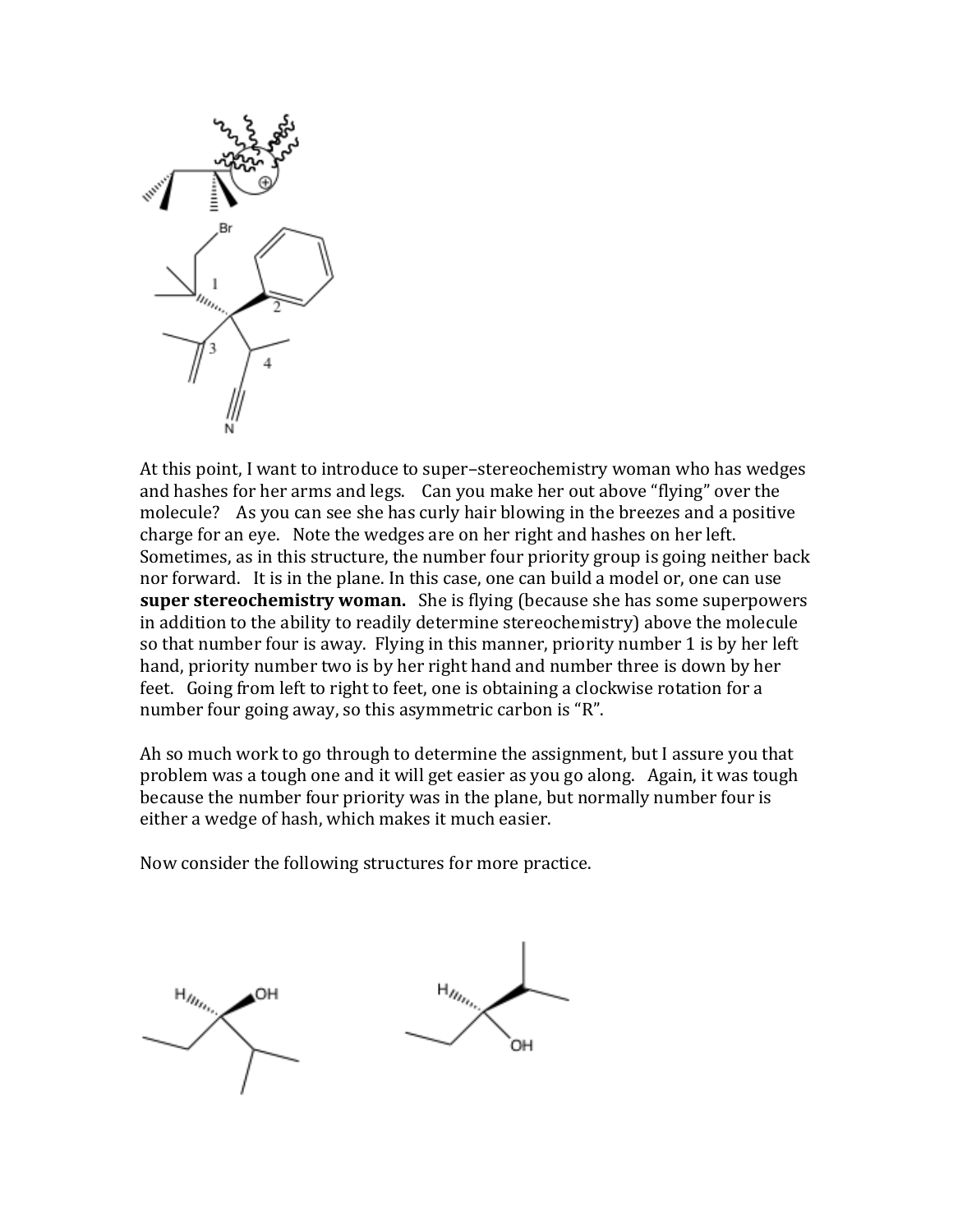At this point, I want to introduce to super–stereochemistry woman who has wedges and hashes for her arms and legs. Can you make her out above "flying" over the molecule? As you can see she has curly hair blowing in the breezes and a positive charge for an eye. Note the wedges are on her right and hashes on her left. Sometimes, as in this structure, the number four priority group is going neither back nor forward. It is in the plane. In this case, one can build a model or, one can use **super stereochemistry woman.** She is flying (because she has some superpowers in addition to the ability to readily determine stereochemistry) above the molecule so that number four is away. Flying in this manner, priority number 1 is by her left hand, priority number two is by her right hand and number three is down by her feet. Going from left to right to feet, one is obtaining a clockwise rotation for a number four going away, so this asymmetric carbon is "R".

Ah so much work to go through to determine the assignment, but I assure you that problem was a tough one and it will get easier as you go along. Again, it was tough because the number four priority was in the plane, but normally number four is either a wedge of hash, which makes it much easier.

Now consider the following structures for more practice.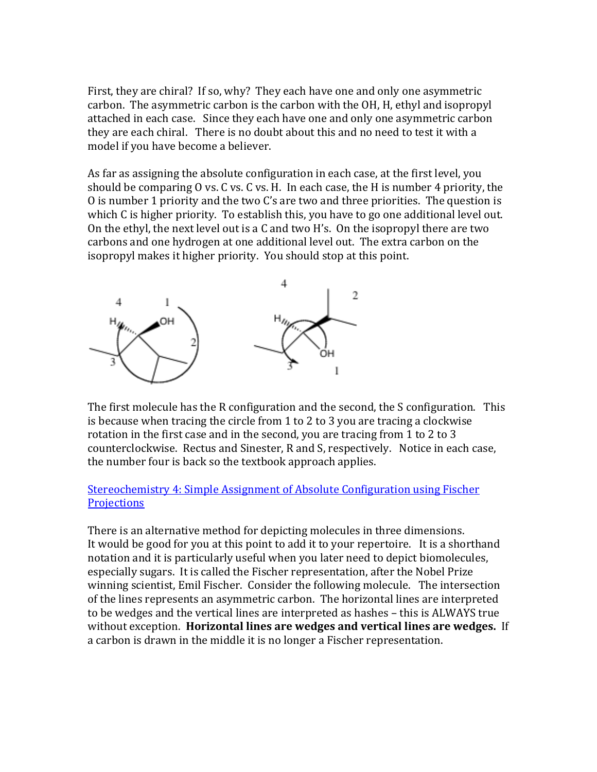First, they are chiral? If so, why? They each have one and only one asymmetric carbon. The asymmetric carbon is the carbon with the OH, H, ethyl and isopropyl attached in each case. Since they each have one and only one asymmetric carbon they are each chiral. There is no doubt about this and no need to test it with a model if you have become a believer.

As far as assigning the absolute configuration in each case, at the first level, you should be comparing O vs. C vs. C vs. H. In each case, the H is number 4 priority, the O is number 1 priority and the two C's are two and three priorities. The question is which C is higher priority. To establish this, you have to go one additional level out. On the ethyl, the next level out is a C and two H's. On the isopropyl there are two carbons and one hydrogen at one additional level out. The extra carbon on the isopropyl makes it higher priority. You should stop at this point.

The first molecule has the R configuration and the second, the S configuration. This is because when tracing the circle from 1 to 2 to 3 you are tracing a clockwise rotation in the first case and in the second, you are tracing from 1 to 2 to 3 counterclockwise. Rectus and Sinester, R and S, respectively. Notice in each case, the number four is back so the textbook approach applies.

## Stereochemistry 4: Simple Assignment of Absolute Configuration using Fischer Projections

There is an alternative method for depicting molecules in three dimensions. It would be good for you at this point to add it to your repertoire. It is a shorthand notation and it is particularly useful when you later need to depict biomolecules, especially sugars. It is called the Fischer representation, after the Nobel Prize winning scientist, Emil Fischer. Consider the following molecule. The intersection of the lines represents an asymmetric carbon. The horizontal lines are interpreted to be wedges and the vertical lines are interpreted as hashes – this is ALWAYS true without exception. **Horizontal lines are wedges and vertical lines are wedges.** If a carbon is drawn in the middle it is no longer a Fischer representation.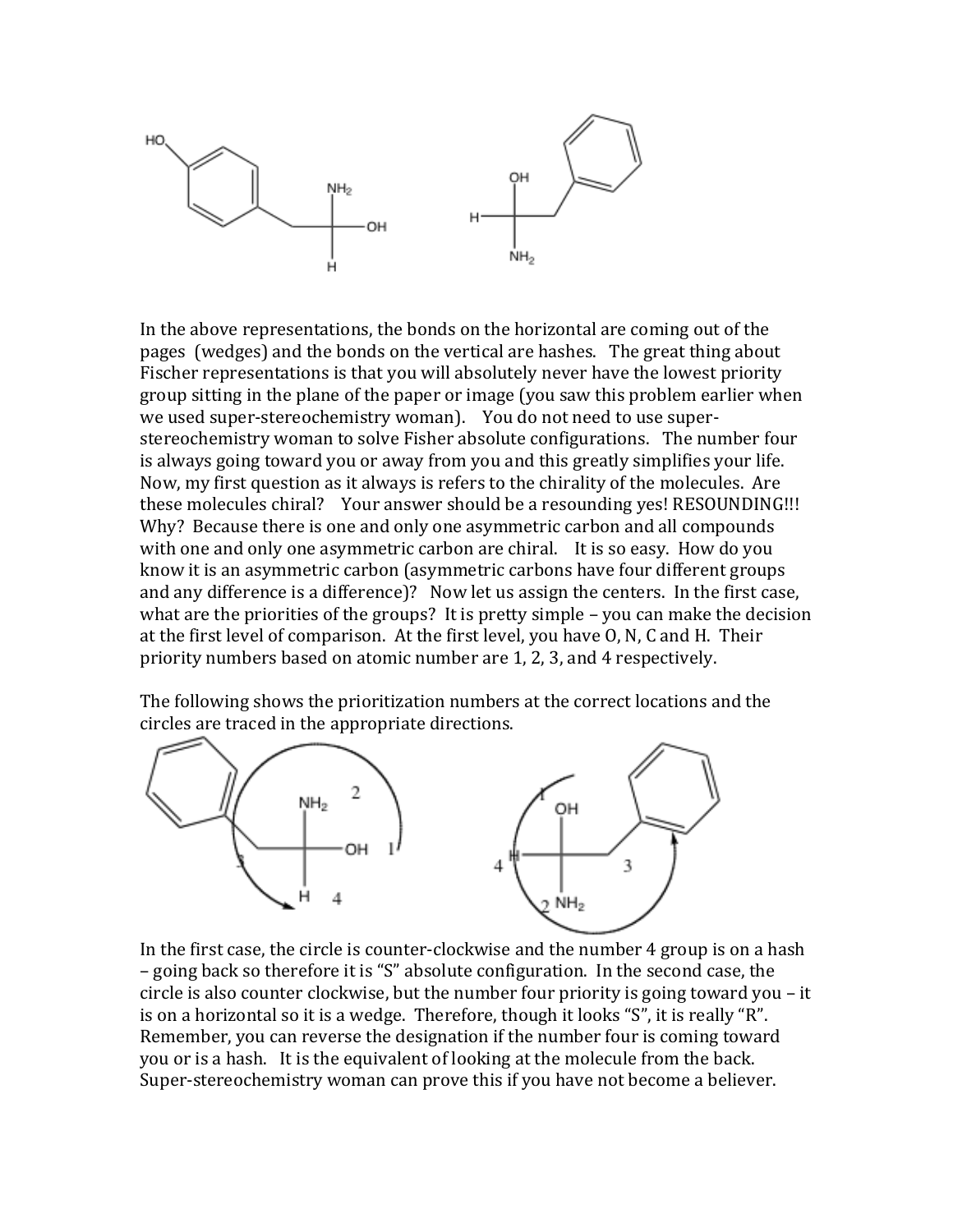In the above representations, the bonds on the horizontal are coming out of the pages (wedges) and the bonds on the vertical are hashes. The great thing about Fischer representations is that you will absolutely never have the lowest priority group sitting in the plane of the paper or image (you saw this problem earlier when we used super-stereochemistry woman). You do not need to use super-stereochemistry woman to solve Fisher absolute configurations. The number four is always going toward you or away from you and this greatly simplifies your life. Now, my first question as it always is refers to the chirality of the molecules. Are these molecules chiral? Your answer should be a resounding yes! RESOUNDING!!! Why? Because there is one and only one asymmetric carbon and all compounds with one and only one asymmetric carbon are chiral. It is so easy. How do you know it is an asymmetric carbon (asymmetric carbons have four different groups and any difference is a difference)? Now let us assign the centers. In the first case, what are the priorities of the groups? It is pretty simple – you can make the decision at the first level of comparison. At the first level, you have O, N, C and H. Their priority numbers based on atomic number are 1, 2, 3, and 4 respectively.

The following shows the prioritization numbers at the correct locations and the circles are traced in the appropriate directions.

In the first case, the circle is counter-clockwise and the number 4 group is on a hash – going back so therefore it is "S" absolute configuration. In the second case, the circle is also counter clockwise, but the number four priority is going toward you – it is on a horizontal so it is a wedge. Therefore, though it looks "S", it is really "R". Remember, you can reverse the designation if the number four is coming toward you or is a hash. It is the equivalent of looking at the molecule from the back. Super-stereochemistry woman can prove this if you have not become a believer.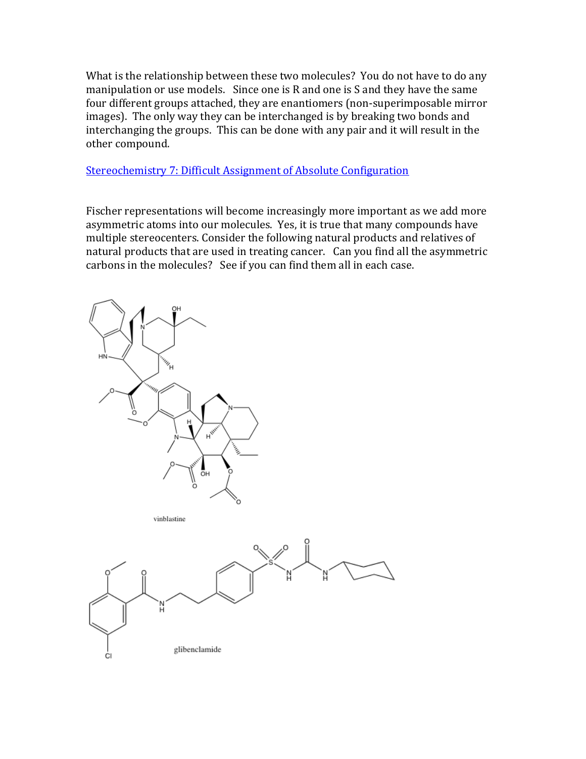What is the relationship between these two molecules? You do not have to do any manipulation or use models. Since one is R and one is S and they have the same four different groups attached, they are enantiomers (non-superimposable mirror images). The only way they can be interchanged is by breaking two bonds and interchanging the groups. This can be done with any pair and it will result in the other compound.

[Stereochemistry 7: Difficult Assignment of Absolute Configuration]

Fischer representations will become increasingly more important as we add more asymmetric atoms into our molecules. Yes, it is true that many compounds have multiple stereocenters. Consider the following natural products and relatives of natural products that are used in treating cancer. Can you find all the asymmetric carbons in the molecules? See if you can find them all in each case.

vinblastine

glibenclamide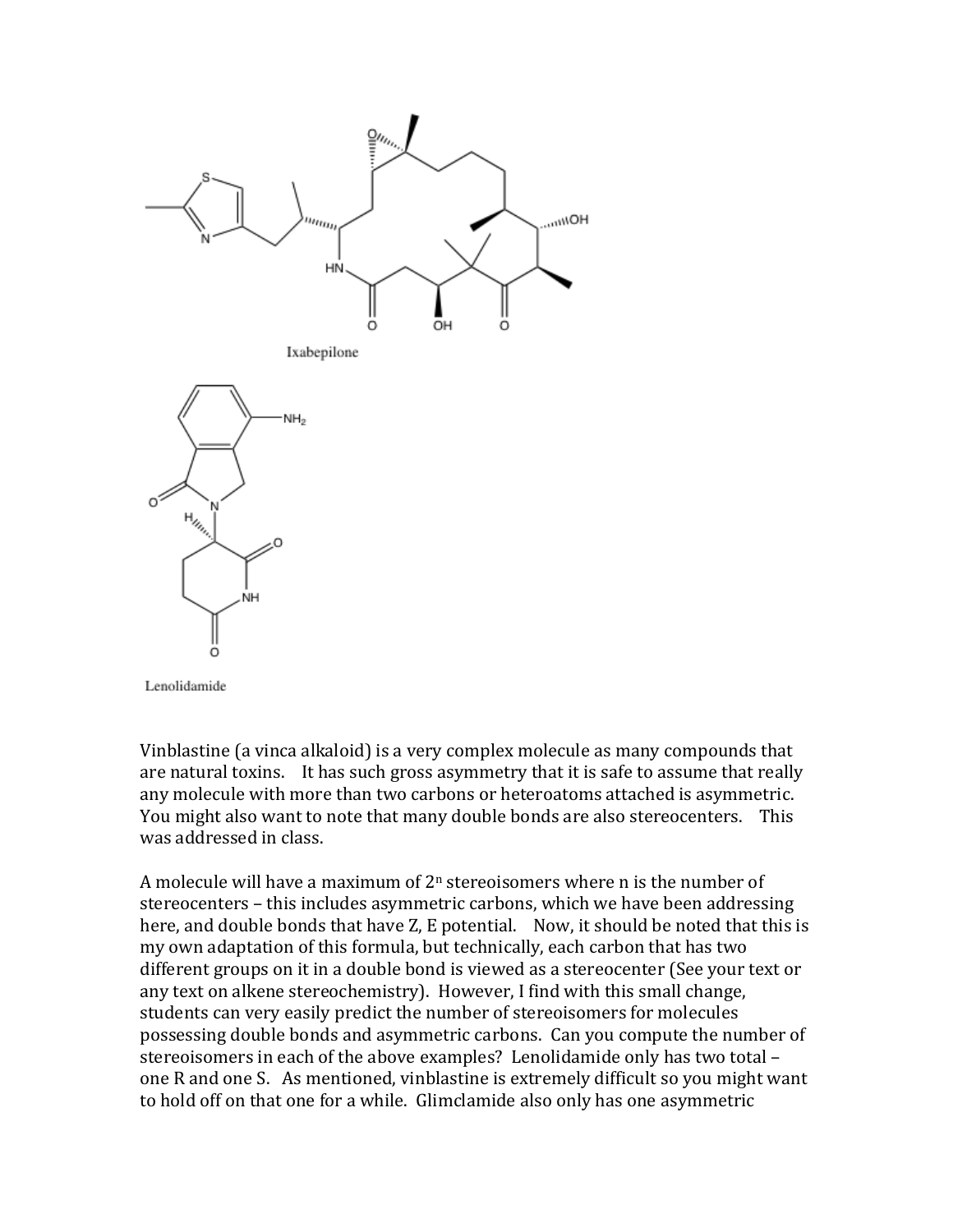Ixabepilone

Lenolidamide

Vinblastine (a vinca alkaloid) is a very complex molecule as many compounds that are natural toxins. It has such gross asymmetry that it is safe to assume that really any molecule with more than two carbons or heteroatoms attached is asymmetric. You might also want to note that many double bonds are also stereocenters. This was addressed in class.

A molecule will have a maximum of $2^n$ stereoisomers where n is the number of stereocenters – this includes asymmetric carbons, which we have been addressing here, and double bonds that have Z, E potential. Now, it should be noted that this is my own adaptation of this formula, but technically, each carbon that has two different groups on it in a double bond is viewed as a stereocenter (See your text or any text on alkene stereochemistry). However, I find with this small change, students can very easily predict the number of stereoisomers for molecules possessing double bonds and asymmetric carbons. Can you compute the number of stereoisomers in each of the above examples? Lenolidamide only has two total – one R and one S. As mentioned, vinblastine is extremely difficult so you might want to hold off on that one for a while. Glimclamide also only has one asymmetric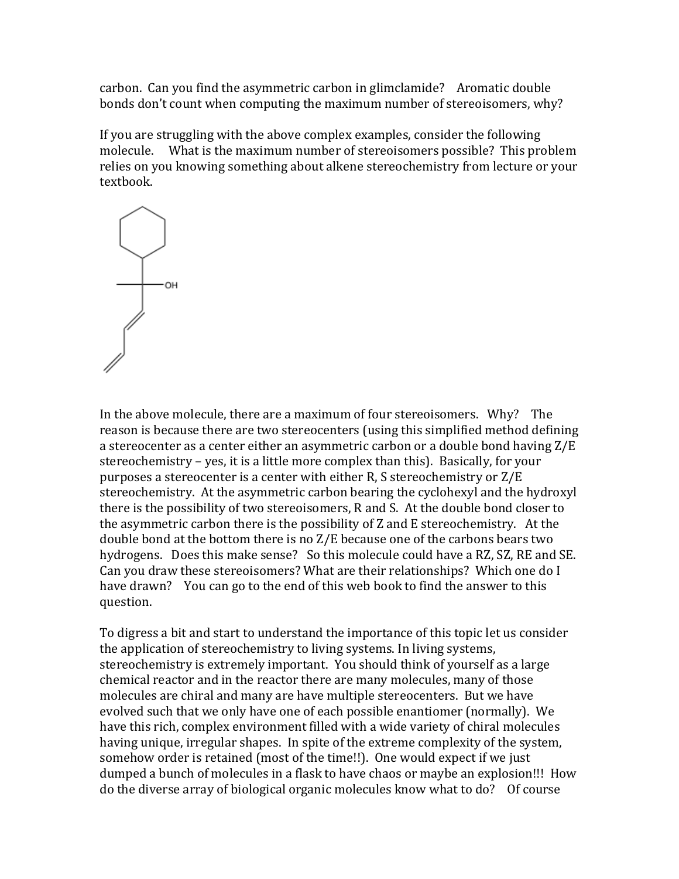carbon. Can you find the asymmetric carbon in glimclamide? Aromatic double bonds don't count when computing the maximum number of stereoisomers, why?

If you are struggling with the above complex examples, consider the following molecule. What is the maximum number of stereoisomers possible? This problem relies on you knowing something about alkene stereochemistry from lecture or your textbook.

In the above molecule, there are a maximum of four stereoisomers. Why? The reason is because there are two stereocenters (using this simplified method defining a stereocenter as a center either an asymmetric carbon or a double bond having Z/E stereochemistry – yes, it is a little more complex than this). Basically, for your purposes a stereocenter is a center with either R, S stereochemistry or Z/E stereochemistry. At the asymmetric carbon bearing the cyclohexyl and the hydroxyl there is the possibility of two stereoisomers, R and S. At the double bond closer to the asymmetric carbon there is the possibility of Z and E stereochemistry. At the double bond at the bottom there is no Z/E because one of the carbons bears two hydrogens. Does this make sense? So this molecule could have a RZ, SZ, RE and SE. Can you draw these stereoisomers? What are their relationships? Which one do I have drawn? You can go to the end of this web book to find the answer to this question.

To digress a bit and start to understand the importance of this topic let us consider the application of stereochemistry to living systems. In living systems, stereochemistry is extremely important. You should think of yourself as a large chemical reactor and in the reactor there are many molecules, many of those molecules are chiral and many are have multiple stereocenters. But we have evolved such that we only have one of each possible enantiomer (normally). We have this rich, complex environment filled with a wide variety of chiral molecules having unique, irregular shapes. In spite of the extreme complexity of the system, somehow order is retained (most of the time!!). One would expect if we just dumped a bunch of molecules in a flask to have chaos or maybe an explosion!!! How do the diverse array of biological organic molecules know what to do? Of course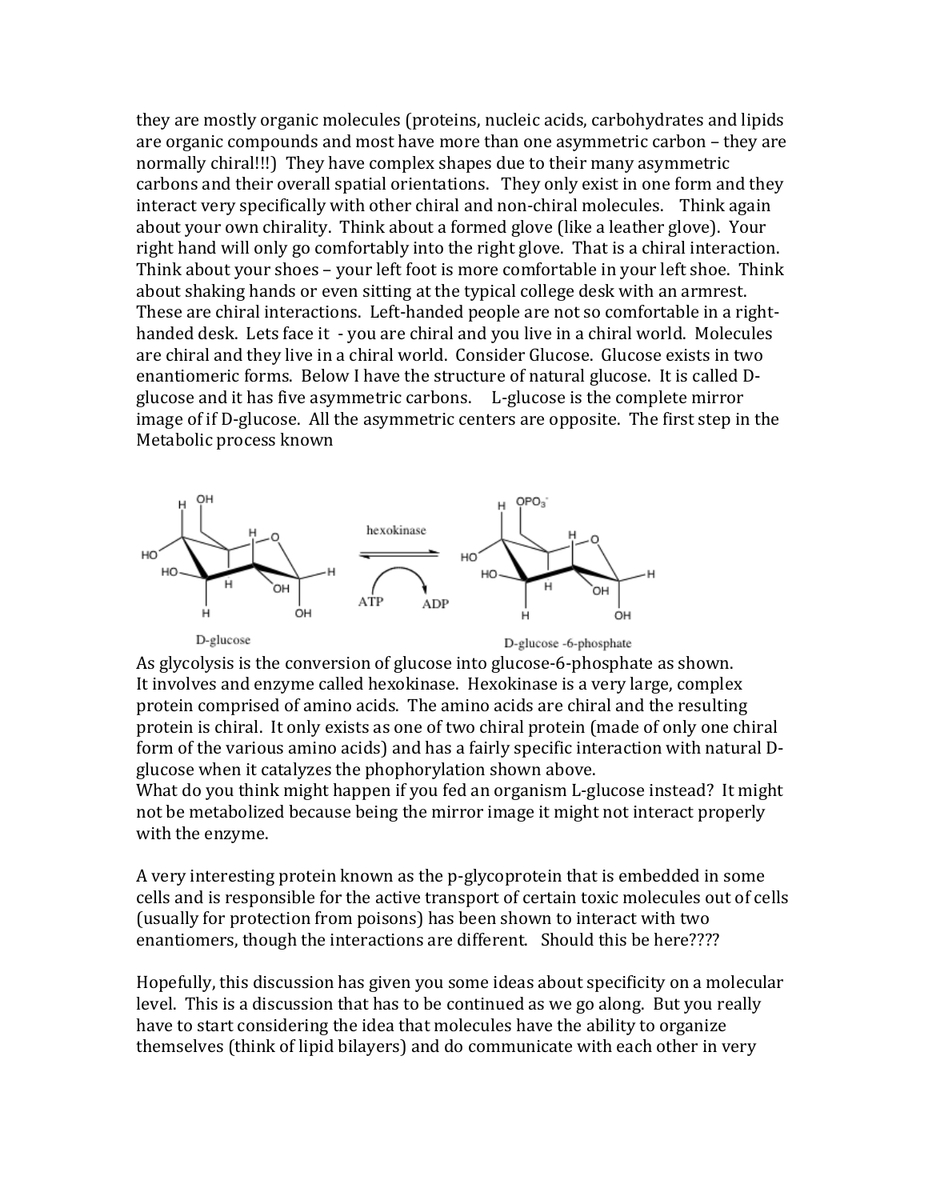they are mostly organic molecules (proteins, nucleic acids, carbohydrates and lipids are organic compounds and most have more than one asymmetric carbon – they are normally chiral!!!) They have complex shapes due to their many asymmetric carbons and their overall spatial orientations. They only exist in one form and they interact very specifically with other chiral and non-chiral molecules. Think again about your own chirality. Think about a formed glove (like a leather glove). Your right hand will only go comfortably into the right glove. That is a chiral interaction. Think about your shoes – your left foot is more comfortable in your left shoe. Think about shaking hands or even sitting at the typical college desk with an armrest. These are chiral interactions. Left-handed people are not so comfortable in a right-handed desk. Lets face it - you are chiral and you live in a chiral world. Molecules are chiral and they live in a chiral world. Consider Glucose. Glucose exists in two enantiomeric forms. Below I have the structure of natural glucose. It is called D-glucose and it has five asymmetric carbons. L-glucose is the complete mirror image of if D-glucose. All the asymmetric centers are opposite. The first step in the Metabolic process known

D-glucose ⇌ (hexokinase; ATP → ADP) D-glucose -6-phosphate

As glycolysis is the conversion of glucose into glucose-6-phosphate as shown. It involves and enzyme called hexokinase. Hexokinase is a very large, complex protein comprised of amino acids. The amino acids are chiral and the resulting protein is chiral. It only exists as one of two chiral protein (made of only one chiral form of the various amino acids) and has a fairly specific interaction with natural D-glucose when it catalyzes the phophorylation shown above.
What do you think might happen if you fed an organism L-glucose instead? It might not be metabolized because being the mirror image it might not interact properly with the enzyme.

A very interesting protein known as the p-glycoprotein that is embedded in some cells and is responsible for the active transport of certain toxic molecules out of cells (usually for protection from poisons) has been shown to interact with two enantiomers, though the interactions are different. Should this be here????

Hopefully, this discussion has given you some ideas about specificity on a molecular level. This is a discussion that has to be continued as we go along. But you really have to start considering the idea that molecules have the ability to organize themselves (think of lipid bilayers) and do communicate with each other in very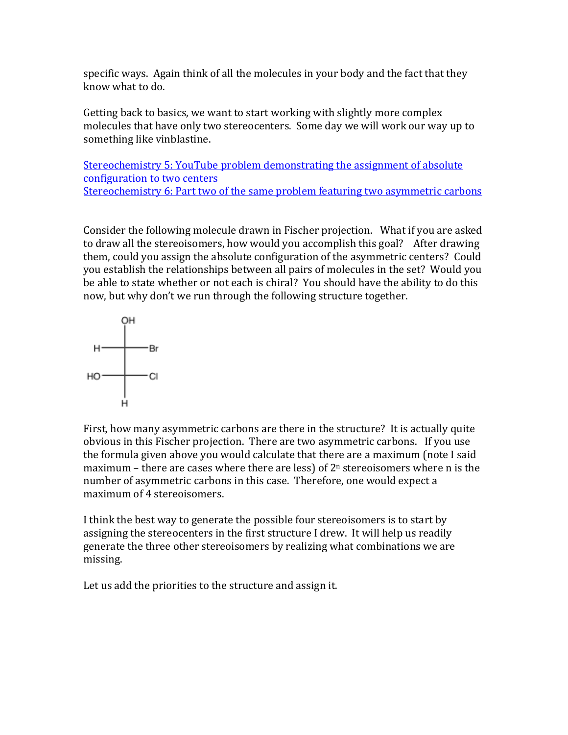specific ways. Again think of all the molecules in your body and the fact that they know what to do.

Getting back to basics, we want to start working with slightly more complex molecules that have only two stereocenters. Some day we will work our way up to something like vinblastine.

Stereochemistry 5: YouTube problem demonstrating the assignment of absolute configuration to two centers
Stereochemistry 6: Part two of the same problem featuring two asymmetric carbons

Consider the following molecule drawn in Fischer projection. What if you are asked to draw all the stereoisomers, how would you accomplish this goal? After drawing them, could you assign the absolute configuration of the asymmetric centers? Could you establish the relationships between all pairs of molecules in the set? Would you be able to state whether or not each is chiral? You should have the ability to do this now, but why don't we run through the following structure together.

```
        OH
        |
   H ---+--- Br
        |
  HO ---+--- Cl
        |
        H
```

First, how many asymmetric carbons are there in the structure? It is actually quite obvious in this Fischer projection. There are two asymmetric carbons. If you use the formula given above you would calculate that there are a maximum (note I said maximum – there are cases where there are less) of $2^n$ stereoisomers where n is the number of asymmetric carbons in this case. Therefore, one would expect a maximum of 4 stereoisomers.

I think the best way to generate the possible four stereoisomers is to start by assigning the stereocenters in the first structure I drew. It will help us readily generate the three other stereoisomers by realizing what combinations we are missing.

Let us add the priorities to the structure and assign it.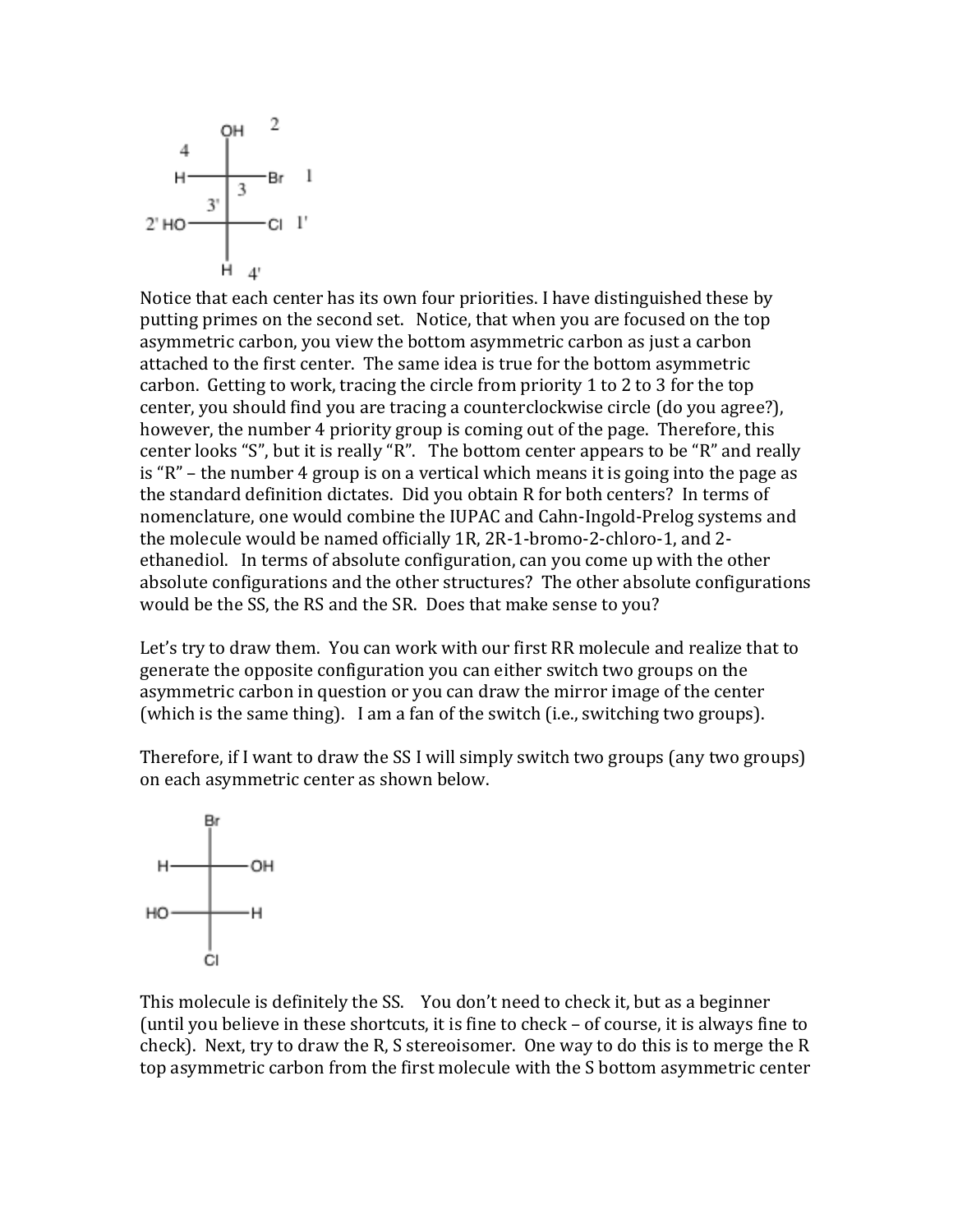Notice that each center has its own four priorities. I have distinguished these by putting primes on the second set. Notice, that when you are focused on the top asymmetric carbon, you view the bottom asymmetric carbon as just a carbon attached to the first center. The same idea is true for the bottom asymmetric carbon. Getting to work, tracing the circle from priority 1 to 2 to 3 for the top center, you should find you are tracing a counterclockwise circle (do you agree?), however, the number 4 priority group is coming out of the page. Therefore, this center looks "S", but it is really "R". The bottom center appears to be "R" and really is "R" – the number 4 group is on a vertical which means it is going into the page as the standard definition dictates. Did you obtain R for both centers? In terms of nomenclature, one would combine the IUPAC and Cahn-Ingold-Prelog systems and the molecule would be named officially 1R, 2R-1-bromo-2-chloro-1, and 2-ethanediol. In terms of absolute configuration, can you come up with the other absolute configurations and the other structures? The other absolute configurations would be the SS, the RS and the SR. Does that make sense to you?

Let's try to draw them. You can work with our first RR molecule and realize that to generate the opposite configuration you can either switch two groups on the asymmetric carbon in question or you can draw the mirror image of the center (which is the same thing). I am a fan of the switch (i.e., switching two groups).

Therefore, if I want to draw the SS I will simply switch two groups (any two groups) on each asymmetric center as shown below.

This molecule is definitely the SS. You don't need to check it, but as a beginner (until you believe in these shortcuts, it is fine to check – of course, it is always fine to check). Next, try to draw the R, S stereoisomer. One way to do this is to merge the R top asymmetric carbon from the first molecule with the S bottom asymmetric center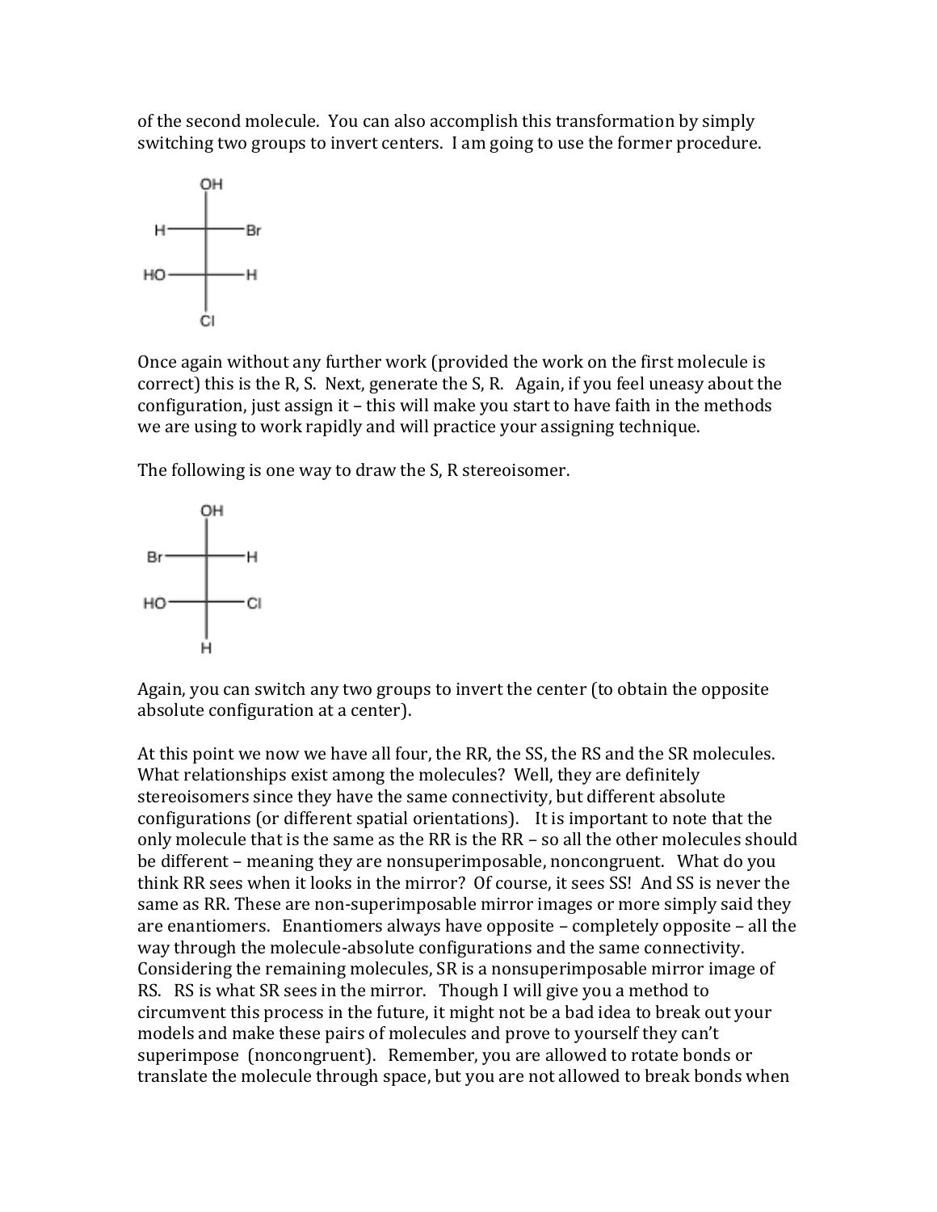of the second molecule. You can also accomplish this transformation by simply switching two groups to invert centers. I am going to use the former procedure.

Once again without any further work (provided the work on the first molecule is correct) this is the R, S. Next, generate the S, R. Again, if you feel uneasy about the configuration, just assign it – this will make you start to have faith in the methods we are using to work rapidly and will practice your assigning technique.

The following is one way to draw the S, R stereoisomer.

Again, you can switch any two groups to invert the center (to obtain the opposite absolute configuration at a center).

At this point we now we have all four, the RR, the SS, the RS and the SR molecules. What relationships exist among the molecules? Well, they are definitely stereoisomers since they have the same connectivity, but different absolute configurations (or different spatial orientations). It is important to note that the only molecule that is the same as the RR is the RR – so all the other molecules should be different – meaning they are nonsuperimposable, noncongruent. What do you think RR sees when it looks in the mirror? Of course, it sees SS! And SS is never the same as RR. These are non-superimposable mirror images or more simply said they are enantiomers. Enantiomers always have opposite – completely opposite – all the way through the molecule-absolute configurations and the same connectivity. Considering the remaining molecules, SR is a nonsuperimposable mirror image of RS. RS is what SR sees in the mirror. Though I will give you a method to circumvent this process in the future, it might not be a bad idea to break out your models and make these pairs of molecules and prove to yourself they can't superimpose (noncongruent). Remember, you are allowed to rotate bonds or translate the molecule through space, but you are not allowed to break bonds when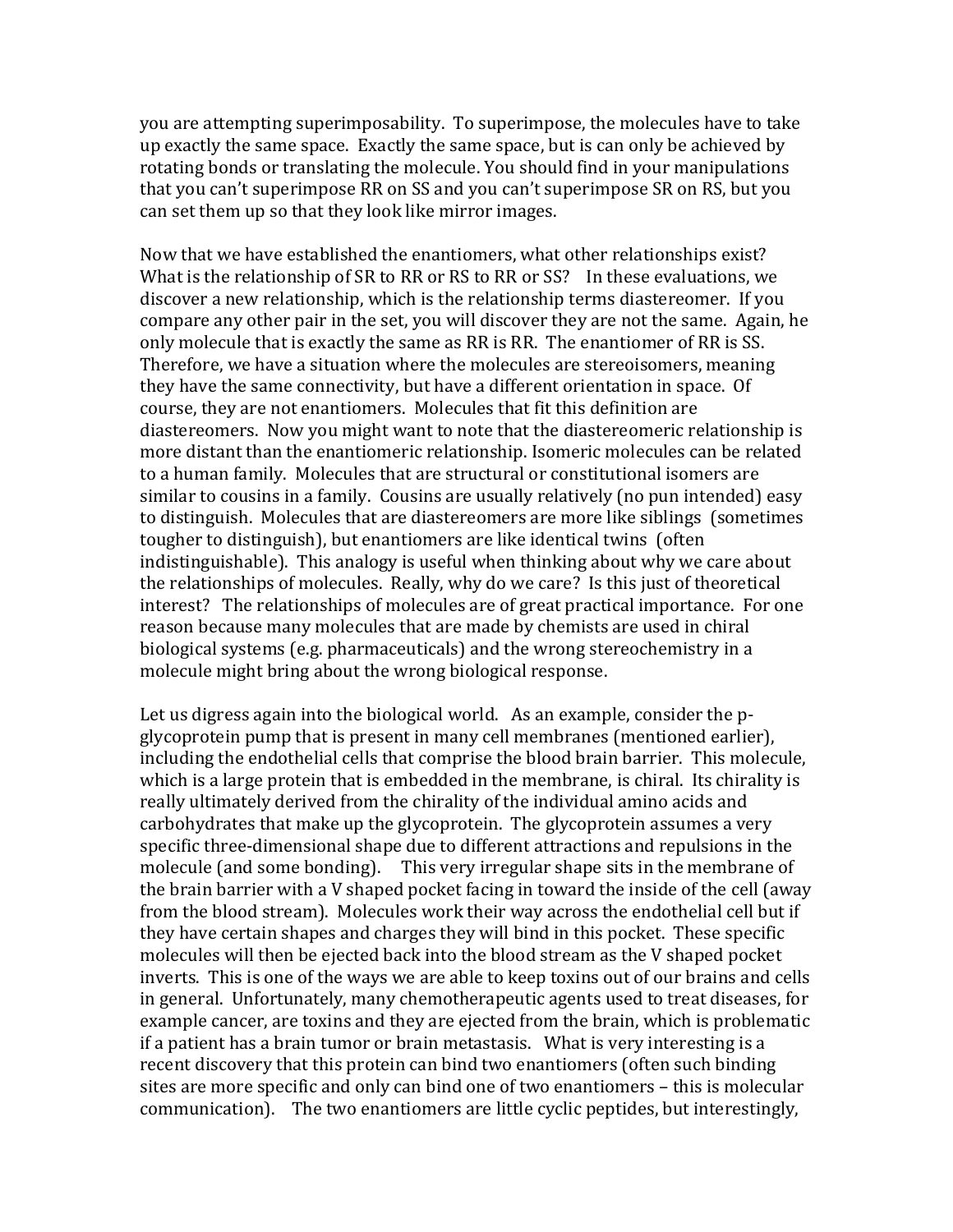you are attempting superimposability. To superimpose, the molecules have to take up exactly the same space. Exactly the same space, but is can only be achieved by rotating bonds or translating the molecule. You should find in your manipulations that you can't superimpose RR on SS and you can't superimpose SR on RS, but you can set them up so that they look like mirror images.

Now that we have established the enantiomers, what other relationships exist? What is the relationship of SR to RR or RS to RR or SS? In these evaluations, we discover a new relationship, which is the relationship terms diastereomer. If you compare any other pair in the set, you will discover they are not the same. Again, he only molecule that is exactly the same as RR is RR. The enantiomer of RR is SS. Therefore, we have a situation where the molecules are stereoisomers, meaning they have the same connectivity, but have a different orientation in space. Of course, they are not enantiomers. Molecules that fit this definition are diastereomers. Now you might want to note that the diastereomeric relationship is more distant than the enantiomeric relationship. Isomeric molecules can be related to a human family. Molecules that are structural or constitutional isomers are similar to cousins in a family. Cousins are usually relatively (no pun intended) easy to distinguish. Molecules that are diastereomers are more like siblings (sometimes tougher to distinguish), but enantiomers are like identical twins (often indistinguishable). This analogy is useful when thinking about why we care about the relationships of molecules. Really, why do we care? Is this just of theoretical interest? The relationships of molecules are of great practical importance. For one reason because many molecules that are made by chemists are used in chiral biological systems (e.g. pharmaceuticals) and the wrong stereochemistry in a molecule might bring about the wrong biological response.

Let us digress again into the biological world. As an example, consider the p-glycoprotein pump that is present in many cell membranes (mentioned earlier), including the endothelial cells that comprise the blood brain barrier. This molecule, which is a large protein that is embedded in the membrane, is chiral. Its chirality is really ultimately derived from the chirality of the individual amino acids and carbohydrates that make up the glycoprotein. The glycoprotein assumes a very specific three-dimensional shape due to different attractions and repulsions in the molecule (and some bonding). This very irregular shape sits in the membrane of the brain barrier with a V shaped pocket facing in toward the inside of the cell (away from the blood stream). Molecules work their way across the endothelial cell but if they have certain shapes and charges they will bind in this pocket. These specific molecules will then be ejected back into the blood stream as the V shaped pocket inverts. This is one of the ways we are able to keep toxins out of our brains and cells in general. Unfortunately, many chemotherapeutic agents used to treat diseases, for example cancer, are toxins and they are ejected from the brain, which is problematic if a patient has a brain tumor or brain metastasis. What is very interesting is a recent discovery that this protein can bind two enantiomers (often such binding sites are more specific and only can bind one of two enantiomers – this is molecular communication). The two enantiomers are little cyclic peptides, but interestingly,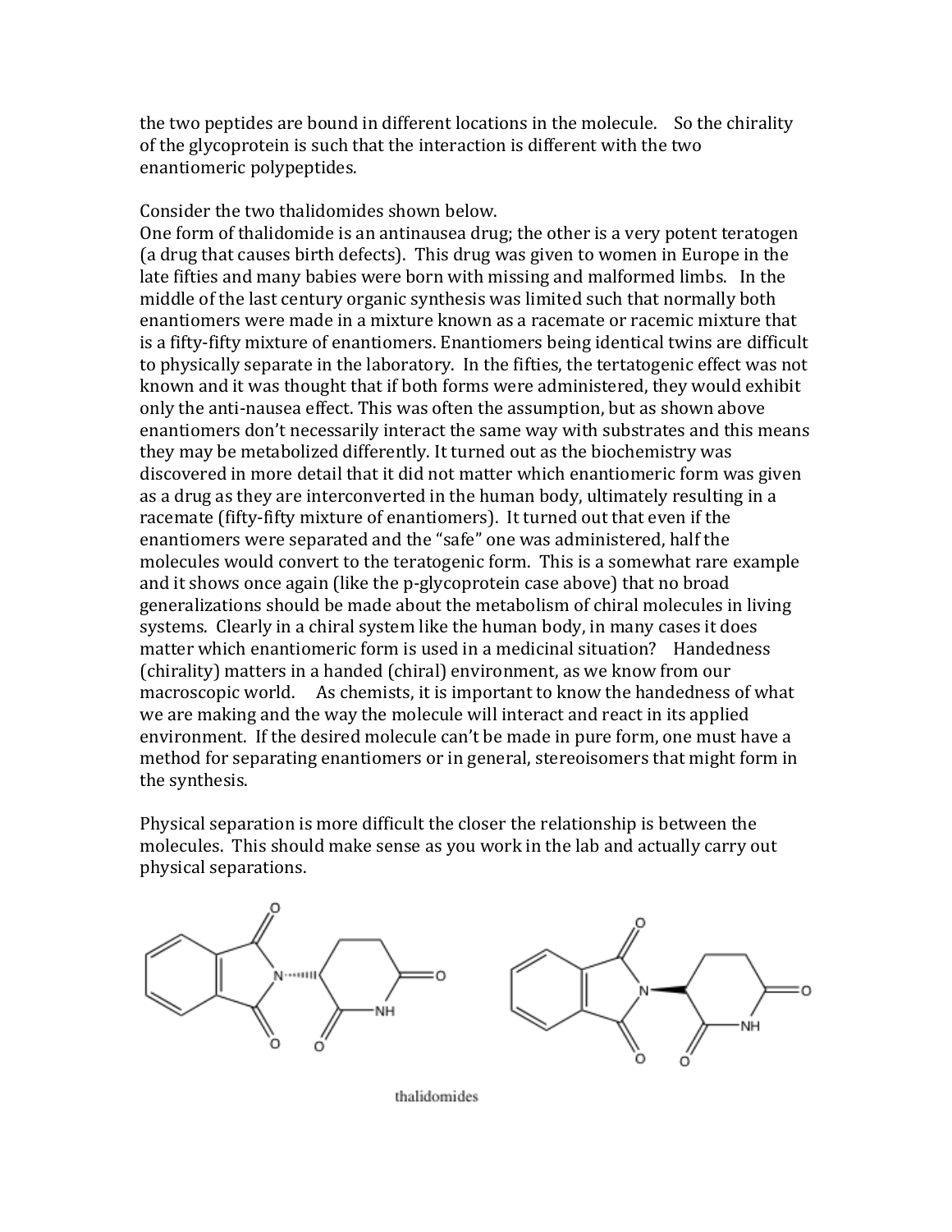the two peptides are bound in different locations in the molecule. So the chirality of the glycoprotein is such that the interaction is different with the two enantiomeric polypeptides.

Consider the two thalidomides shown below.
One form of thalidomide is an antinausea drug; the other is a very potent teratogen (a drug that causes birth defects). This drug was given to women in Europe in the late fifties and many babies were born with missing and malformed limbs. In the middle of the last century organic synthesis was limited such that normally both enantiomers were made in a mixture known as a racemate or racemic mixture that is a fifty-fifty mixture of enantiomers. Enantiomers being identical twins are difficult to physically separate in the laboratory. In the fifties, the tertatogenic effect was not known and it was thought that if both forms were administered, they would exhibit only the anti-nausea effect. This was often the assumption, but as shown above enantiomers don't necessarily interact the same way with substrates and this means they may be metabolized differently. It turned out as the biochemistry was discovered in more detail that it did not matter which enantiomeric form was given as a drug as they are interconverted in the human body, ultimately resulting in a racemate (fifty-fifty mixture of enantiomers). It turned out that even if the enantiomers were separated and the "safe" one was administered, half the molecules would convert to the teratogenic form. This is a somewhat rare example and it shows once again (like the p-glycoprotein case above) that no broad generalizations should be made about the metabolism of chiral molecules in living systems. Clearly in a chiral system like the human body, in many cases it does matter which enantiomeric form is used in a medicinal situation? Handedness (chirality) matters in a handed (chiral) environment, as we know from our macroscopic world. As chemists, it is important to know the handedness of what we are making and the way the molecule will interact and react in its applied environment. If the desired molecule can't be made in pure form, one must have a method for separating enantiomers or in general, stereoisomers that might form in the synthesis.

Physical separation is more difficult the closer the relationship is between the molecules. This should make sense as you work in the lab and actually carry out physical separations.

thalidomides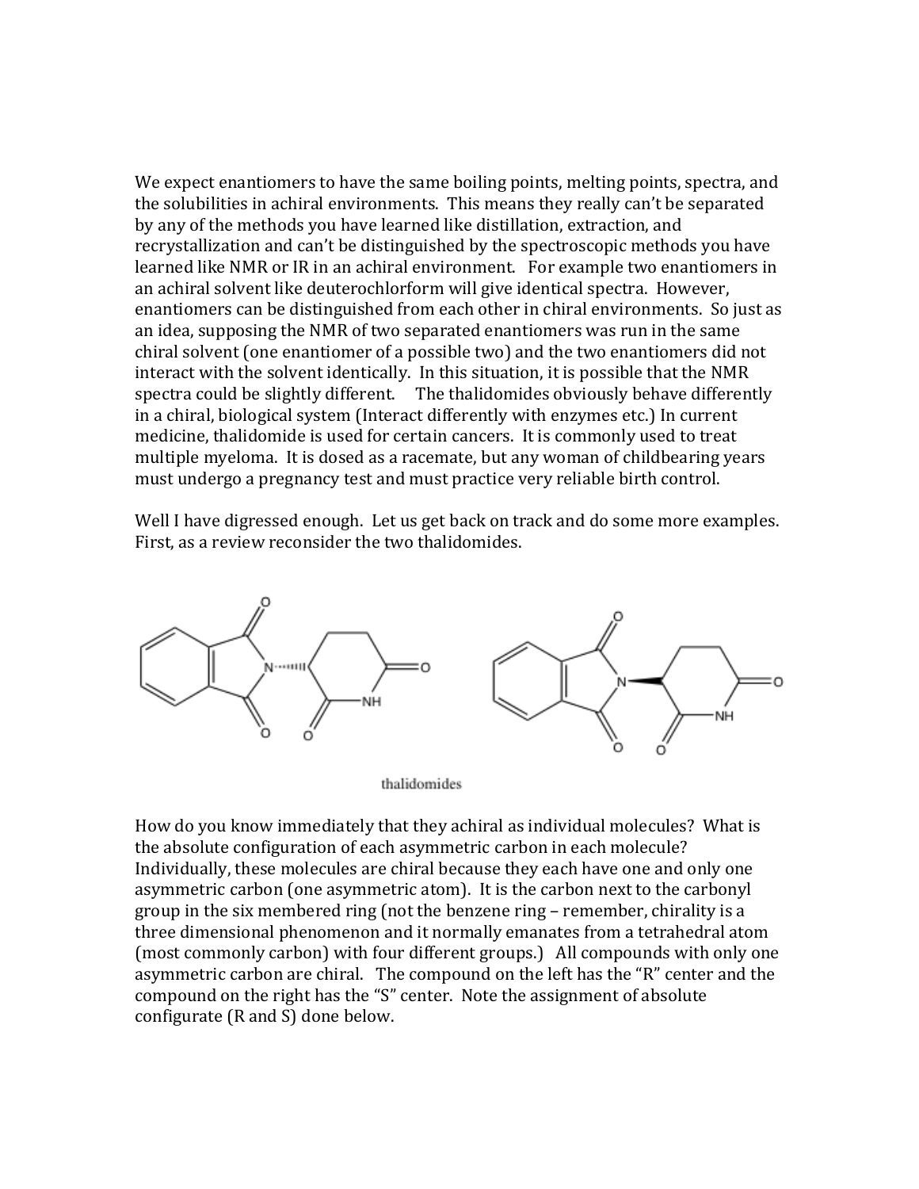We expect enantiomers to have the same boiling points, melting points, spectra, and the solubilities in achiral environments. This means they really can't be separated by any of the methods you have learned like distillation, extraction, and recrystallization and can't be distinguished by the spectroscopic methods you have learned like NMR or IR in an achiral environment. For example two enantiomers in an achiral solvent like deuterochlorform will give identical spectra. However, enantiomers can be distinguished from each other in chiral environments. So just as an idea, supposing the NMR of two separated enantiomers was run in the same chiral solvent (one enantiomer of a possible two) and the two enantiomers did not interact with the solvent identically. In this situation, it is possible that the NMR spectra could be slightly different. The thalidomides obviously behave differently in a chiral, biological system (Interact differently with enzymes etc.) In current medicine, thalidomide is used for certain cancers. It is commonly used to treat multiple myeloma. It is dosed as a racemate, but any woman of childbearing years must undergo a pregnancy test and must practice very reliable birth control.

Well I have digressed enough. Let us get back on track and do some more examples. First, as a review reconsider the two thalidomides.

thalidomides

How do you know immediately that they achiral as individual molecules? What is the absolute configuration of each asymmetric carbon in each molecule? Individually, these molecules are chiral because they each have one and only one asymmetric carbon (one asymmetric atom). It is the carbon next to the carbonyl group in the six membered ring (not the benzene ring – remember, chirality is a three dimensional phenomenon and it normally emanates from a tetrahedral atom (most commonly carbon) with four different groups.) All compounds with only one asymmetric carbon are chiral. The compound on the left has the "R" center and the compound on the right has the "S" center. Note the assignment of absolute configurate (R and S) done below.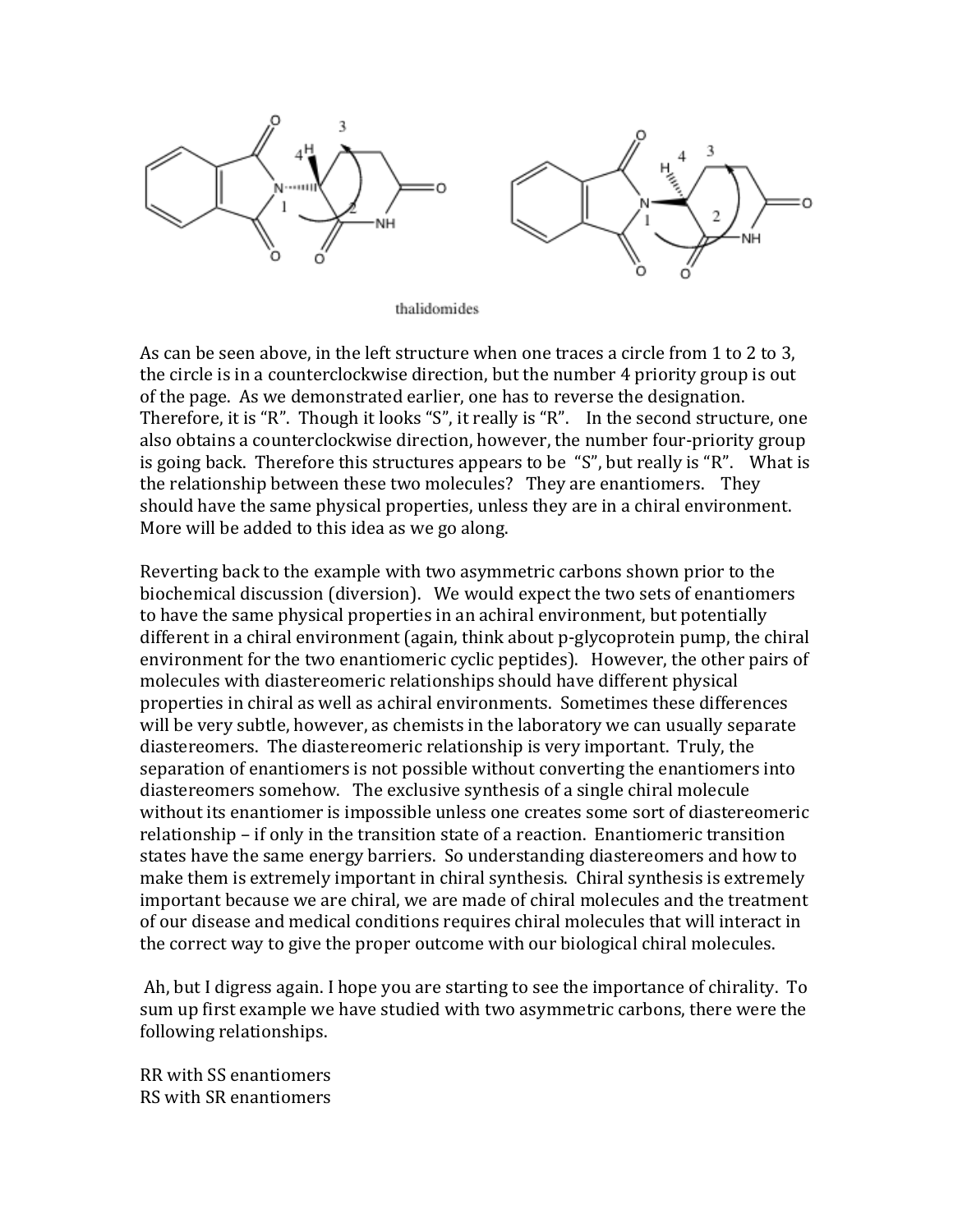thalidomides

As can be seen above, in the left structure when one traces a circle from 1 to 2 to 3, the circle is in a counterclockwise direction, but the number 4 priority group is out of the page. As we demonstrated earlier, one has to reverse the designation. Therefore, it is "R". Though it looks "S", it really is "R". In the second structure, one also obtains a counterclockwise direction, however, the number four-priority group is going back. Therefore this structures appears to be "S", but really is "R". What is the relationship between these two molecules? They are enantiomers. They should have the same physical properties, unless they are in a chiral environment. More will be added to this idea as we go along.

Reverting back to the example with two asymmetric carbons shown prior to the biochemical discussion (diversion). We would expect the two sets of enantiomers to have the same physical properties in an achiral environment, but potentially different in a chiral environment (again, think about p-glycoprotein pump, the chiral environment for the two enantiomeric cyclic peptides). However, the other pairs of molecules with diastereomeric relationships should have different physical properties in chiral as well as achiral environments. Sometimes these differences will be very subtle, however, as chemists in the laboratory we can usually separate diastereomers. The diastereomeric relationship is very important. Truly, the separation of enantiomers is not possible without converting the enantiomers into diastereomers somehow. The exclusive synthesis of a single chiral molecule without its enantiomer is impossible unless one creates some sort of diastereomeric relationship – if only in the transition state of a reaction. Enantiomeric transition states have the same energy barriers. So understanding diastereomers and how to make them is extremely important in chiral synthesis. Chiral synthesis is extremely important because we are chiral, we are made of chiral molecules and the treatment of our disease and medical conditions requires chiral molecules that will interact in the correct way to give the proper outcome with our biological chiral molecules.

Ah, but I digress again. I hope you are starting to see the importance of chirality. To sum up first example we have studied with two asymmetric carbons, there were the following relationships.

RR with SS enantiomers
RS with SR enantiomers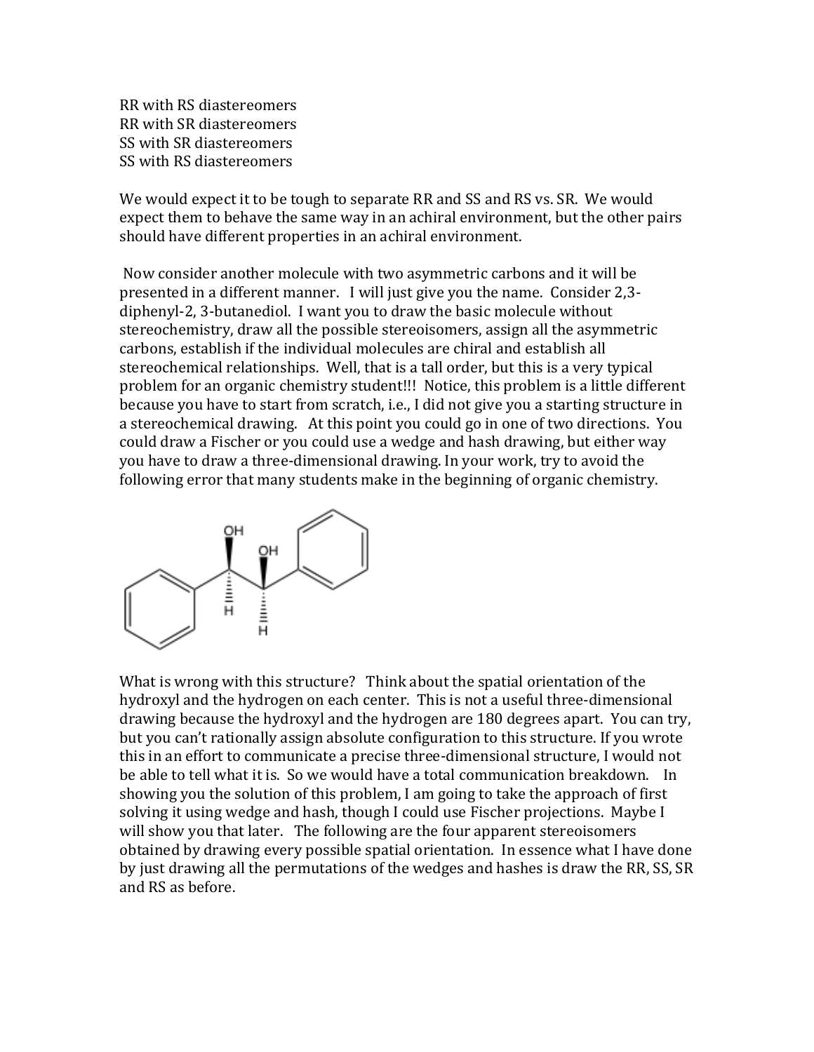RR with RS diastereomers
RR with SR diastereomers
SS with SR diastereomers
SS with RS diastereomers

We would expect it to be tough to separate RR and SS and RS vs. SR. We would expect them to behave the same way in an achiral environment, but the other pairs should have different properties in an achiral environment.

Now consider another molecule with two asymmetric carbons and it will be presented in a different manner. I will just give you the name. Consider 2,3-diphenyl-2, 3-butanediol. I want you to draw the basic molecule without stereochemistry, draw all the possible stereoisomers, assign all the asymmetric carbons, establish if the individual molecules are chiral and establish all stereochemical relationships. Well, that is a tall order, but this is a very typical problem for an organic chemistry student!!! Notice, this problem is a little different because you have to start from scratch, i.e., I did not give you a starting structure in a stereochemical drawing. At this point you could go in one of two directions. You could draw a Fischer or you could use a wedge and hash drawing, but either way you have to draw a three-dimensional drawing. In your work, try to avoid the following error that many students make in the beginning of organic chemistry.

What is wrong with this structure? Think about the spatial orientation of the hydroxyl and the hydrogen on each center. This is not a useful three-dimensional drawing because the hydroxyl and the hydrogen are 180 degrees apart. You can try, but you can't rationally assign absolute configuration to this structure. If you wrote this in an effort to communicate a precise three-dimensional structure, I would not be able to tell what it is. So we would have a total communication breakdown. In showing you the solution of this problem, I am going to take the approach of first solving it using wedge and hash, though I could use Fischer projections. Maybe I will show you that later. The following are the four apparent stereoisomers obtained by drawing every possible spatial orientation. In essence what I have done by just drawing all the permutations of the wedges and hashes is draw the RR, SS, SR and RS as before.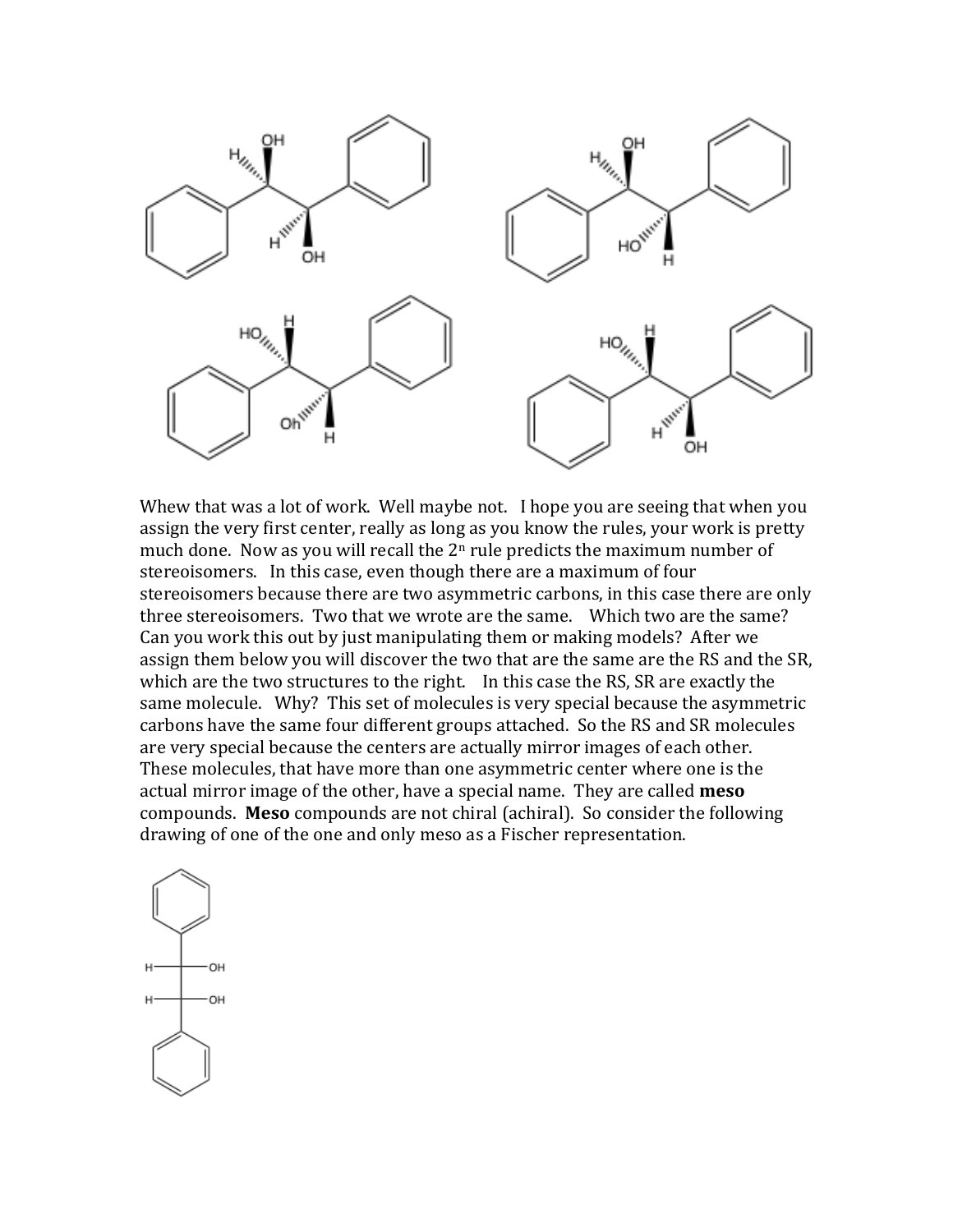Whew that was a lot of work. Well maybe not. I hope you are seeing that when you assign the very first center, really as long as you know the rules, your work is pretty much done. Now as you will recall the $2^n$ rule predicts the maximum number of stereoisomers. In this case, even though there are a maximum of four stereoisomers because there are two asymmetric carbons, in this case there are only three stereoisomers. Two that we wrote are the same. Which two are the same? Can you work this out by just manipulating them or making models? After we assign them below you will discover the two that are the same are the RS and the SR, which are the two structures to the right. In this case the RS, SR are exactly the same molecule. Why? This set of molecules is very special because the asymmetric carbons have the same four different groups attached. So the RS and SR molecules are very special because the centers are actually mirror images of each other. These molecules, that have more than one asymmetric center where one is the actual mirror image of the other, have a special name. They are called **meso** compounds. **Meso** compounds are not chiral (achiral). So consider the following drawing of one of the one and only meso as a Fischer representation.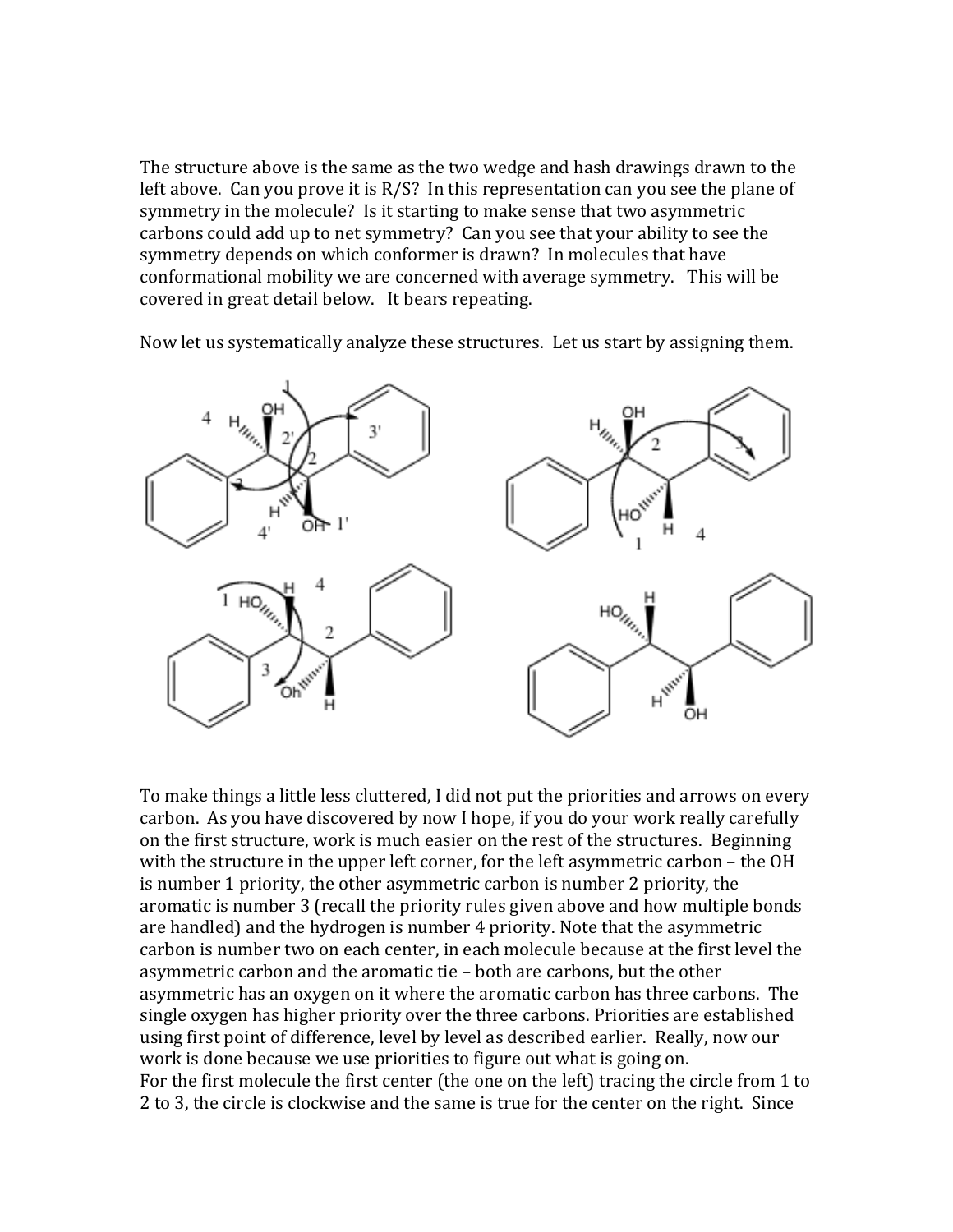The structure above is the same as the two wedge and hash drawings drawn to the left above. Can you prove it is R/S? In this representation can you see the plane of symmetry in the molecule? Is it starting to make sense that two asymmetric carbons could add up to net symmetry? Can you see that your ability to see the symmetry depends on which conformer is drawn? In molecules that have conformational mobility we are concerned with average symmetry. This will be covered in great detail below. It bears repeating.

Now let us systematically analyze these structures. Let us start by assigning them.

To make things a little less cluttered, I did not put the priorities and arrows on every carbon. As you have discovered by now I hope, if you do your work really carefully on the first structure, work is much easier on the rest of the structures. Beginning with the structure in the upper left corner, for the left asymmetric carbon – the OH is number 1 priority, the other asymmetric carbon is number 2 priority, the aromatic is number 3 (recall the priority rules given above and how multiple bonds are handled) and the hydrogen is number 4 priority. Note that the asymmetric carbon is number two on each center, in each molecule because at the first level the asymmetric carbon and the aromatic tie – both are carbons, but the other asymmetric has an oxygen on it where the aromatic carbon has three carbons. The single oxygen has higher priority over the three carbons. Priorities are established using first point of difference, level by level as described earlier. Really, now our work is done because we use priorities to figure out what is going on.

For the first molecule the first center (the one on the left) tracing the circle from 1 to 2 to 3, the circle is clockwise and the same is true for the center on the right. Since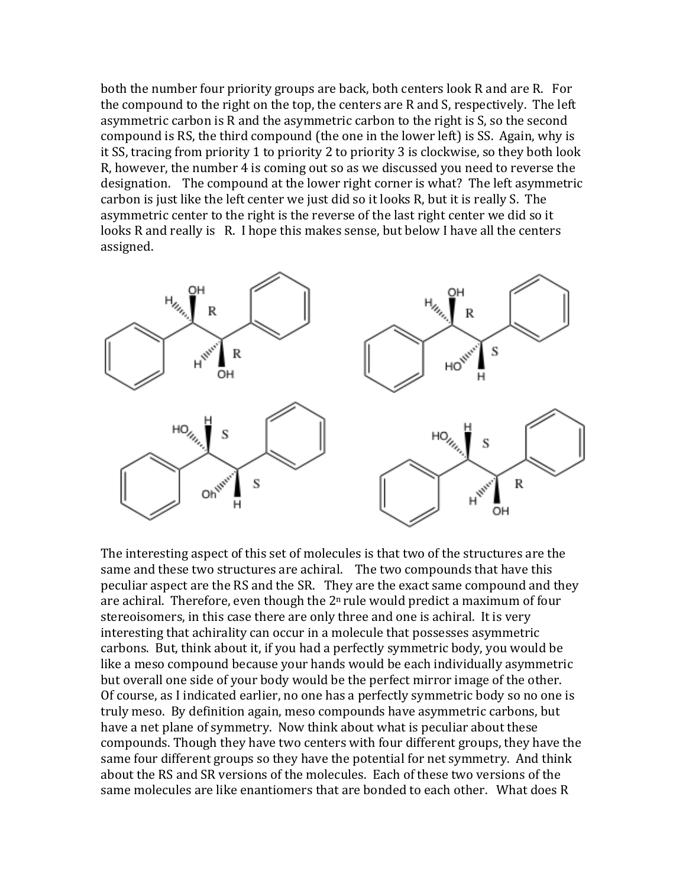both the number four priority groups are back, both centers look R and are R. For the compound to the right on the top, the centers are R and S, respectively. The left asymmetric carbon is R and the asymmetric carbon to the right is S, so the second compound is RS, the third compound (the one in the lower left) is SS. Again, why is it SS, tracing from priority 1 to priority 2 to priority 3 is clockwise, so they both look R, however, the number 4 is coming out so as we discussed you need to reverse the designation. The compound at the lower right corner is what? The left asymmetric carbon is just like the left center we just did so it looks R, but it is really S. The asymmetric center to the right is the reverse of the last right center we did so it looks R and really is R. I hope this makes sense, but below I have all the centers assigned.

The interesting aspect of this set of molecules is that two of the structures are the same and these two structures are achiral. The two compounds that have this peculiar aspect are the RS and the SR. They are the exact same compound and they are achiral. Therefore, even though the $2^n$ rule would predict a maximum of four stereoisomers, in this case there are only three and one is achiral. It is very interesting that achirality can occur in a molecule that possesses asymmetric carbons. But, think about it, if you had a perfectly symmetric body, you would be like a meso compound because your hands would be each individually asymmetric but overall one side of your body would be the perfect mirror image of the other. Of course, as I indicated earlier, no one has a perfectly symmetric body so no one is truly meso. By definition again, meso compounds have asymmetric carbons, but have a net plane of symmetry. Now think about what is peculiar about these compounds. Though they have two centers with four different groups, they have the same four different groups so they have the potential for net symmetry. And think about the RS and SR versions of the molecules. Each of these two versions of the same molecules are like enantiomers that are bonded to each other. What does R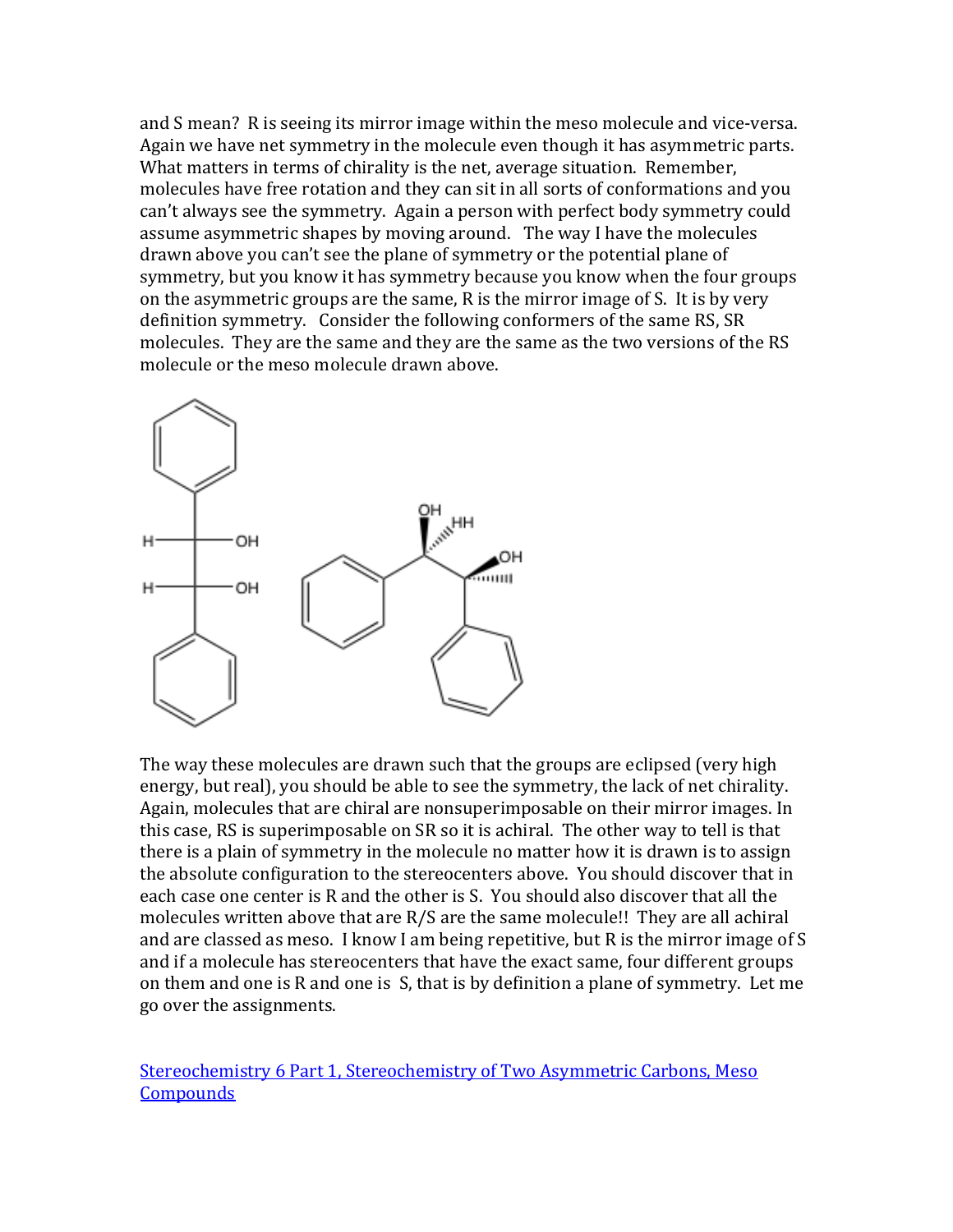and S mean? R is seeing its mirror image within the meso molecule and vice-versa. Again we have net symmetry in the molecule even though it has asymmetric parts. What matters in terms of chirality is the net, average situation. Remember, molecules have free rotation and they can sit in all sorts of conformations and you can't always see the symmetry. Again a person with perfect body symmetry could assume asymmetric shapes by moving around. The way I have the molecules drawn above you can't see the plane of symmetry or the potential plane of symmetry, but you know it has symmetry because you know when the four groups on the asymmetric groups are the same, R is the mirror image of S. It is by very definition symmetry. Consider the following conformers of the same RS, SR molecules. They are the same and they are the same as the two versions of the RS molecule or the meso molecule drawn above.

The way these molecules are drawn such that the groups are eclipsed (very high energy, but real), you should be able to see the symmetry, the lack of net chirality. Again, molecules that are chiral are nonsuperimposable on their mirror images. In this case, RS is superimposable on SR so it is achiral. The other way to tell is that there is a plain of symmetry in the molecule no matter how it is drawn is to assign the absolute configuration to the stereocenters above. You should discover that in each case one center is R and the other is S. You should also discover that all the molecules written above that are R/S are the same molecule!! They are all achiral and are classed as meso. I know I am being repetitive, but R is the mirror image of S and if a molecule has stereocenters that have the exact same, four different groups on them and one is R and one is S, that is by definition a plane of symmetry. Let me go over the assignments.

[Stereochemistry 6 Part 1, Stereochemistry of Two Asymmetric Carbons, Meso Compounds]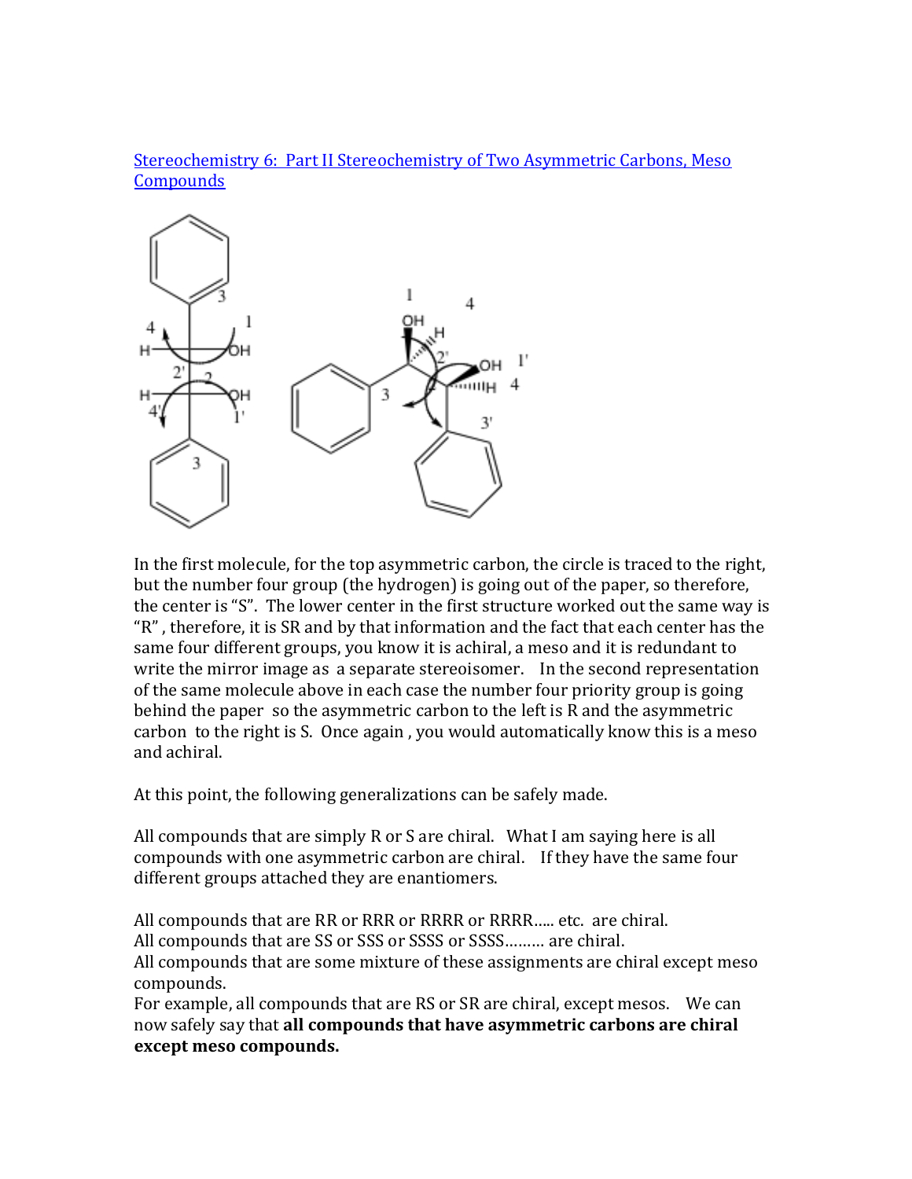[Stereochemistry 6: Part II Stereochemistry of Two Asymmetric Carbons, Meso Compounds]()

In the first molecule, for the top asymmetric carbon, the circle is traced to the right, but the number four group (the hydrogen) is going out of the paper, so therefore, the center is "S". The lower center in the first structure worked out the same way is "R" , therefore, it is SR and by that information and the fact that each center has the same four different groups, you know it is achiral, a meso and it is redundant to write the mirror image as a separate stereoisomer. In the second representation of the same molecule above in each case the number four priority group is going behind the paper so the asymmetric carbon to the left is R and the asymmetric carbon to the right is S. Once again , you would automatically know this is a meso and achiral.

At this point, the following generalizations can be safely made.

All compounds that are simply R or S are chiral. What I am saying here is all compounds with one asymmetric carbon are chiral. If they have the same four different groups attached they are enantiomers.

All compounds that are RR or RRR or RRRR or RRRR..... etc. are chiral.
All compounds that are SS or SSS or SSSS or SSSS……… are chiral.
All compounds that are some mixture of these assignments are chiral except meso compounds.
For example, all compounds that are RS or SR are chiral, except mesos. We can now safely say that **all compounds that have asymmetric carbons are chiral except meso compounds.**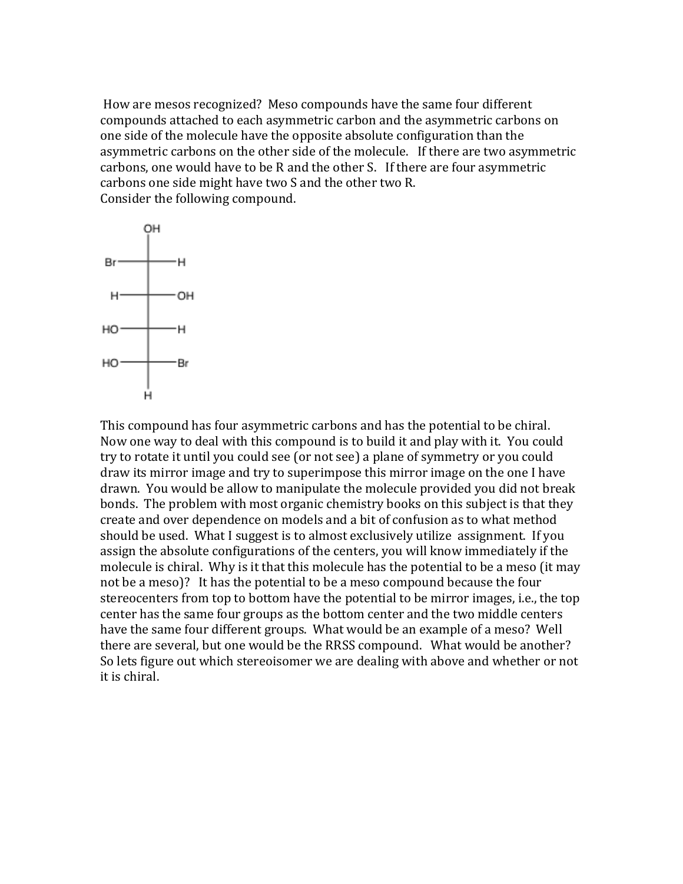How are mesos recognized? Meso compounds have the same four different compounds attached to each asymmetric carbon and the asymmetric carbons on one side of the molecule have the opposite absolute configuration than the asymmetric carbons on the other side of the molecule. If there are two asymmetric carbons, one would have to be R and the other S. If there are four asymmetric carbons one side might have two S and the other two R.

Consider the following compound.

```
        OH
        |
  Br ---+--- H
        |
   H ---+--- OH
        |
  HO ---+--- H
        |
  HO ---+--- Br
        |
        H
```

This compound has four asymmetric carbons and has the potential to be chiral. Now one way to deal with this compound is to build it and play with it. You could try to rotate it until you could see (or not see) a plane of symmetry or you could draw its mirror image and try to superimpose this mirror image on the one I have drawn. You would be allow to manipulate the molecule provided you did not break bonds. The problem with most organic chemistry books on this subject is that they create and over dependence on models and a bit of confusion as to what method should be used. What I suggest is to almost exclusively utilize assignment. If you assign the absolute configurations of the centers, you will know immediately if the molecule is chiral. Why is it that this molecule has the potential to be a meso (it may not be a meso)? It has the potential to be a meso compound because the four stereocenters from top to bottom have the potential to be mirror images, i.e., the top center has the same four groups as the bottom center and the two middle centers have the same four different groups. What would be an example of a meso? Well there are several, but one would be the RRSS compound. What would be another? So lets figure out which stereoisomer we are dealing with above and whether or not it is chiral.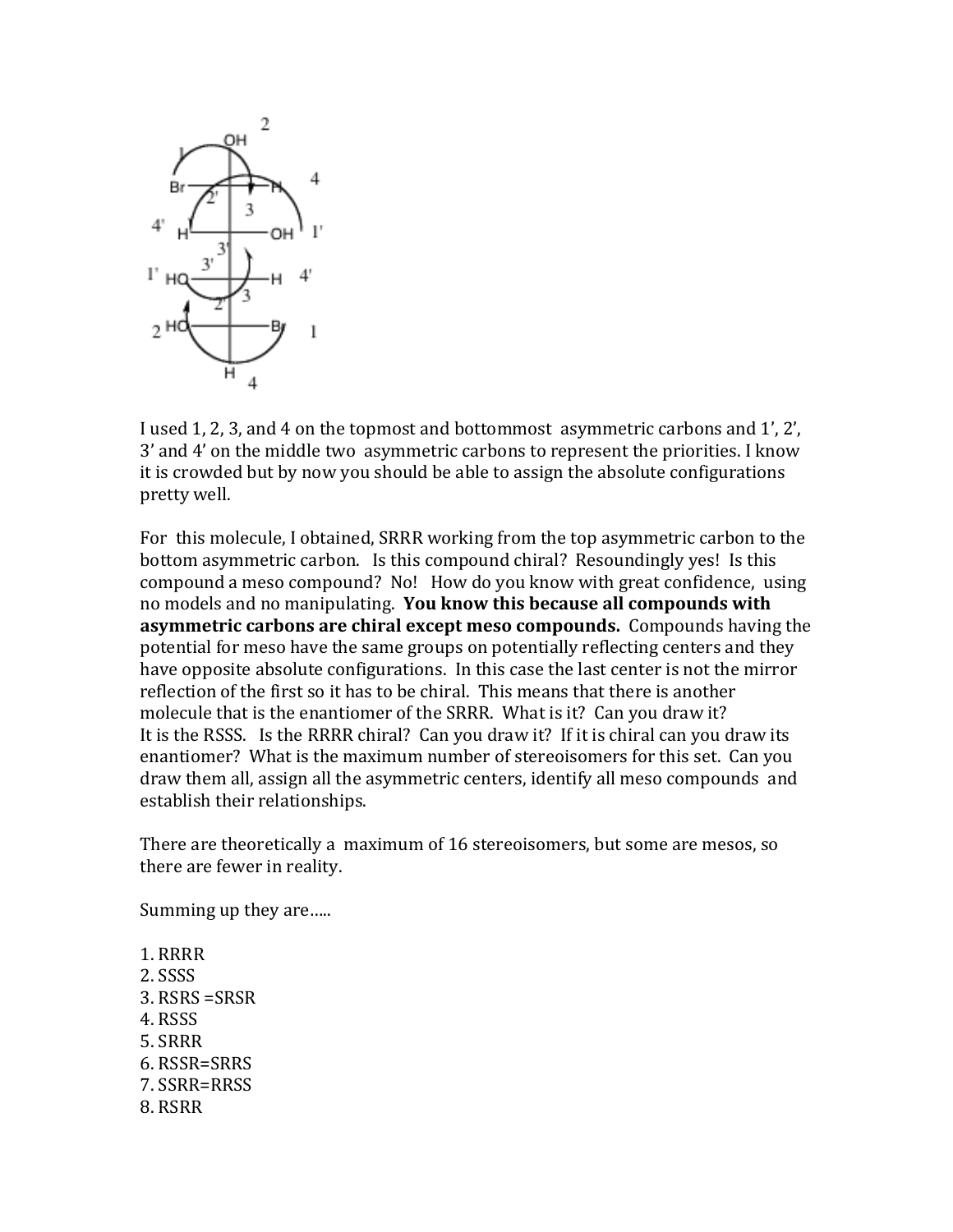I used 1, 2, 3, and 4 on the topmost and bottommost asymmetric carbons and 1', 2', 3' and 4' on the middle two asymmetric carbons to represent the priorities. I know it is crowded but by now you should be able to assign the absolute configurations pretty well.

For this molecule, I obtained, SRRR working from the top asymmetric carbon to the bottom asymmetric carbon. Is this compound chiral? Resoundingly yes! Is this compound a meso compound? No! How do you know with great confidence, using no models and no manipulating. **You know this because all compounds with asymmetric carbons are chiral except meso compounds.** Compounds having the potential for meso have the same groups on potentially reflecting centers and they have opposite absolute configurations. In this case the last center is not the mirror reflection of the first so it has to be chiral. This means that there is another molecule that is the enantiomer of the SRRR. What is it? Can you draw it? It is the RSSS. Is the RRRR chiral? Can you draw it? If it is chiral can you draw its enantiomer? What is the maximum number of stereoisomers for this set. Can you draw them all, assign all the asymmetric centers, identify all meso compounds and establish their relationships.

There are theoretically a maximum of 16 stereoisomers, but some are mesos, so there are fewer in reality.

Summing up they are.....

1. RRRR
2. SSSS
3. RSRS =SRSR
4. RSSS
5. SRRR
6. RSSR=SRRS
7. SSRR=RRSS
8. RSRR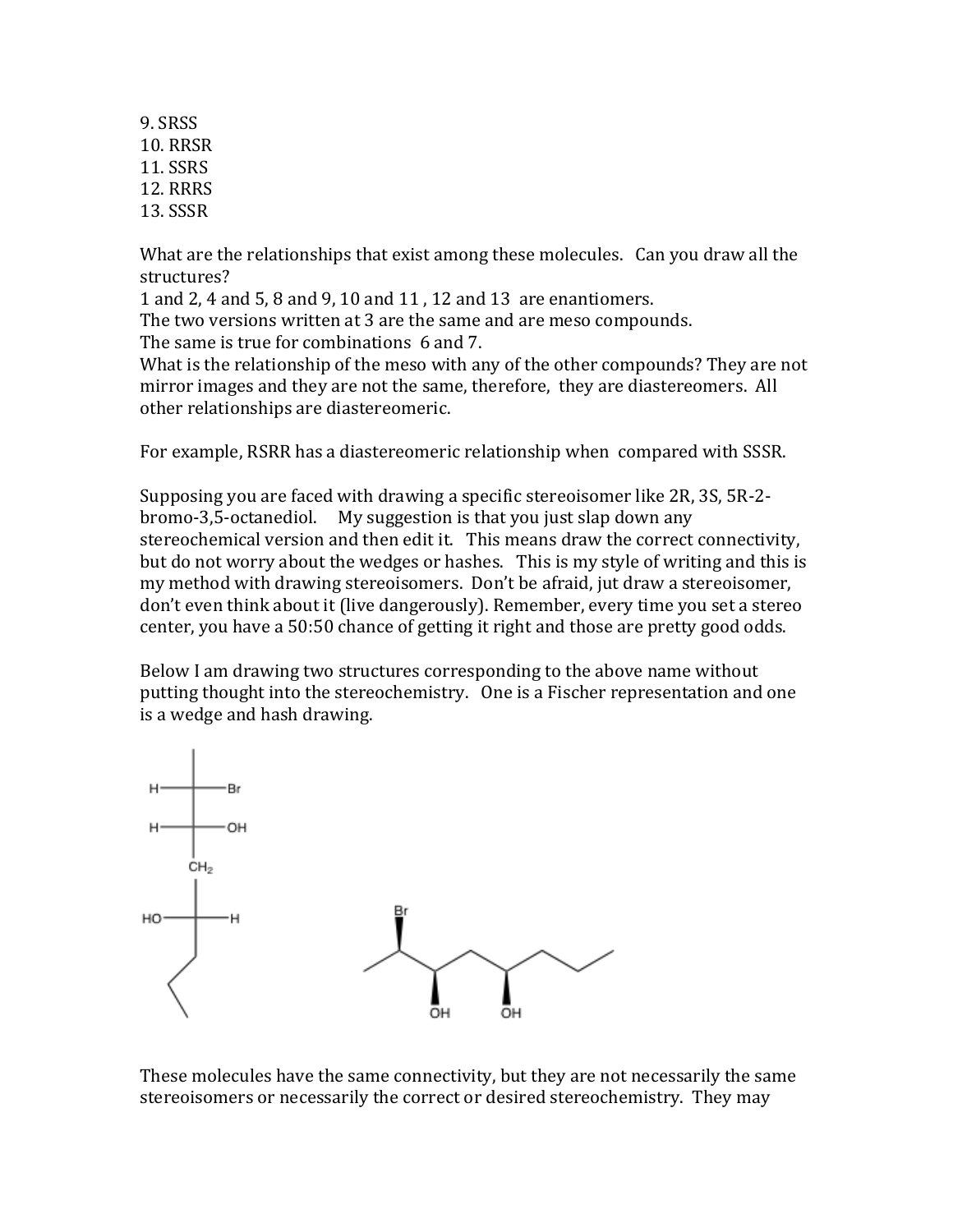9. SRSS
10. RRSR
11. SSRS
12. RRRS
13. SSSR

What are the relationships that exist among these molecules. Can you draw all the structures?
1 and 2, 4 and 5, 8 and 9, 10 and 11 , 12 and 13 are enantiomers.
The two versions written at 3 are the same and are meso compounds.
The same is true for combinations 6 and 7.
What is the relationship of the meso with any of the other compounds? They are not mirror images and they are not the same, therefore, they are diastereomers. All other relationships are diastereomeric.

For example, RSRR has a diastereomeric relationship when compared with SSSR.

Supposing you are faced with drawing a specific stereoisomer like 2R, 3S, 5R-2-bromo-3,5-octanediol. My suggestion is that you just slap down any stereochemical version and then edit it. This means draw the correct connectivity, but do not worry about the wedges or hashes. This is my style of writing and this is my method with drawing stereoisomers. Don't be afraid, jut draw a stereoisomer, don't even think about it (live dangerously). Remember, every time you set a stereo center, you have a 50:50 chance of getting it right and those are pretty good odds.

Below I am drawing two structures corresponding to the above name without putting thought into the stereochemistry. One is a Fischer representation and one is a wedge and hash drawing.

These molecules have the same connectivity, but they are not necessarily the same stereoisomers or necessarily the correct or desired stereochemistry. They may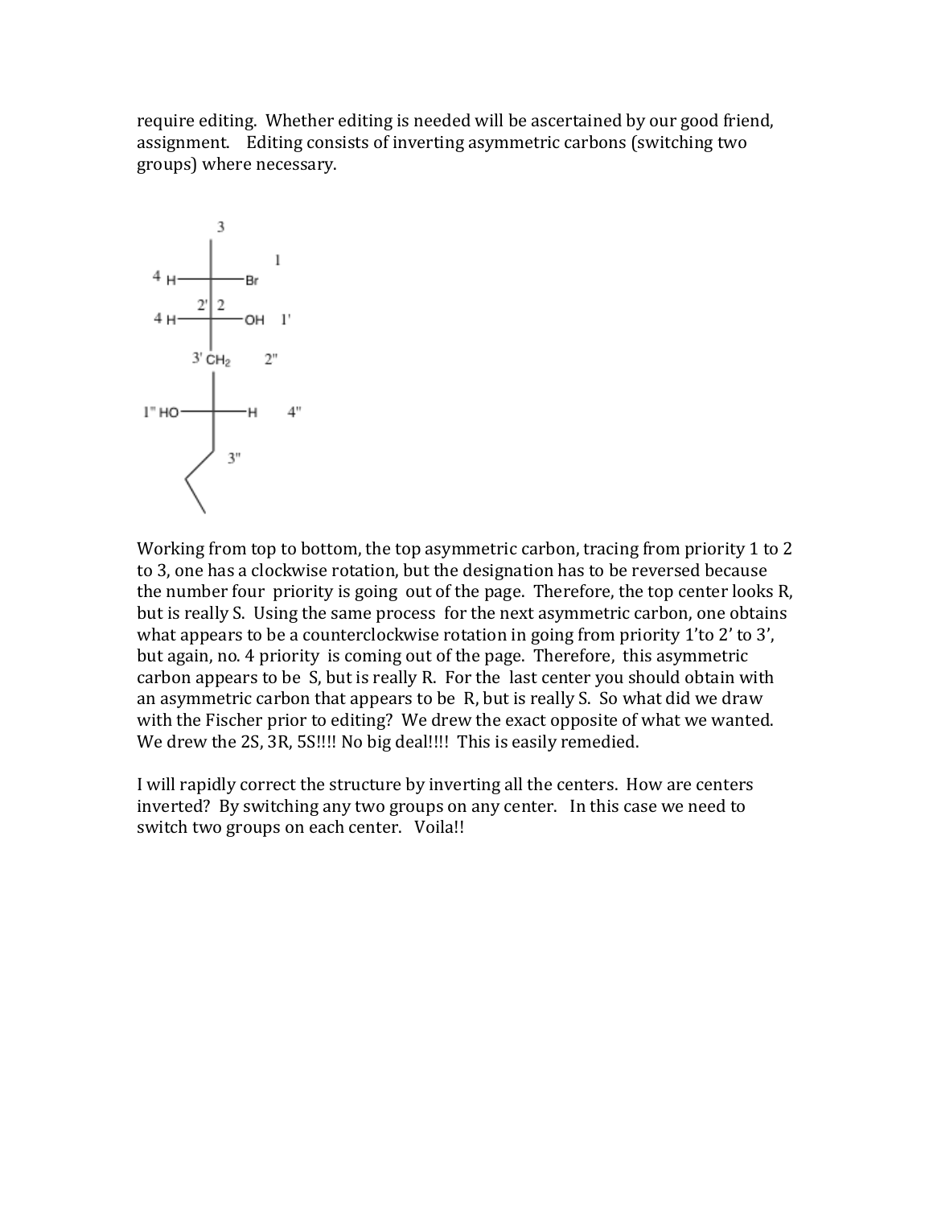require editing. Whether editing is needed will be ascertained by our good friend, assignment. Editing consists of inverting asymmetric carbons (switching two groups) where necessary.

Working from top to bottom, the top asymmetric carbon, tracing from priority 1 to 2 to 3, one has a clockwise rotation, but the designation has to be reversed because the number four priority is going out of the page. Therefore, the top center looks R, but is really S. Using the same process for the next asymmetric carbon, one obtains what appears to be a counterclockwise rotation in going from priority 1'to 2' to 3', but again, no. 4 priority is coming out of the page. Therefore, this asymmetric carbon appears to be S, but is really R. For the last center you should obtain with an asymmetric carbon that appears to be R, but is really S. So what did we draw with the Fischer prior to editing? We drew the exact opposite of what we wanted. We drew the 2S, 3R, 5S!!!! No big deal!!!! This is easily remedied.

I will rapidly correct the structure by inverting all the centers. How are centers inverted? By switching any two groups on any center. In this case we need to switch two groups on each center. Voila!!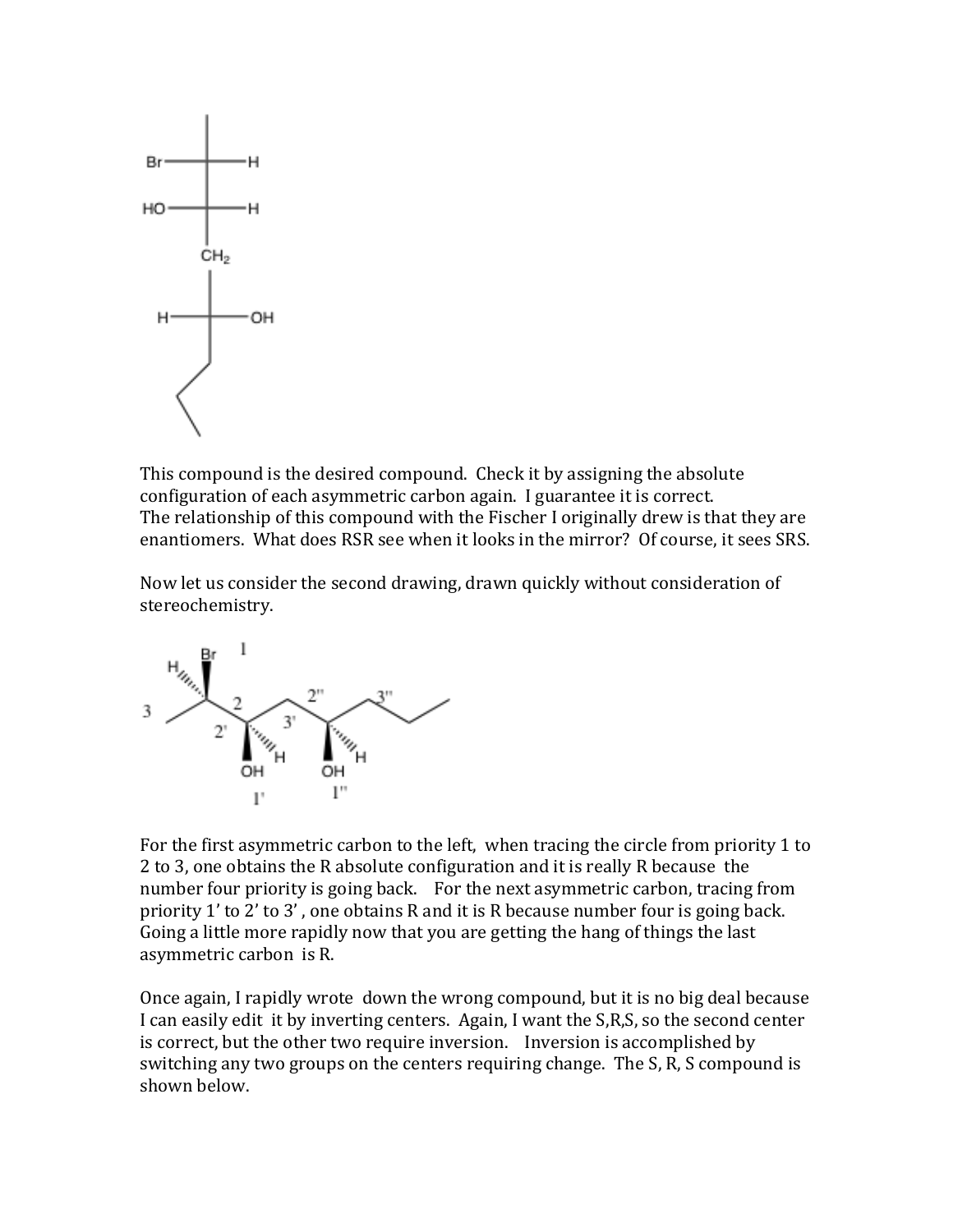This compound is the desired compound. Check it by assigning the absolute configuration of each asymmetric carbon again. I guarantee it is correct.
The relationship of this compound with the Fischer I originally drew is that they are enantiomers. What does RSR see when it looks in the mirror? Of course, it sees SRS.

Now let us consider the second drawing, drawn quickly without consideration of stereochemistry.

For the first asymmetric carbon to the left, when tracing the circle from priority 1 to 2 to 3, one obtains the R absolute configuration and it is really R because the number four priority is going back. For the next asymmetric carbon, tracing from priority 1' to 2' to 3', one obtains R and it is R because number four is going back. Going a little more rapidly now that you are getting the hang of things the last asymmetric carbon is R.

Once again, I rapidly wrote down the wrong compound, but it is no big deal because I can easily edit it by inverting centers. Again, I want the S,R,S, so the second center is correct, but the other two require inversion. Inversion is accomplished by switching any two groups on the centers requiring change. The S, R, S compound is shown below.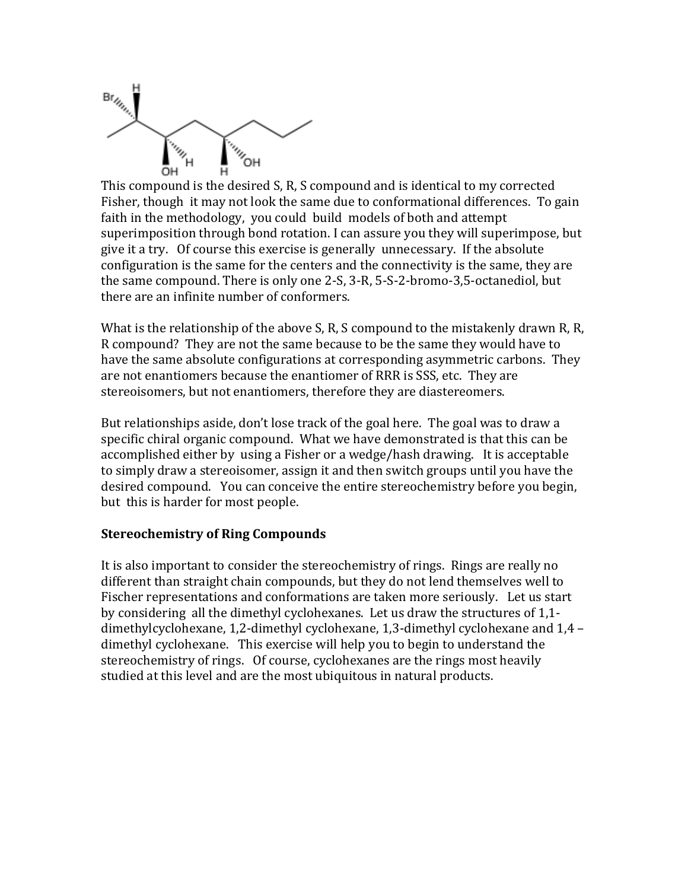This compound is the desired S, R, S compound and is identical to my corrected Fisher, though it may not look the same due to conformational differences. To gain faith in the methodology, you could build models of both and attempt superimposition through bond rotation. I can assure you they will superimpose, but give it a try. Of course this exercise is generally unnecessary. If the absolute configuration is the same for the centers and the connectivity is the same, they are the same compound. There is only one 2-S, 3-R, 5-S-2-bromo-3,5-octanediol, but there are an infinite number of conformers.

What is the relationship of the above S, R, S compound to the mistakenly drawn R, R, R compound? They are not the same because to be the same they would have to have the same absolute configurations at corresponding asymmetric carbons. They are not enantiomers because the enantiomer of RRR is SSS, etc. They are stereoisomers, but not enantiomers, therefore they are diastereomers.

But relationships aside, don't lose track of the goal here. The goal was to draw a specific chiral organic compound. What we have demonstrated is that this can be accomplished either by using a Fisher or a wedge/hash drawing. It is acceptable to simply draw a stereoisomer, assign it and then switch groups until you have the desired compound. You can conceive the entire stereochemistry before you begin, but this is harder for most people.

**Stereochemistry of Ring Compounds**

It is also important to consider the stereochemistry of rings. Rings are really no different than straight chain compounds, but they do not lend themselves well to Fischer representations and conformations are taken more seriously. Let us start by considering all the dimethyl cyclohexanes. Let us draw the structures of 1,1-dimethylcyclohexane, 1,2-dimethyl cyclohexane, 1,3-dimethyl cyclohexane and 1,4 – dimethyl cyclohexane. This exercise will help you to begin to understand the stereochemistry of rings. Of course, cyclohexanes are the rings most heavily studied at this level and are the most ubiquitous in natural products.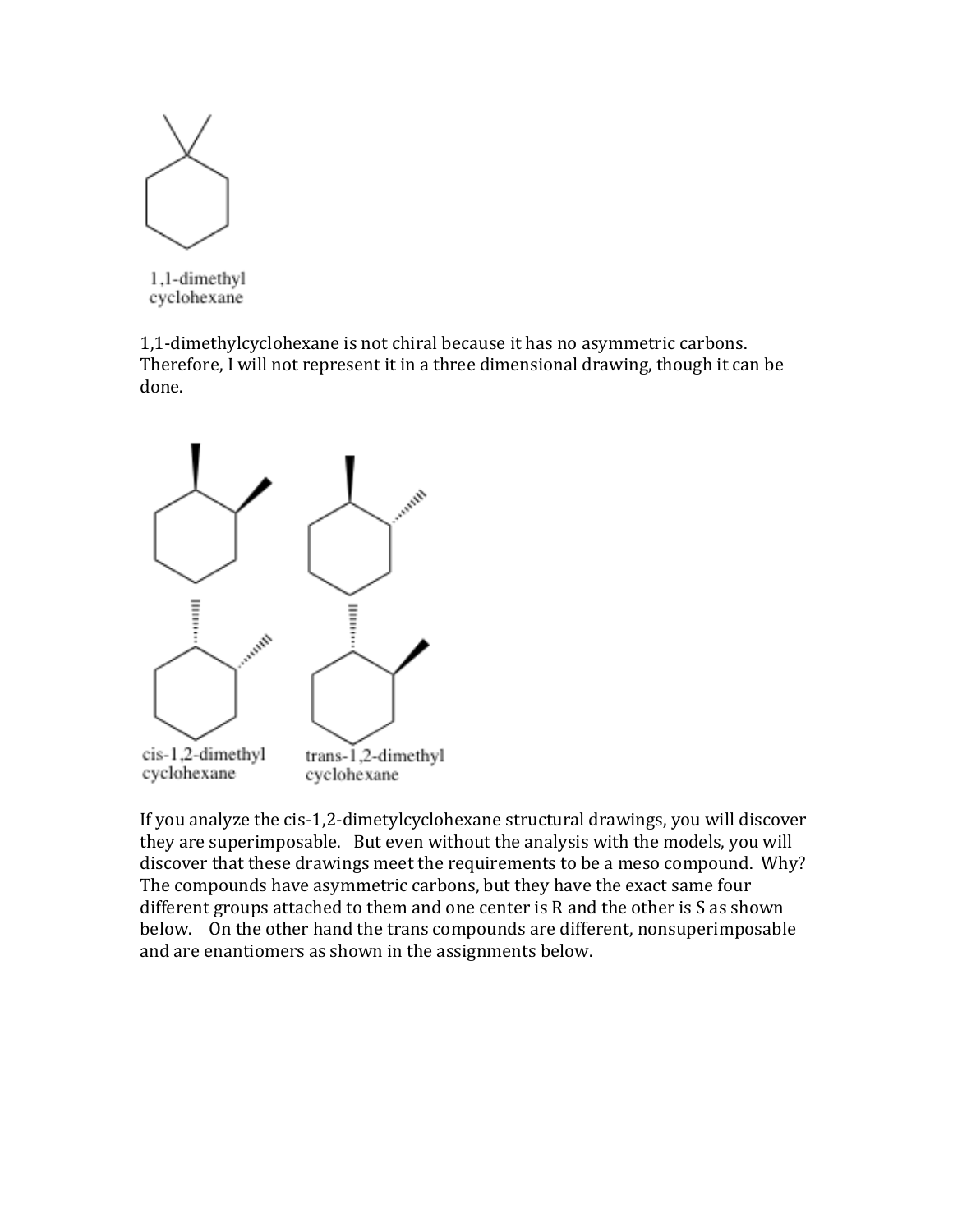1,1-dimethyl
cyclohexane

1,1-dimethylcyclohexane is not chiral because it has no asymmetric carbons. Therefore, I will not represent it in a three dimensional drawing, though it can be done.

cis-1,2-dimethyl
cyclohexane

trans-1,2-dimethyl
cyclohexane

If you analyze the cis-1,2-dimetylcyclohexane structural drawings, you will discover they are superimposable. But even without the analysis with the models, you will discover that these drawings meet the requirements to be a meso compound. Why? The compounds have asymmetric carbons, but they have the exact same four different groups attached to them and one center is R and the other is S as shown below. On the other hand the trans compounds are different, nonsuperimposable and are enantiomers as shown in the assignments below.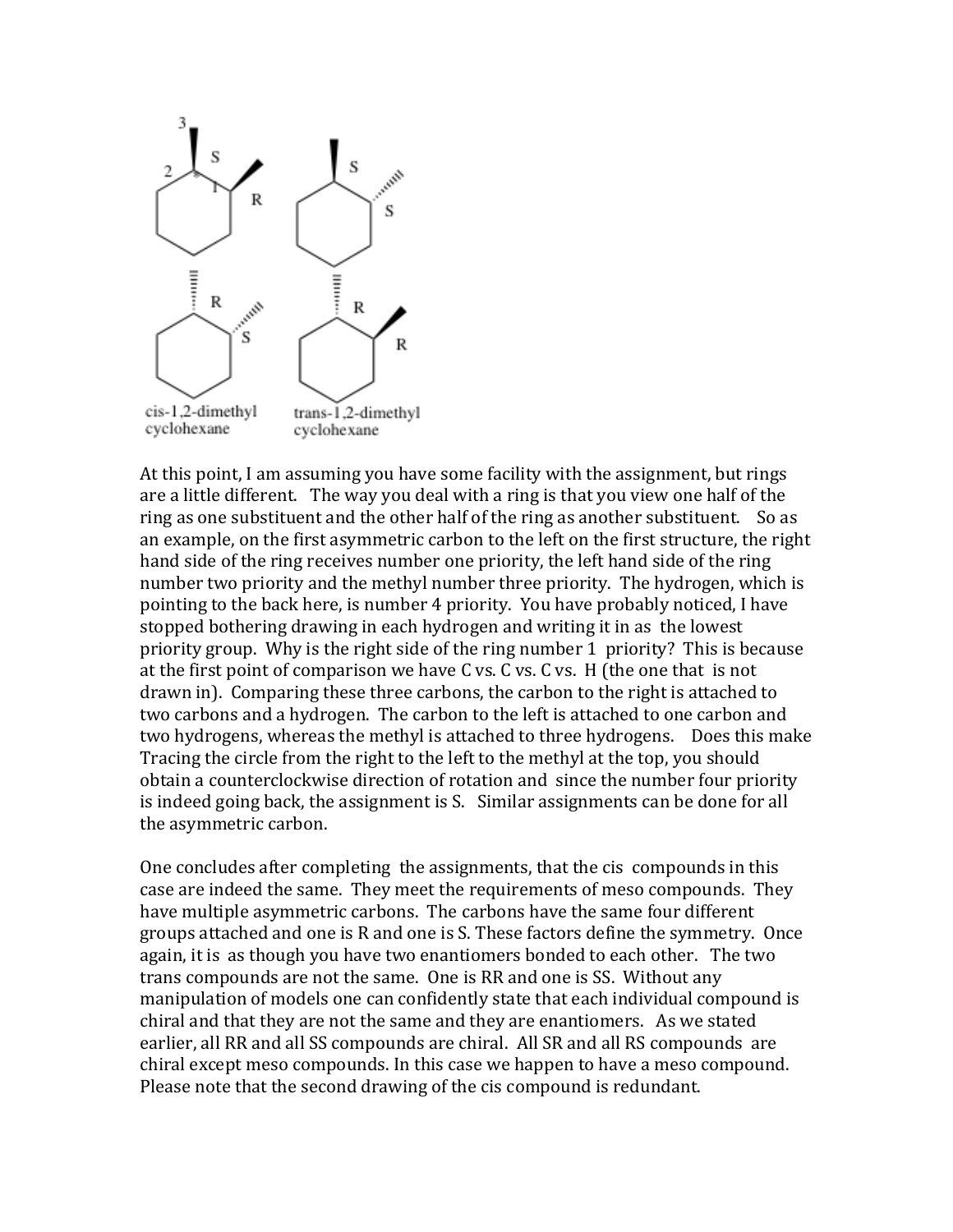cis-1,2-dimethyl cyclohexane

trans-1,2-dimethyl cyclohexane

At this point, I am assuming you have some facility with the assignment, but rings are a little different. The way you deal with a ring is that you view one half of the ring as one substituent and the other half of the ring as another substituent. So as an example, on the first asymmetric carbon to the left on the first structure, the right hand side of the ring receives number one priority, the left hand side of the ring number two priority and the methyl number three priority. The hydrogen, which is pointing to the back here, is number 4 priority. You have probably noticed, I have stopped bothering drawing in each hydrogen and writing it in as the lowest priority group. Why is the right side of the ring number 1 priority? This is because at the first point of comparison we have C vs. C vs. C vs. H (the one that is not drawn in). Comparing these three carbons, the carbon to the right is attached to two carbons and a hydrogen. The carbon to the left is attached to one carbon and two hydrogens, whereas the methyl is attached to three hydrogens. Does this make Tracing the circle from the right to the left to the methyl at the top, you should obtain a counterclockwise direction of rotation and since the number four priority is indeed going back, the assignment is S. Similar assignments can be done for all the asymmetric carbon.

One concludes after completing the assignments, that the cis compounds in this case are indeed the same. They meet the requirements of meso compounds. They have multiple asymmetric carbons. The carbons have the same four different groups attached and one is R and one is S. These factors define the symmetry. Once again, it is as though you have two enantiomers bonded to each other. The two trans compounds are not the same. One is RR and one is SS. Without any manipulation of models one can confidently state that each individual compound is chiral and that they are not the same and they are enantiomers. As we stated earlier, all RR and all SS compounds are chiral. All SR and all RS compounds are chiral except meso compounds. In this case we happen to have a meso compound. Please note that the second drawing of the cis compound is redundant.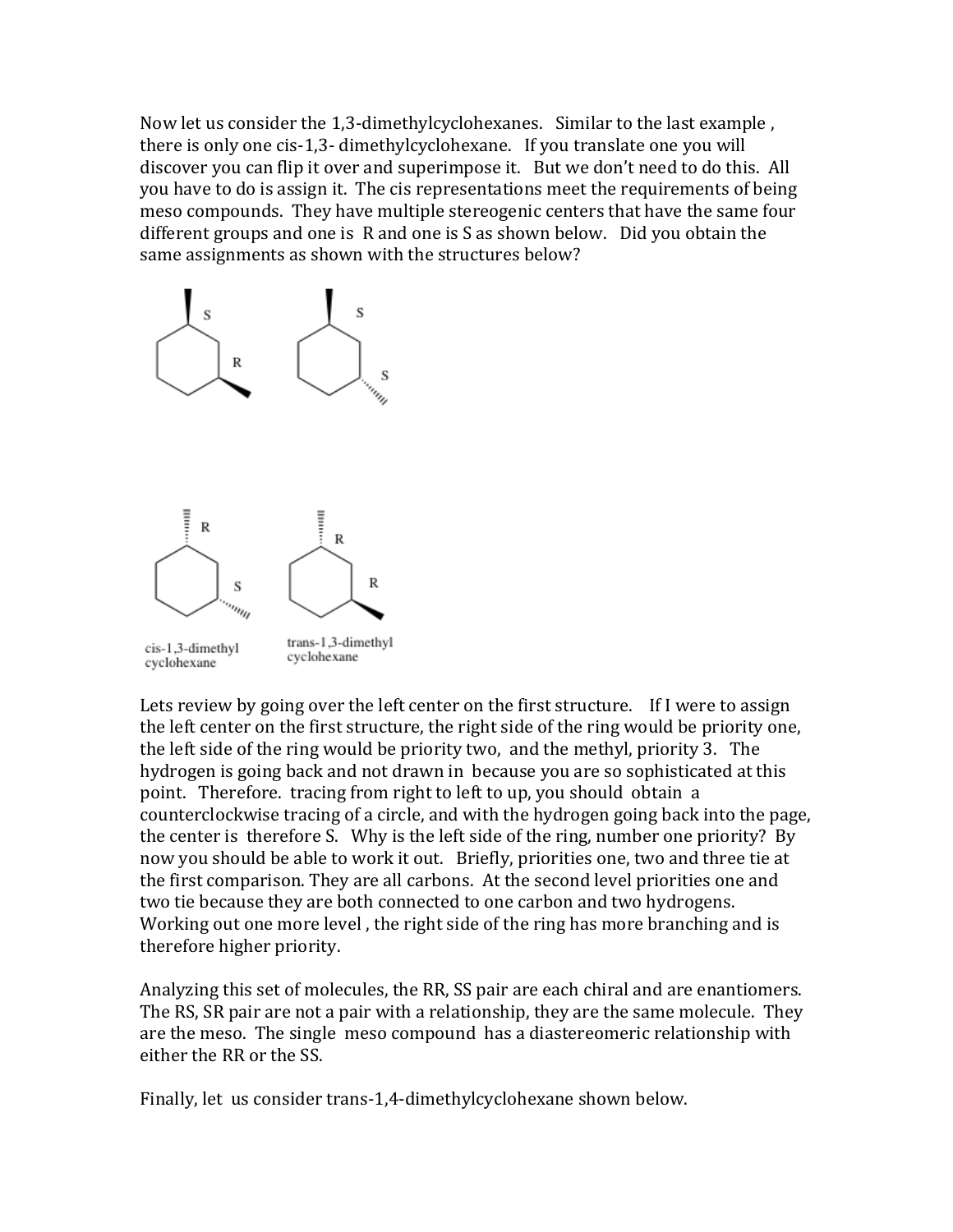Now let us consider the 1,3-dimethylcyclohexanes. Similar to the last example , there is only one cis-1,3- dimethylcyclohexane. If you translate one you will discover you can flip it over and superimpose it. But we don't need to do this. All you have to do is assign it. The cis representations meet the requirements of being meso compounds. They have multiple stereogenic centers that have the same four different groups and one is R and one is S as shown below. Did you obtain the same assignments as shown with the structures below?

cis-1,3-dimethyl cyclohexane

trans-1,3-dimethyl cyclohexane

Lets review by going over the left center on the first structure. If I were to assign the left center on the first structure, the right side of the ring would be priority one, the left side of the ring would be priority two, and the methyl, priority 3. The hydrogen is going back and not drawn in because you are so sophisticated at this point. Therefore. tracing from right to left to up, you should obtain a counterclockwise tracing of a circle, and with the hydrogen going back into the page, the center is therefore S. Why is the left side of the ring, number one priority? By now you should be able to work it out. Briefly, priorities one, two and three tie at the first comparison. They are all carbons. At the second level priorities one and two tie because they are both connected to one carbon and two hydrogens. Working out one more level , the right side of the ring has more branching and is therefore higher priority.

Analyzing this set of molecules, the RR, SS pair are each chiral and are enantiomers. The RS, SR pair are not a pair with a relationship, they are the same molecule. They are the meso. The single meso compound has a diastereomeric relationship with either the RR or the SS.

Finally, let us consider trans-1,4-dimethylcyclohexane shown below.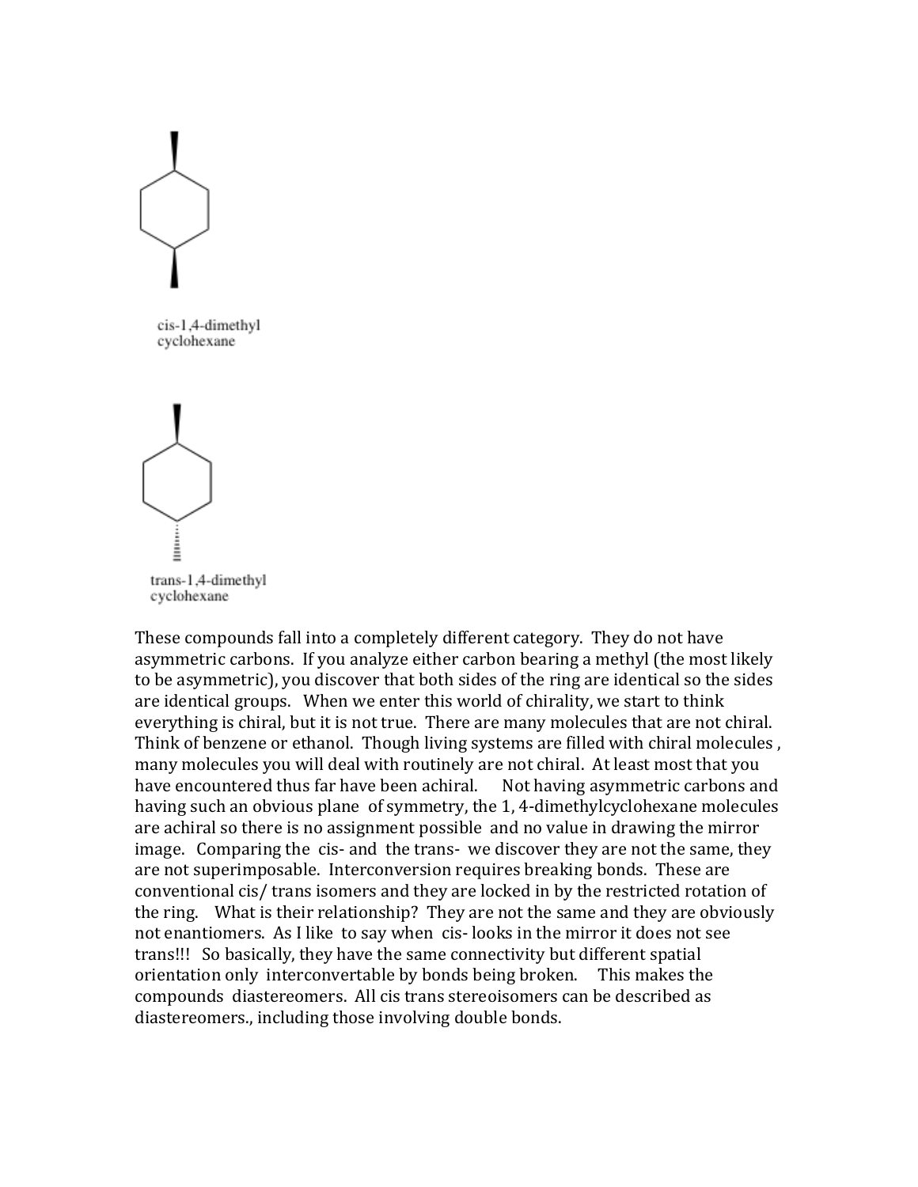cis-1,4-dimethyl cyclohexane

trans-1,4-dimethyl cyclohexane

These compounds fall into a completely different category. They do not have asymmetric carbons. If you analyze either carbon bearing a methyl (the most likely to be asymmetric), you discover that both sides of the ring are identical so the sides are identical groups. When we enter this world of chirality, we start to think everything is chiral, but it is not true. There are many molecules that are not chiral. Think of benzene or ethanol. Though living systems are filled with chiral molecules , many molecules you will deal with routinely are not chiral. At least most that you have encountered thus far have been achiral. Not having asymmetric carbons and having such an obvious plane of symmetry, the 1, 4-dimethylcyclohexane molecules are achiral so there is no assignment possible and no value in drawing the mirror image. Comparing the cis- and the trans- we discover they are not the same, they are not superimposable. Interconversion requires breaking bonds. These are conventional cis/ trans isomers and they are locked in by the restricted rotation of the ring. What is their relationship? They are not the same and they are obviously not enantiomers. As I like to say when cis- looks in the mirror it does not see trans!!! So basically, they have the same connectivity but different spatial orientation only interconvertable by bonds being broken. This makes the compounds diastereomers. All cis trans stereoisomers can be described as diastereomers., including those involving double bonds.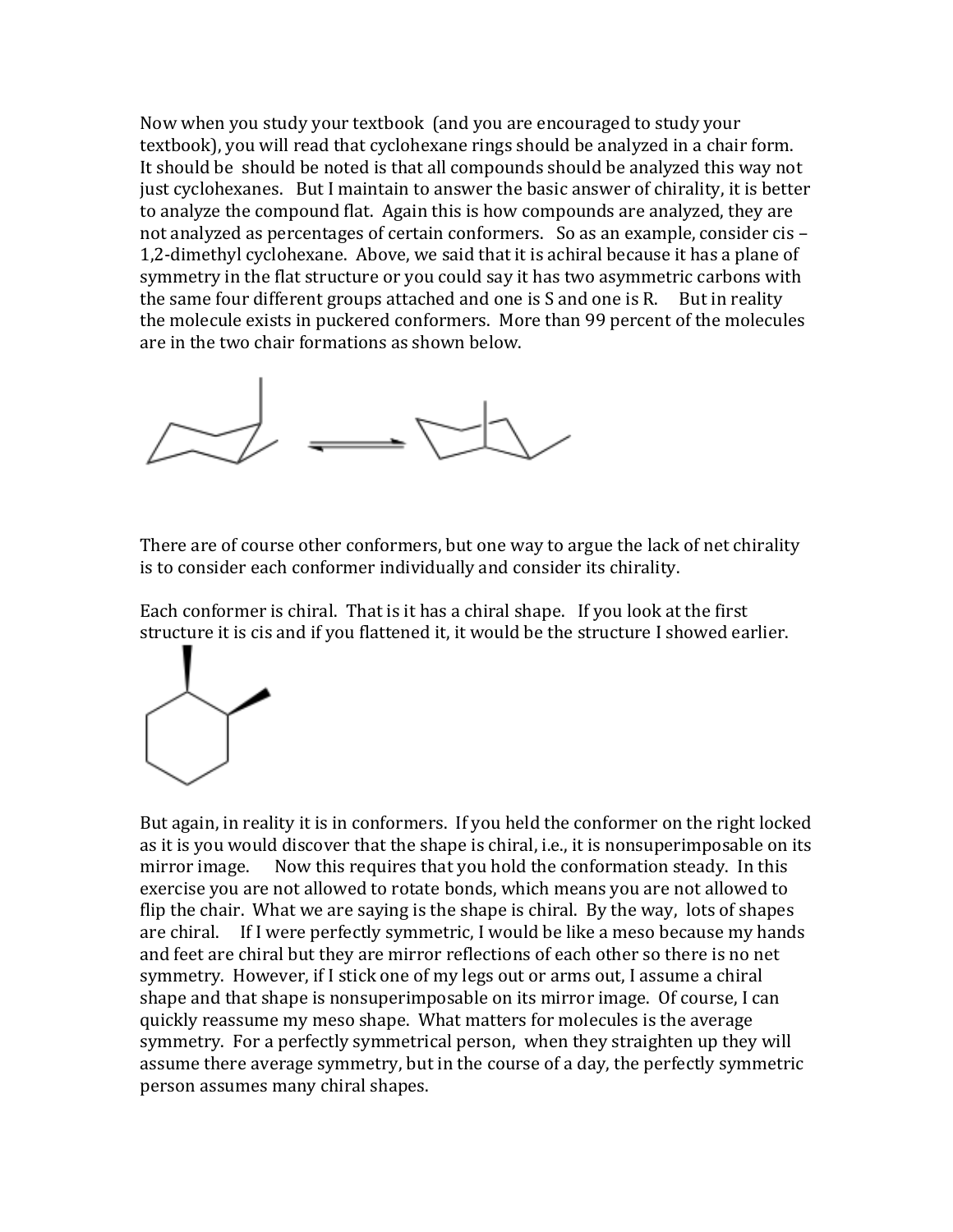Now when you study your textbook (and you are encouraged to study your textbook), you will read that cyclohexane rings should be analyzed in a chair form. It should be should be noted is that all compounds should be analyzed this way not just cyclohexanes. But I maintain to answer the basic answer of chirality, it is better to analyze the compound flat. Again this is how compounds are analyzed, they are not analyzed as percentages of certain conformers. So as an example, consider cis – 1,2-dimethyl cyclohexane. Above, we said that it is achiral because it has a plane of symmetry in the flat structure or you could say it has two asymmetric carbons with the same four different groups attached and one is S and one is R. But in reality the molecule exists in puckered conformers. More than 99 percent of the molecules are in the two chair formations as shown below.

There are of course other conformers, but one way to argue the lack of net chirality is to consider each conformer individually and consider its chirality.

Each conformer is chiral. That is it has a chiral shape. If you look at the first structure it is cis and if you flattened it, it would be the structure I showed earlier.

But again, in reality it is in conformers. If you held the conformer on the right locked as it is you would discover that the shape is chiral, i.e., it is nonsuperimposable on its mirror image. Now this requires that you hold the conformation steady. In this exercise you are not allowed to rotate bonds, which means you are not allowed to flip the chair. What we are saying is the shape is chiral. By the way, lots of shapes are chiral. If I were perfectly symmetric, I would be like a meso because my hands and feet are chiral but they are mirror reflections of each other so there is no net symmetry. However, if I stick one of my legs out or arms out, I assume a chiral shape and that shape is nonsuperimposable on its mirror image. Of course, I can quickly reassume my meso shape. What matters for molecules is the average symmetry. For a perfectly symmetrical person, when they straighten up they will assume there average symmetry, but in the course of a day, the perfectly symmetric person assumes many chiral shapes.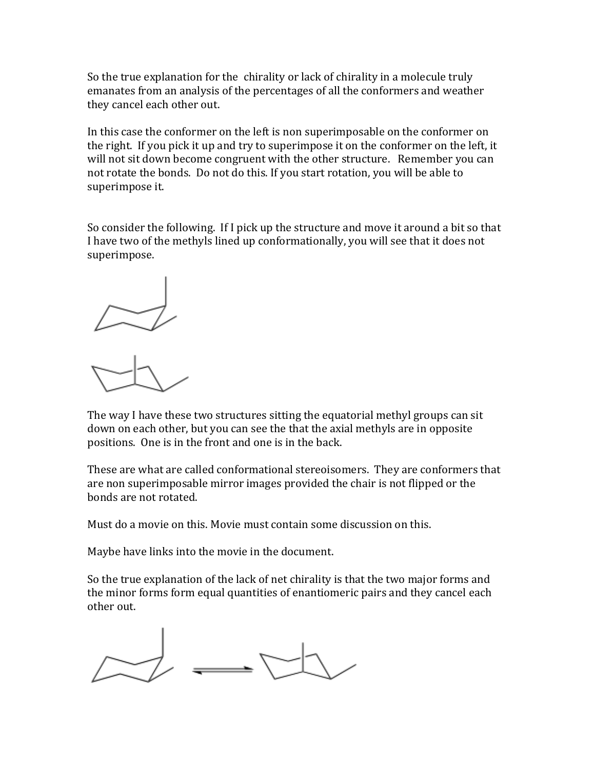So the true explanation for the chirality or lack of chirality in a molecule truly emanates from an analysis of the percentages of all the conformers and weather they cancel each other out.

In this case the conformer on the left is non superimposable on the conformer on the right. If you pick it up and try to superimpose it on the conformer on the left, it will not sit down become congruent with the other structure. Remember you can not rotate the bonds. Do not do this. If you start rotation, you will be able to superimpose it.

So consider the following. If I pick up the structure and move it around a bit so that I have two of the methyls lined up conformationally, you will see that it does not superimpose.

The way I have these two structures sitting the equatorial methyl groups can sit down on each other, but you can see the that the axial methyls are in opposite positions. One is in the front and one is in the back.

These are what are called conformational stereoisomers. They are conformers that are non superimposable mirror images provided the chair is not flipped or the bonds are not rotated.

Must do a movie on this. Movie must contain some discussion on this.

Maybe have links into the movie in the document.

So the true explanation of the lack of net chirality is that the two major forms and the minor forms form equal quantities of enantiomeric pairs and they cancel each other out.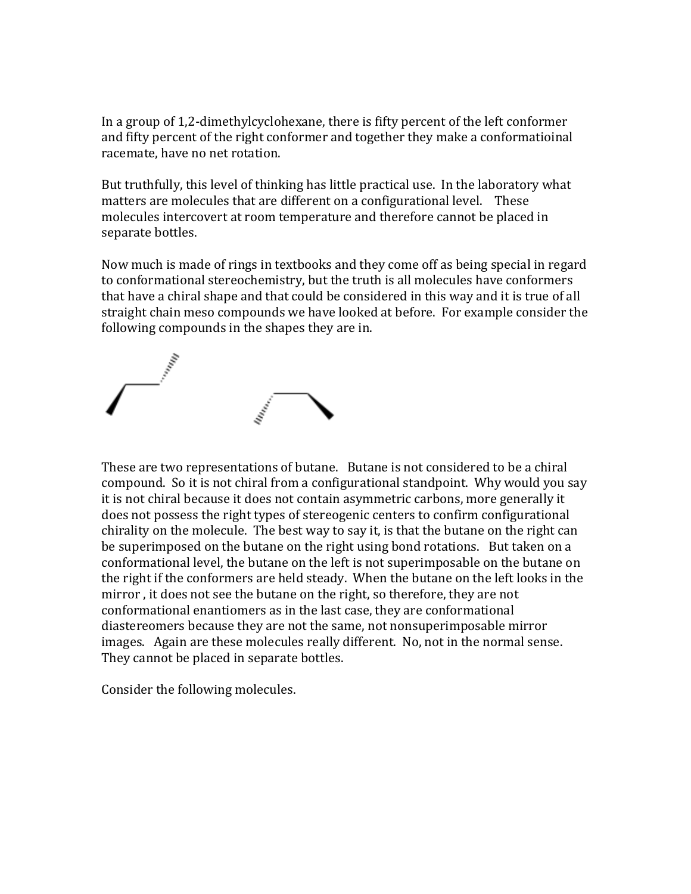In a group of 1,2-dimethylcyclohexane, there is fifty percent of the left conformer and fifty percent of the right conformer and together they make a conformatioinal racemate, have no net rotation.

But truthfully, this level of thinking has little practical use. In the laboratory what matters are molecules that are different on a configurational level. These molecules intercovert at room temperature and therefore cannot be placed in separate bottles.

Now much is made of rings in textbooks and they come off as being special in regard to conformational stereochemistry, but the truth is all molecules have conformers that have a chiral shape and that could be considered in this way and it is true of all straight chain meso compounds we have looked at before. For example consider the following compounds in the shapes they are in.

These are two representations of butane. Butane is not considered to be a chiral compound. So it is not chiral from a configurational standpoint. Why would you say it is not chiral because it does not contain asymmetric carbons, more generally it does not possess the right types of stereogenic centers to confirm configurational chirality on the molecule. The best way to say it, is that the butane on the right can be superimposed on the butane on the right using bond rotations. But taken on a conformational level, the butane on the left is not superimposable on the butane on the right if the conformers are held steady. When the butane on the left looks in the mirror , it does not see the butane on the right, so therefore, they are not conformational enantiomers as in the last case, they are conformational diastereomers because they are not the same, not nonsuperimposable mirror images. Again are these molecules really different. No, not in the normal sense. They cannot be placed in separate bottles.

Consider the following molecules.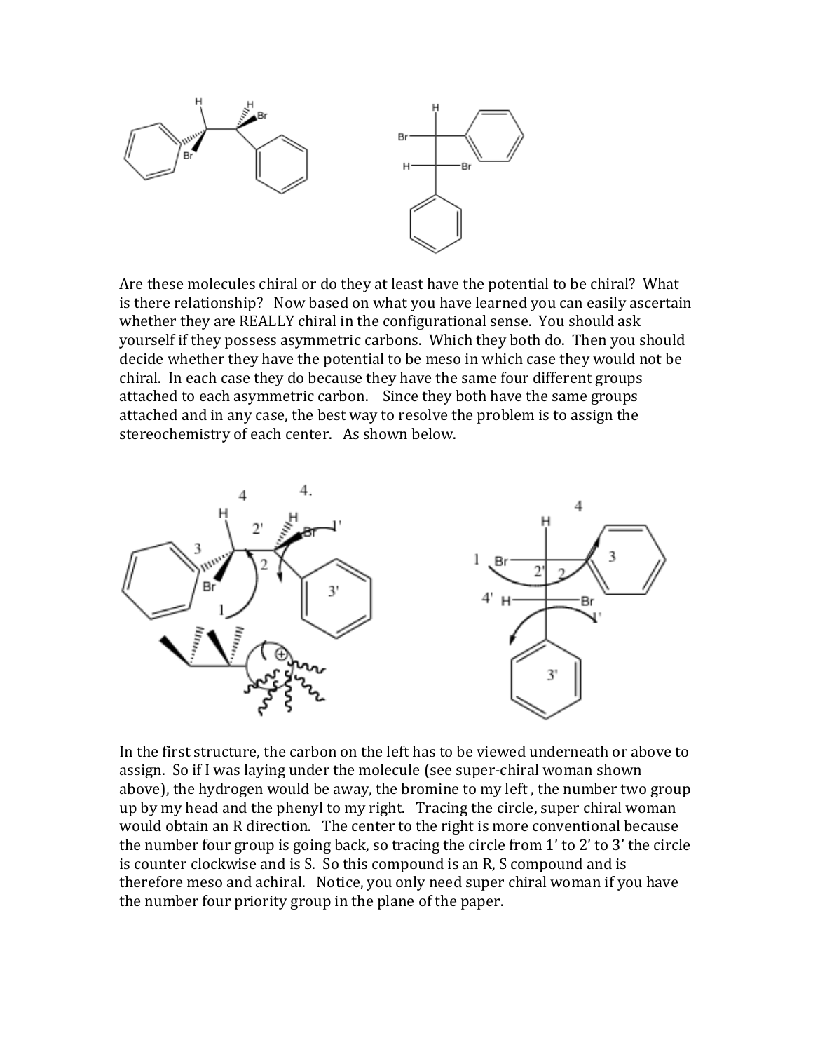Are these molecules chiral or do they at least have the potential to be chiral? What is there relationship? Now based on what you have learned you can easily ascertain whether they are REALLY chiral in the configurational sense. You should ask yourself if they possess asymmetric carbons. Which they both do. Then you should decide whether they have the potential to be meso in which case they would not be chiral. In each case they do because they have the same four different groups attached to each asymmetric carbon. Since they both have the same groups attached and in any case, the best way to resolve the problem is to assign the stereochemistry of each center. As shown below.

In the first structure, the carbon on the left has to be viewed underneath or above to assign. So if I was laying under the molecule (see super-chiral woman shown above), the hydrogen would be away, the bromine to my left, the number two group up by my head and the phenyl to my right. Tracing the circle, super chiral woman would obtain an R direction. The center to the right is more conventional because the number four group is going back, so tracing the circle from 1' to 2' to 3' the circle is counter clockwise and is S. So this compound is an R, S compound and is therefore meso and achiral. Notice, you only need super chiral woman if you have the number four priority group in the plane of the paper.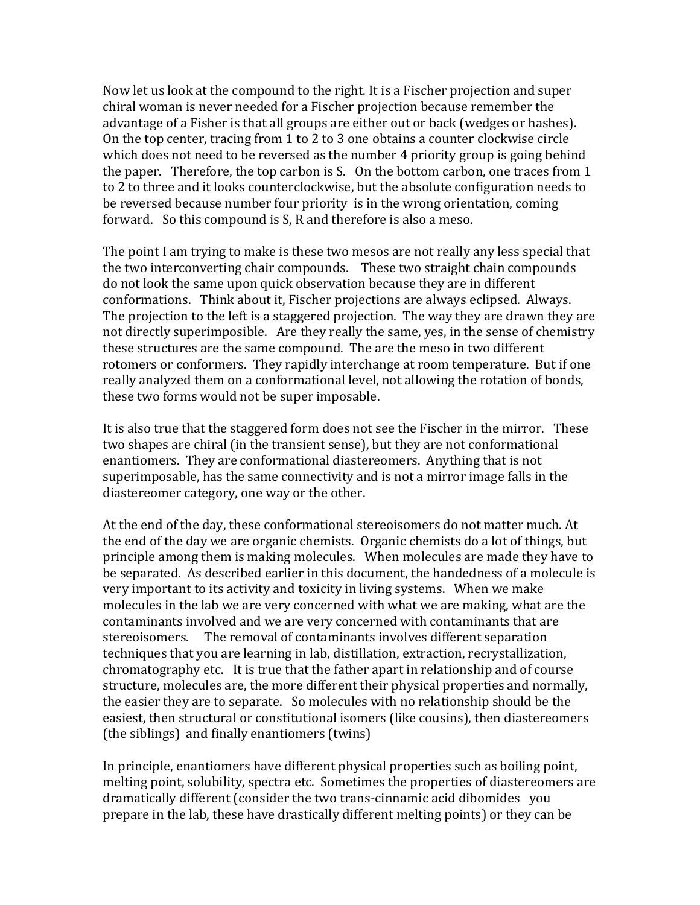Now let us look at the compound to the right. It is a Fischer projection and super chiral woman is never needed for a Fischer projection because remember the advantage of a Fisher is that all groups are either out or back (wedges or hashes). On the top center, tracing from 1 to 2 to 3 one obtains a counter clockwise circle which does not need to be reversed as the number 4 priority group is going behind the paper. Therefore, the top carbon is S. On the bottom carbon, one traces from 1 to 2 to three and it looks counterclockwise, but the absolute configuration needs to be reversed because number four priority is in the wrong orientation, coming forward. So this compound is S, R and therefore is also a meso.

The point I am trying to make is these two mesos are not really any less special that the two interconverting chair compounds. These two straight chain compounds do not look the same upon quick observation because they are in different conformations. Think about it, Fischer projections are always eclipsed. Always. The projection to the left is a staggered projection. The way they are drawn they are not directly superimposible. Are they really the same, yes, in the sense of chemistry these structures are the same compound. The are the meso in two different rotomers or conformers. They rapidly interchange at room temperature. But if one really analyzed them on a conformational level, not allowing the rotation of bonds, these two forms would not be super imposable.

It is also true that the staggered form does not see the Fischer in the mirror. These two shapes are chiral (in the transient sense), but they are not conformational enantiomers. They are conformational diastereomers. Anything that is not superimposable, has the same connectivity and is not a mirror image falls in the diastereomer category, one way or the other.

At the end of the day, these conformational stereoisomers do not matter much. At the end of the day we are organic chemists. Organic chemists do a lot of things, but principle among them is making molecules. When molecules are made they have to be separated. As described earlier in this document, the handedness of a molecule is very important to its activity and toxicity in living systems. When we make molecules in the lab we are very concerned with what we are making, what are the contaminants involved and we are very concerned with contaminants that are stereoisomers. The removal of contaminants involves different separation techniques that you are learning in lab, distillation, extraction, recrystallization, chromatography etc. It is true that the father apart in relationship and of course structure, molecules are, the more different their physical properties and normally, the easier they are to separate. So molecules with no relationship should be the easiest, then structural or constitutional isomers (like cousins), then diastereomers (the siblings) and finally enantiomers (twins)

In principle, enantiomers have different physical properties such as boiling point, melting point, solubility, spectra etc. Sometimes the properties of diastereomers are dramatically different (consider the two trans-cinnamic acid dibomides you prepare in the lab, these have drastically different melting points) or they can be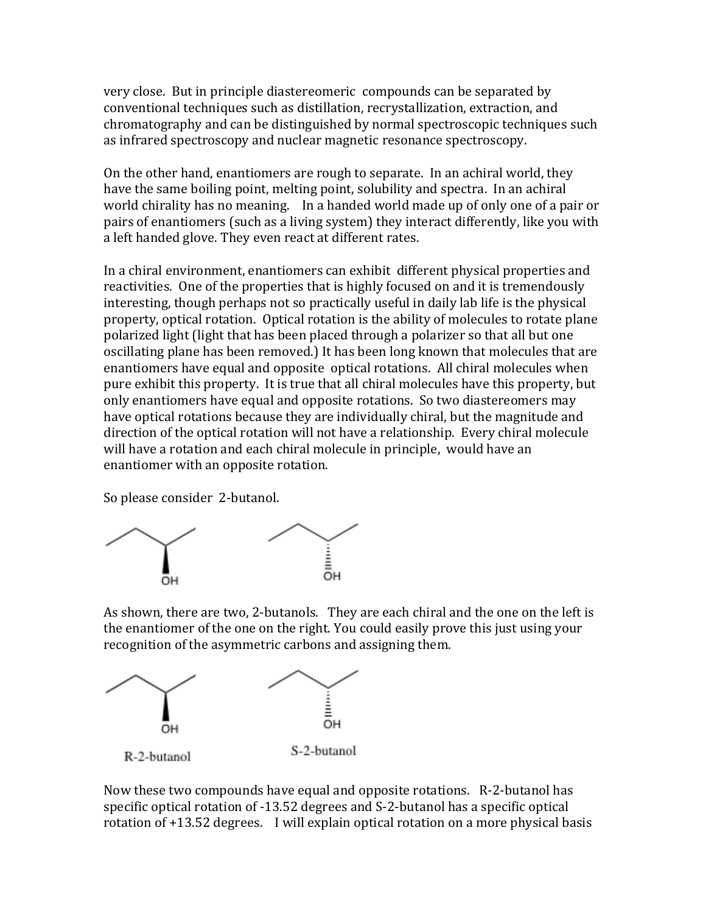very close. But in principle diastereomeric compounds can be separated by conventional techniques such as distillation, recrystallization, extraction, and chromatography and can be distinguished by normal spectroscopic techniques such as infrared spectroscopy and nuclear magnetic resonance spectroscopy.

On the other hand, enantiomers are rough to separate. In an achiral world, they have the same boiling point, melting point, solubility and spectra. In an achiral world chirality has no meaning. In a handed world made up of only one of a pair or pairs of enantiomers (such as a living system) they interact differently, like you with a left handed glove. They even react at different rates.

In a chiral environment, enantiomers can exhibit different physical properties and reactivities. One of the properties that is highly focused on and it is tremendously interesting, though perhaps not so practically useful in daily lab life is the physical property, optical rotation. Optical rotation is the ability of molecules to rotate plane polarized light (light that has been placed through a polarizer so that all but one oscillating plane has been removed.) It has been long known that molecules that are enantiomers have equal and opposite optical rotations. All chiral molecules when pure exhibit this property. It is true that all chiral molecules have this property, but only enantiomers have equal and opposite rotations. So two diastereomers may have optical rotations because they are individually chiral, but the magnitude and direction of the optical rotation will not have a relationship. Every chiral molecule will have a rotation and each chiral molecule in principle, would have an enantiomer with an opposite rotation.

So please consider 2-butanol.

As shown, there are two, 2-butanols. They are each chiral and the one on the left is the enantiomer of the one on the right. You could easily prove this just using your recognition of the asymmetric carbons and assigning them.

R-2-butanol S-2-butanol

Now these two compounds have equal and opposite rotations. R-2-butanol has specific optical rotation of -13.52 degrees and S-2-butanol has a specific optical rotation of +13.52 degrees. I will explain optical rotation on a more physical basis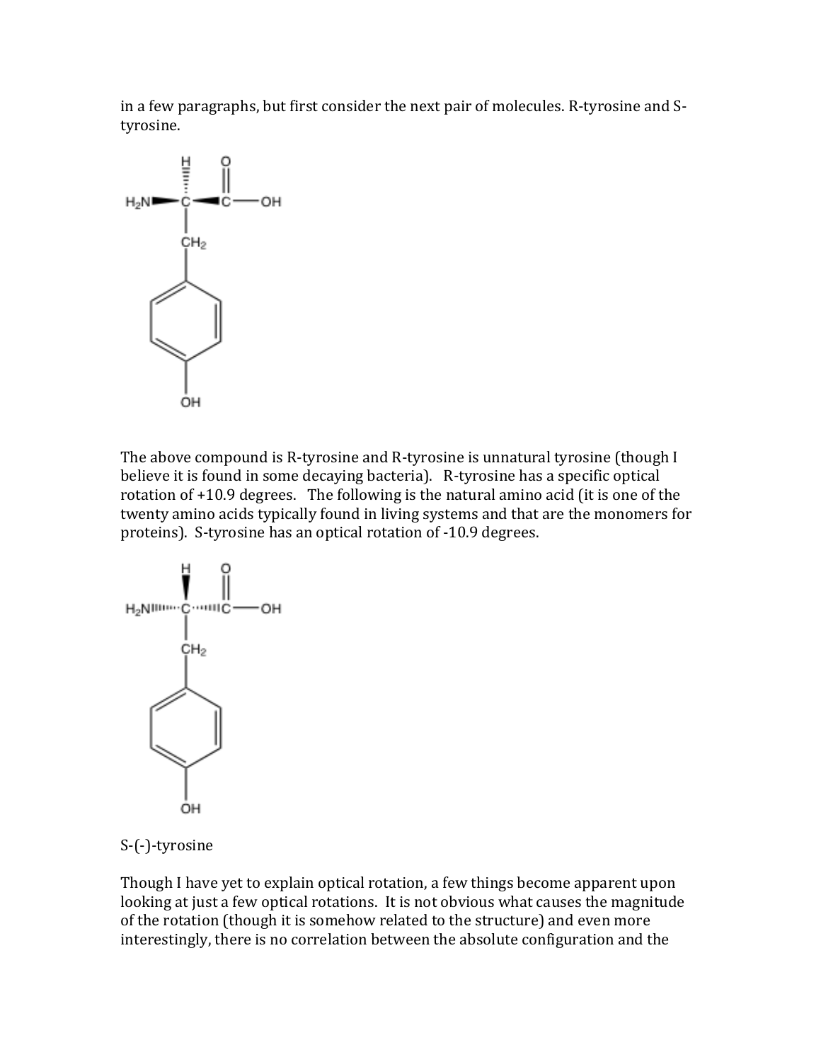in a few paragraphs, but first consider the next pair of molecules. R-tyrosine and S-tyrosine.

The above compound is R-tyrosine and R-tyrosine is unnatural tyrosine (though I believe it is found in some decaying bacteria). R-tyrosine has a specific optical rotation of +10.9 degrees. The following is the natural amino acid (it is one of the twenty amino acids typically found in living systems and that are the monomers for proteins). S-tyrosine has an optical rotation of -10.9 degrees.

S-(-)-tyrosine

Though I have yet to explain optical rotation, a few things become apparent upon looking at just a few optical rotations. It is not obvious what causes the magnitude of the rotation (though it is somehow related to the structure) and even more interestingly, there is no correlation between the absolute configuration and the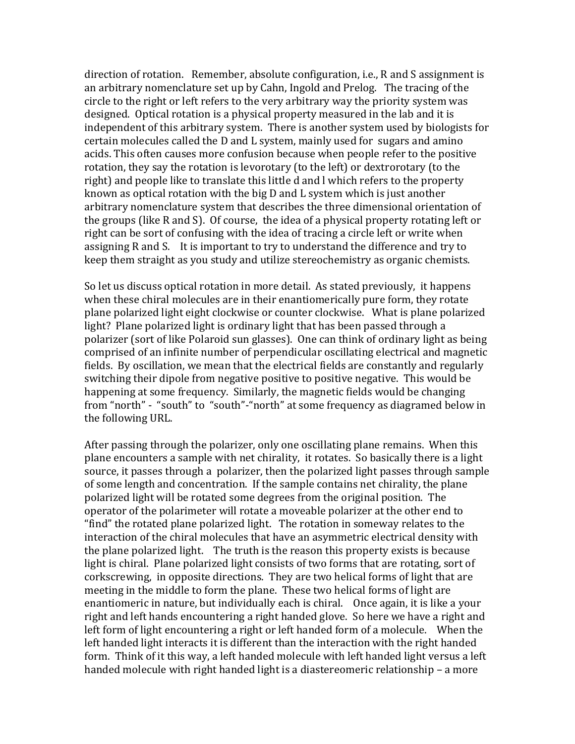direction of rotation. Remember, absolute configuration, i.e., R and S assignment is an arbitrary nomenclature set up by Cahn, Ingold and Prelog. The tracing of the circle to the right or left refers to the very arbitrary way the priority system was designed. Optical rotation is a physical property measured in the lab and it is independent of this arbitrary system. There is another system used by biologists for certain molecules called the D and L system, mainly used for sugars and amino acids. This often causes more confusion because when people refer to the positive rotation, they say the rotation is levorotary (to the left) or dextrorotary (to the right) and people like to translate this little d and l which refers to the property known as optical rotation with the big D and L system which is just another arbitrary nomenclature system that describes the three dimensional orientation of the groups (like R and S). Of course, the idea of a physical property rotating left or right can be sort of confusing with the idea of tracing a circle left or write when assigning R and S. It is important to try to understand the difference and try to keep them straight as you study and utilize stereochemistry as organic chemists.

So let us discuss optical rotation in more detail. As stated previously, it happens when these chiral molecules are in their enantiomerically pure form, they rotate plane polarized light eight clockwise or counter clockwise. What is plane polarized light? Plane polarized light is ordinary light that has been passed through a polarizer (sort of like Polaroid sun glasses). One can think of ordinary light as being comprised of an infinite number of perpendicular oscillating electrical and magnetic fields. By oscillation, we mean that the electrical fields are constantly and regularly switching their dipole from negative positive to positive negative. This would be happening at some frequency. Similarly, the magnetic fields would be changing from "north" - "south" to "south"-"north" at some frequency as diagramed below in the following URL.

After passing through the polarizer, only one oscillating plane remains. When this plane encounters a sample with net chirality, it rotates. So basically there is a light source, it passes through a polarizer, then the polarized light passes through sample of some length and concentration. If the sample contains net chirality, the plane polarized light will be rotated some degrees from the original position. The operator of the polarimeter will rotate a moveable polarizer at the other end to "find" the rotated plane polarized light. The rotation in someway relates to the interaction of the chiral molecules that have an asymmetric electrical density with the plane polarized light. The truth is the reason this property exists is because light is chiral. Plane polarized light consists of two forms that are rotating, sort of corkscrewing, in opposite directions. They are two helical forms of light that are meeting in the middle to form the plane. These two helical forms of light are enantiomeric in nature, but individually each is chiral. Once again, it is like a your right and left hands encountering a right handed glove. So here we have a right and left form of light encountering a right or left handed form of a molecule. When the left handed light interacts it is different than the interaction with the right handed form. Think of it this way, a left handed molecule with left handed light versus a left handed molecule with right handed light is a diastereomeric relationship – a more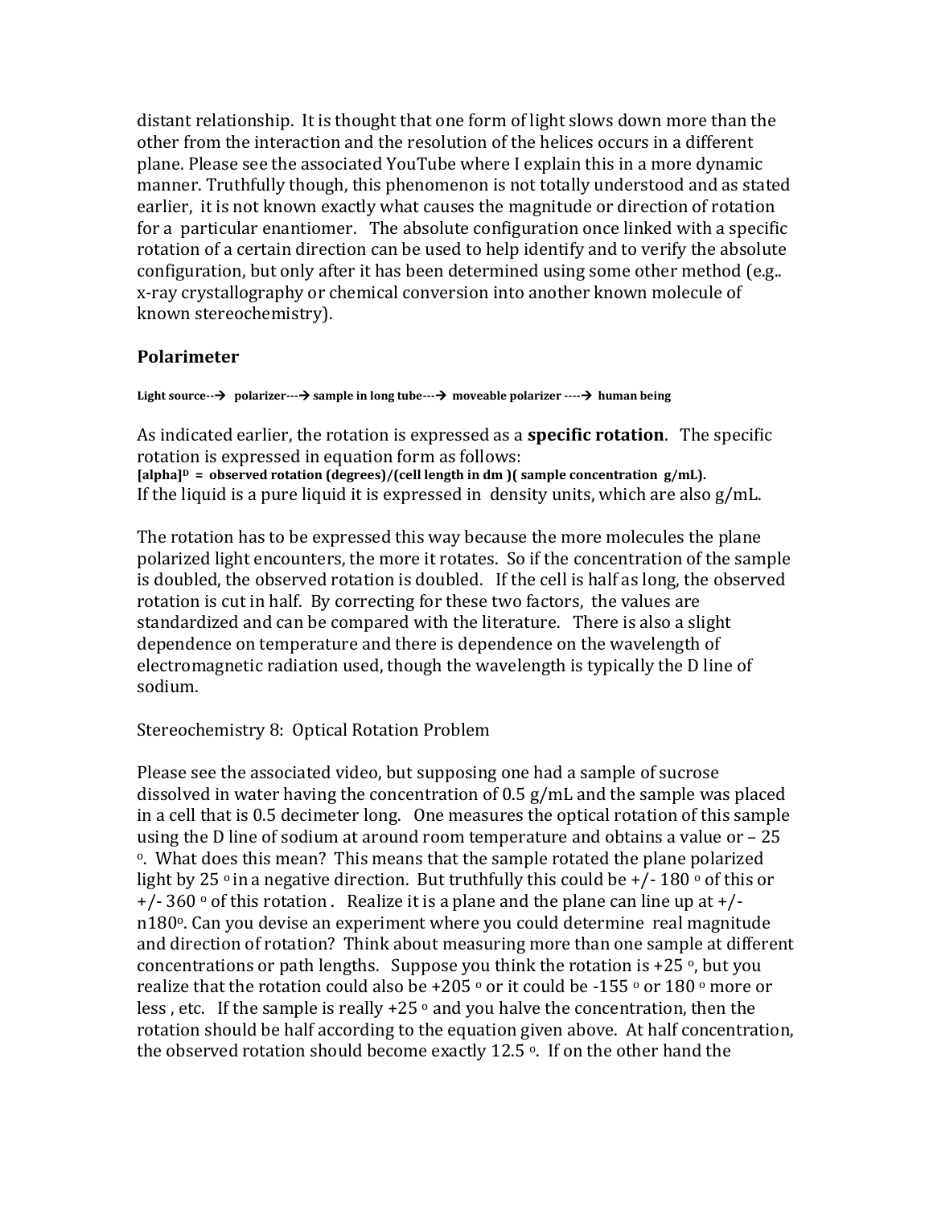distant relationship. It is thought that one form of light slows down more than the other from the interaction and the resolution of the helices occurs in a different plane. Please see the associated YouTube where I explain this in a more dynamic manner. Truthfully though, this phenomenon is not totally understood and as stated earlier, it is not known exactly what causes the magnitude or direction of rotation for a particular enantiomer. The absolute configuration once linked with a specific rotation of a certain direction can be used to help identify and to verify the absolute configuration, but only after it has been determined using some other method (e.g.. x-ray crystallography or chemical conversion into another known molecule of known stereochemistry).

## Polarimeter

**Light source--→ polarizer---→ sample in long tube---→ moveable polarizer ----→ human being**

As indicated earlier, the rotation is expressed as a **specific rotation**. The specific rotation is expressed in equation form as follows:

**$[alpha]^D$ = observed rotation (degrees)/(cell length in dm )( sample concentration g/mL).**

If the liquid is a pure liquid it is expressed in density units, which are also g/mL.

The rotation has to be expressed this way because the more molecules the plane polarized light encounters, the more it rotates. So if the concentration of the sample is doubled, the observed rotation is doubled. If the cell is half as long, the observed rotation is cut in half. By correcting for these two factors, the values are standardized and can be compared with the literature. There is also a slight dependence on temperature and there is dependence on the wavelength of electromagnetic radiation used, though the wavelength is typically the D line of sodium.

Stereochemistry 8: Optical Rotation Problem

Please see the associated video, but supposing one had a sample of sucrose dissolved in water having the concentration of 0.5 g/mL and the sample was placed in a cell that is 0.5 decimeter long. One measures the optical rotation of this sample using the D line of sodium at around room temperature and obtains a value or – 25 $^o$. What does this mean? This means that the sample rotated the plane polarized light by 25 $^o$ in a negative direction. But truthfully this could be +/- 180 $^o$ of this or +/- 360 $^o$ of this rotation . Realize it is a plane and the plane can line up at +/- n180$^o$. Can you devise an experiment where you could determine real magnitude and direction of rotation? Think about measuring more than one sample at different concentrations or path lengths. Suppose you think the rotation is +25 $^o$, but you realize that the rotation could also be +205 $^o$ or it could be -155 $^o$ or 180 $^o$ more or less , etc. If the sample is really +25 $^o$ and you halve the concentration, then the rotation should be half according to the equation given above. At half concentration, the observed rotation should become exactly 12.5 $^o$. If on the other hand the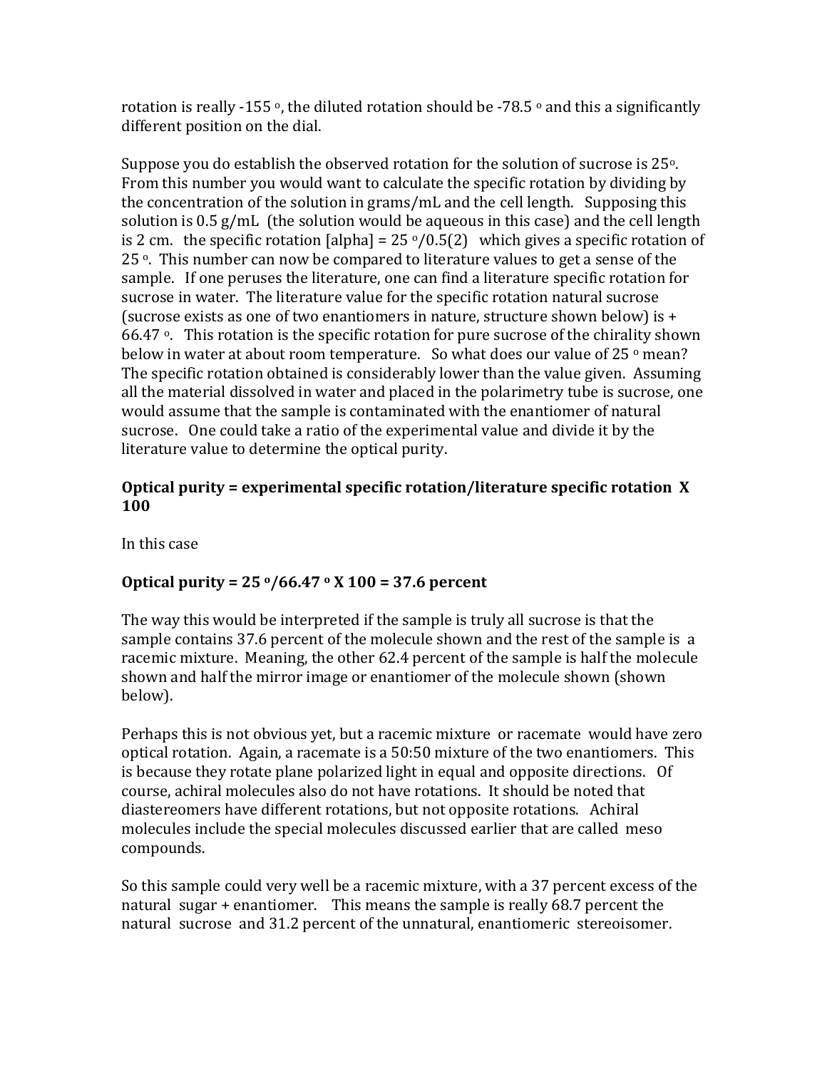rotation is really -155 $^{o}$, the diluted rotation should be -78.5 $^{o}$ and this a significantly different position on the dial.

Suppose you do establish the observed rotation for the solution of sucrose is 25$^{o}$. From this number you would want to calculate the specific rotation by dividing by the concentration of the solution in grams/mL and the cell length. Supposing this solution is 0.5 g/mL (the solution would be aqueous in this case) and the cell length is 2 cm. the specific rotation [alpha] = 25 $^{o}$/0.5(2) which gives a specific rotation of 25 $^{o}$. This number can now be compared to literature values to get a sense of the sample. If one peruses the literature, one can find a literature specific rotation for sucrose in water. The literature value for the specific rotation natural sucrose (sucrose exists as one of two enantiomers in nature, structure shown below) is + 66.47 $^{o}$. This rotation is the specific rotation for pure sucrose of the chirality shown below in water at about room temperature. So what does our value of 25 $^{o}$ mean? The specific rotation obtained is considerably lower than the value given. Assuming all the material dissolved in water and placed in the polarimetry tube is sucrose, one would assume that the sample is contaminated with the enantiomer of natural sucrose. One could take a ratio of the experimental value and divide it by the literature value to determine the optical purity.

**Optical purity = experimental specific rotation/literature specific rotation X 100**

In this case

**Optical purity = 25 $^{o}$/66.47 $^{o}$ X 100 = 37.6 percent**

The way this would be interpreted if the sample is truly all sucrose is that the sample contains 37.6 percent of the molecule shown and the rest of the sample is a racemic mixture. Meaning, the other 62.4 percent of the sample is half the molecule shown and half the mirror image or enantiomer of the molecule shown (shown below).

Perhaps this is not obvious yet, but a racemic mixture or racemate would have zero optical rotation. Again, a racemate is a 50:50 mixture of the two enantiomers. This is because they rotate plane polarized light in equal and opposite directions. Of course, achiral molecules also do not have rotations. It should be noted that diastereomers have different rotations, but not opposite rotations. Achiral molecules include the special molecules discussed earlier that are called meso compounds.

So this sample could very well be a racemic mixture, with a 37 percent excess of the natural sugar + enantiomer. This means the sample is really 68.7 percent the natural sucrose and 31.2 percent of the unnatural, enantiomeric stereoisomer.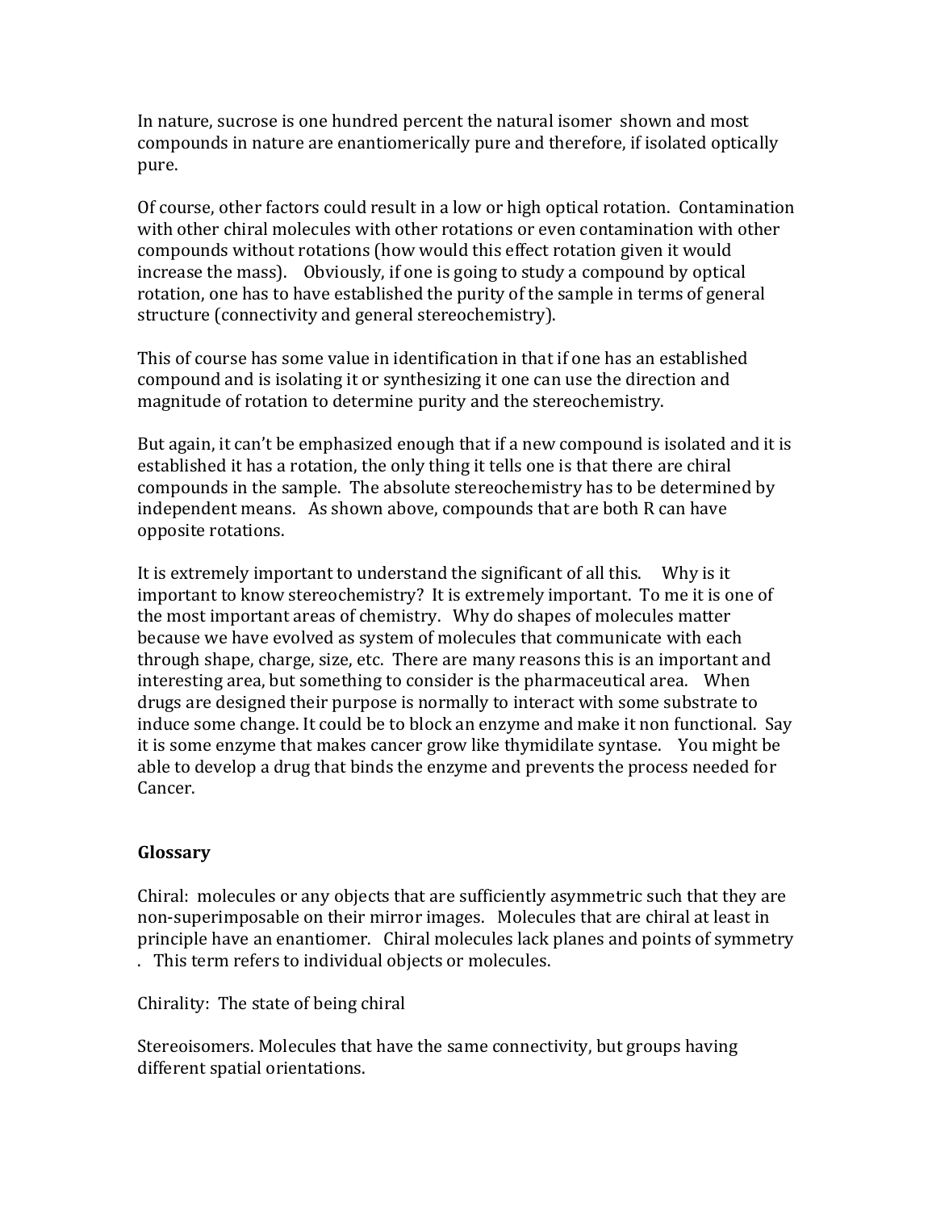In nature, sucrose is one hundred percent the natural isomer shown and most compounds in nature are enantiomerically pure and therefore, if isolated optically pure.

Of course, other factors could result in a low or high optical rotation. Contamination with other chiral molecules with other rotations or even contamination with other compounds without rotations (how would this effect rotation given it would increase the mass). Obviously, if one is going to study a compound by optical rotation, one has to have established the purity of the sample in terms of general structure (connectivity and general stereochemistry).

This of course has some value in identification in that if one has an established compound and is isolating it or synthesizing it one can use the direction and magnitude of rotation to determine purity and the stereochemistry.

But again, it can't be emphasized enough that if a new compound is isolated and it is established it has a rotation, the only thing it tells one is that there are chiral compounds in the sample. The absolute stereochemistry has to be determined by independent means. As shown above, compounds that are both R can have opposite rotations.

It is extremely important to understand the significant of all this. Why is it important to know stereochemistry? It is extremely important. To me it is one of the most important areas of chemistry. Why do shapes of molecules matter because we have evolved as system of molecules that communicate with each through shape, charge, size, etc. There are many reasons this is an important and interesting area, but something to consider is the pharmaceutical area. When drugs are designed their purpose is normally to interact with some substrate to induce some change. It could be to block an enzyme and make it non functional. Say it is some enzyme that makes cancer grow like thymidilate syntase. You might be able to develop a drug that binds the enzyme and prevents the process needed for Cancer.

## Glossary

Chiral: molecules or any objects that are sufficiently asymmetric such that they are non-superimposable on their mirror images. Molecules that are chiral at least in principle have an enantiomer. Chiral molecules lack planes and points of symmetry . This term refers to individual objects or molecules.

Chirality: The state of being chiral

Stereoisomers. Molecules that have the same connectivity, but groups having different spatial orientations.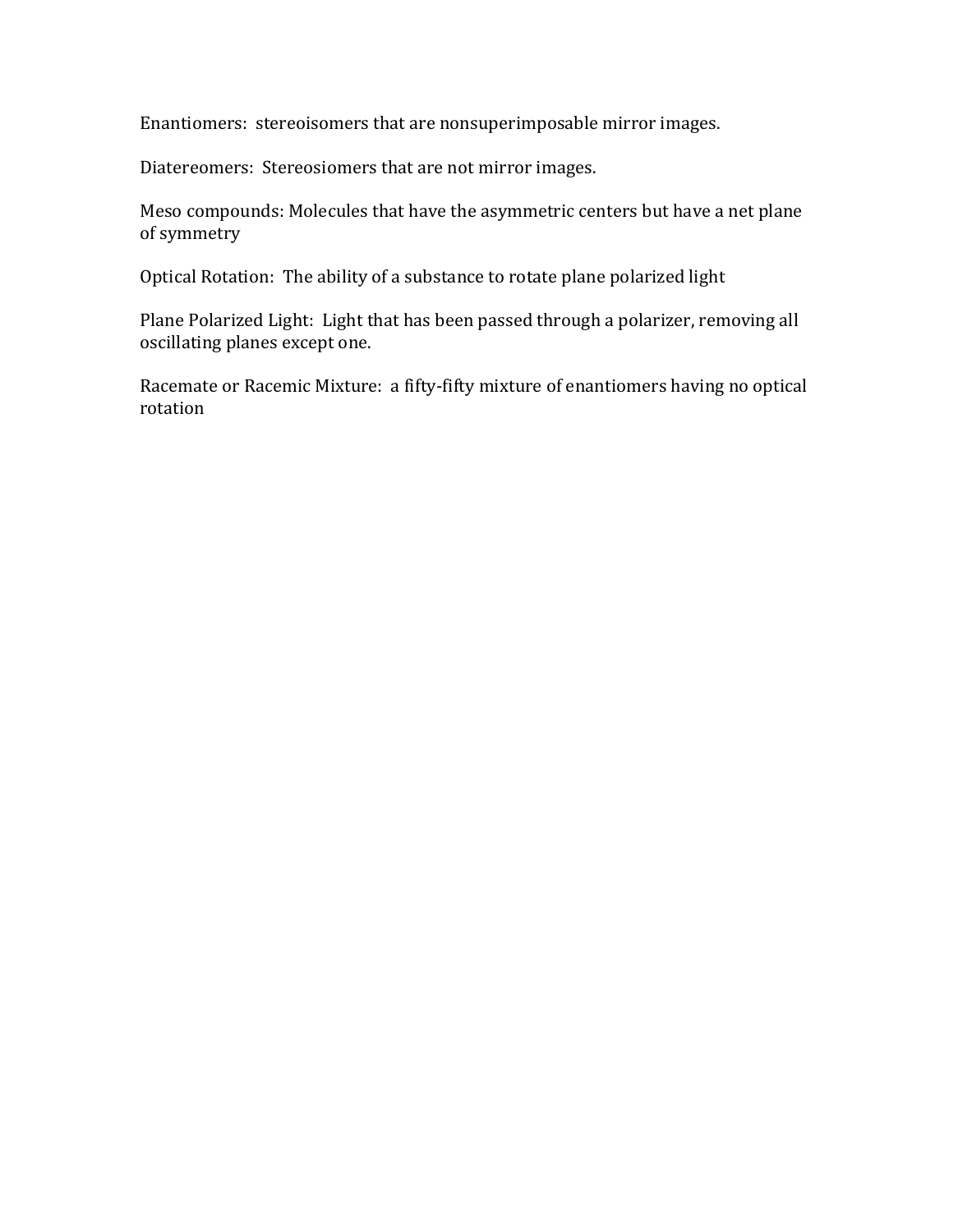Enantiomers: stereoisomers that are nonsuperimposable mirror images.

Diatereomers: Stereosiomers that are not mirror images.

Meso compounds: Molecules that have the asymmetric centers but have a net plane of symmetry

Optical Rotation: The ability of a substance to rotate plane polarized light

Plane Polarized Light: Light that has been passed through a polarizer, removing all oscillating planes except one.

Racemate or Racemic Mixture: a fifty-fifty mixture of enantiomers having no optical rotation